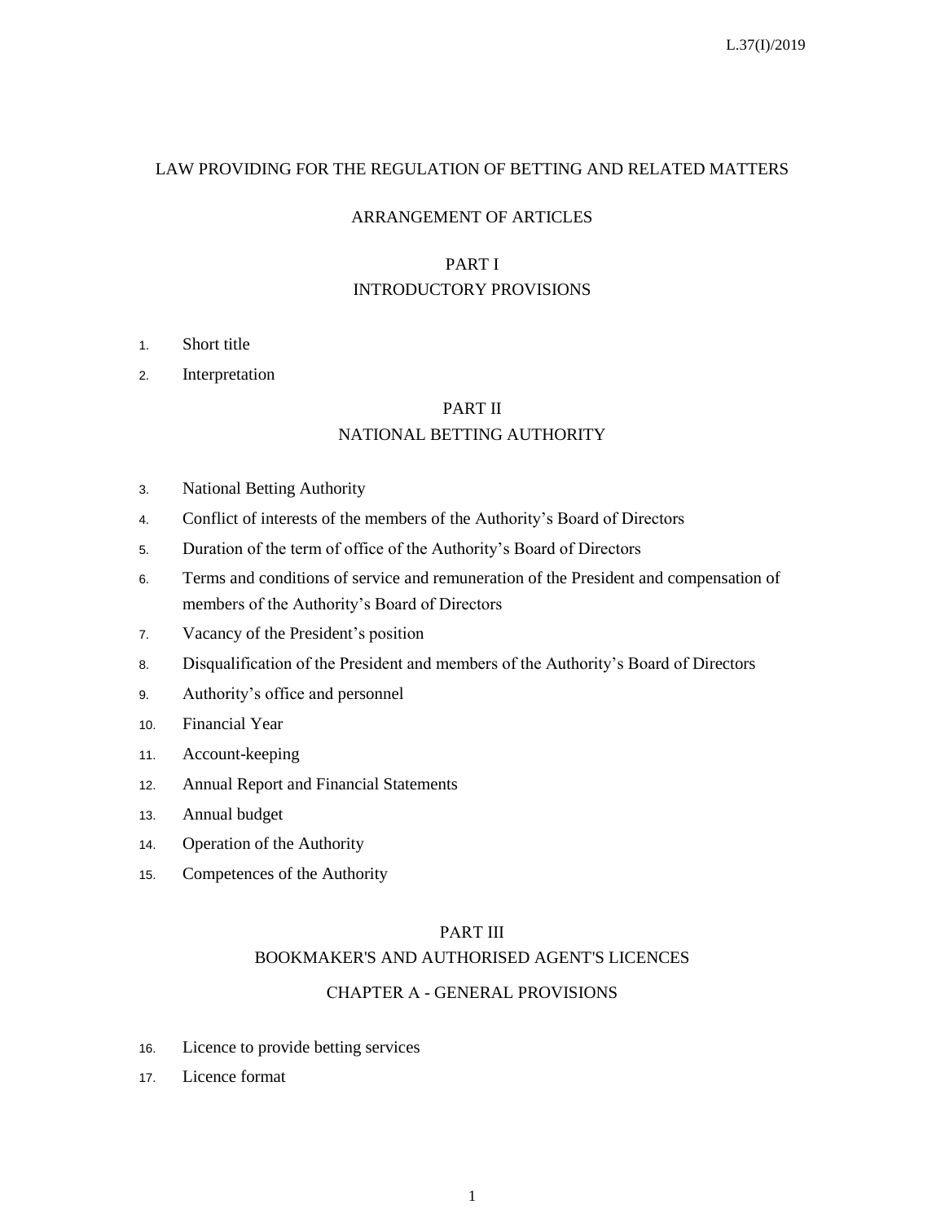# LAW PROVIDING FOR THE REGULATION OF BETTING AND RELATED MATTERS

## ARRANGEMENT OF ARTICLES

## PART I
## INTRODUCTORY PROVISIONS

1. Short title
2. Interpretation

## PART II
## NATIONAL BETTING AUTHORITY

3. National Betting Authority
4. Conflict of interests of the members of the Authority's Board of Directors
5. Duration of the term of office of the Authority's Board of Directors
6. Terms and conditions of service and remuneration of the President and compensation of members of the Authority's Board of Directors
7. Vacancy of the President's position
8. Disqualification of the President and members of the Authority's Board of Directors
9. Authority's office and personnel
10. Financial Year
11. Account-keeping
12. Annual Report and Financial Statements
13. Annual budget
14. Operation of the Authority
15. Competences of the Authority

## PART III
## BOOKMAKER'S AND AUTHORISED AGENT'S LICENCES

### CHAPTER A - GENERAL PROVISIONS

16. Licence to provide betting services
17. Licence format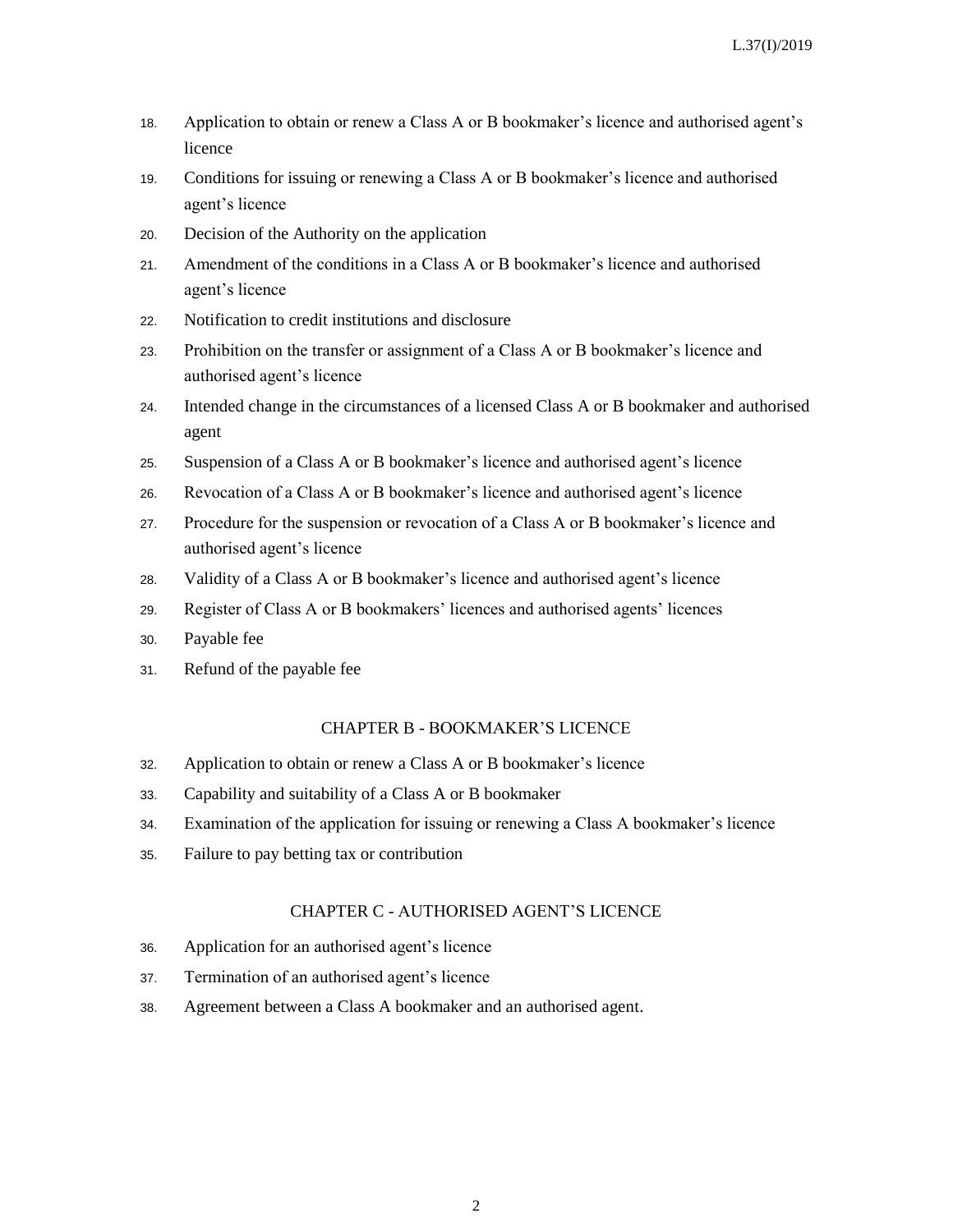18. Application to obtain or renew a Class A or B bookmaker's licence and authorised agent's licence
19. Conditions for issuing or renewing a Class A or B bookmaker's licence and authorised agent's licence
20. Decision of the Authority on the application
21. Amendment of the conditions in a Class A or B bookmaker's licence and authorised agent's licence
22. Notification to credit institutions and disclosure
23. Prohibition on the transfer or assignment of a Class A or B bookmaker's licence and authorised agent's licence
24. Intended change in the circumstances of a licensed Class A or B bookmaker and authorised agent
25. Suspension of a Class A or B bookmaker's licence and authorised agent's licence
26. Revocation of a Class A or B bookmaker's licence and authorised agent's licence
27. Procedure for the suspension or revocation of a Class A or B bookmaker's licence and authorised agent's licence
28. Validity of a Class A or B bookmaker's licence and authorised agent's licence
29. Register of Class A or B bookmakers' licences and authorised agents' licences
30. Payable fee
31. Refund of the payable fee

## CHAPTER B - BOOKMAKER'S LICENCE

32. Application to obtain or renew a Class A or B bookmaker's licence
33. Capability and suitability of a Class A or B bookmaker
34. Examination of the application for issuing or renewing a Class A bookmaker's licence
35. Failure to pay betting tax or contribution

## CHAPTER C - AUTHORISED AGENT'S LICENCE

36. Application for an authorised agent's licence
37. Termination of an authorised agent's licence
38. Agreement between a Class A bookmaker and an authorised agent.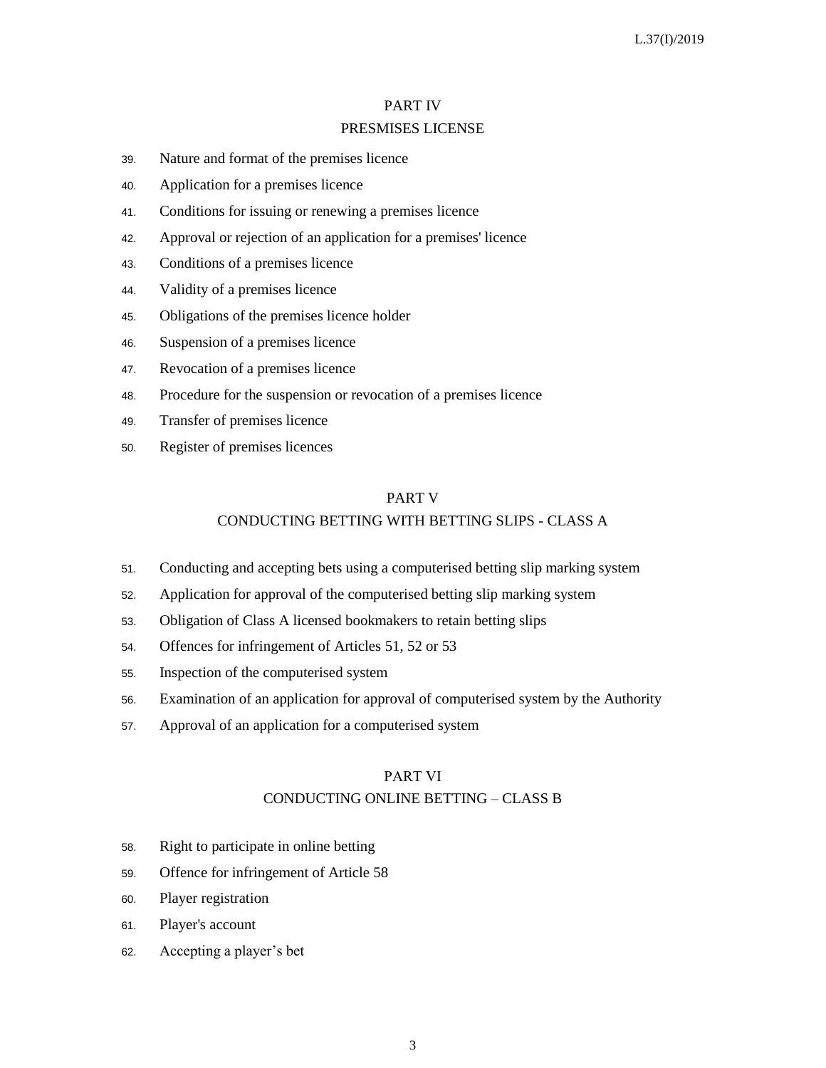## PART IV
## PRESMISES LICENSE

39. Nature and format of the premises licence
40. Application for a premises licence
41. Conditions for issuing or renewing a premises licence
42. Approval or rejection of an application for a premises' licence
43. Conditions of a premises licence
44. Validity of a premises licence
45. Obligations of the premises licence holder
46. Suspension of a premises licence
47. Revocation of a premises licence
48. Procedure for the suspension or revocation of a premises licence
49. Transfer of premises licence
50. Register of premises licences

## PART V
## CONDUCTING BETTING WITH BETTING SLIPS - CLASS A

51. Conducting and accepting bets using a computerised betting slip marking system
52. Application for approval of the computerised betting slip marking system
53. Obligation of Class A licensed bookmakers to retain betting slips
54. Offences for infringement of Articles 51, 52 or 53
55. Inspection of the computerised system
56. Examination of an application for approval of computerised system by the Authority
57. Approval of an application for a computerised system

## PART VI
## CONDUCTING ONLINE BETTING – CLASS B

58. Right to participate in online betting
59. Offence for infringement of Article 58
60. Player registration
61. Player's account
62. Accepting a player's bet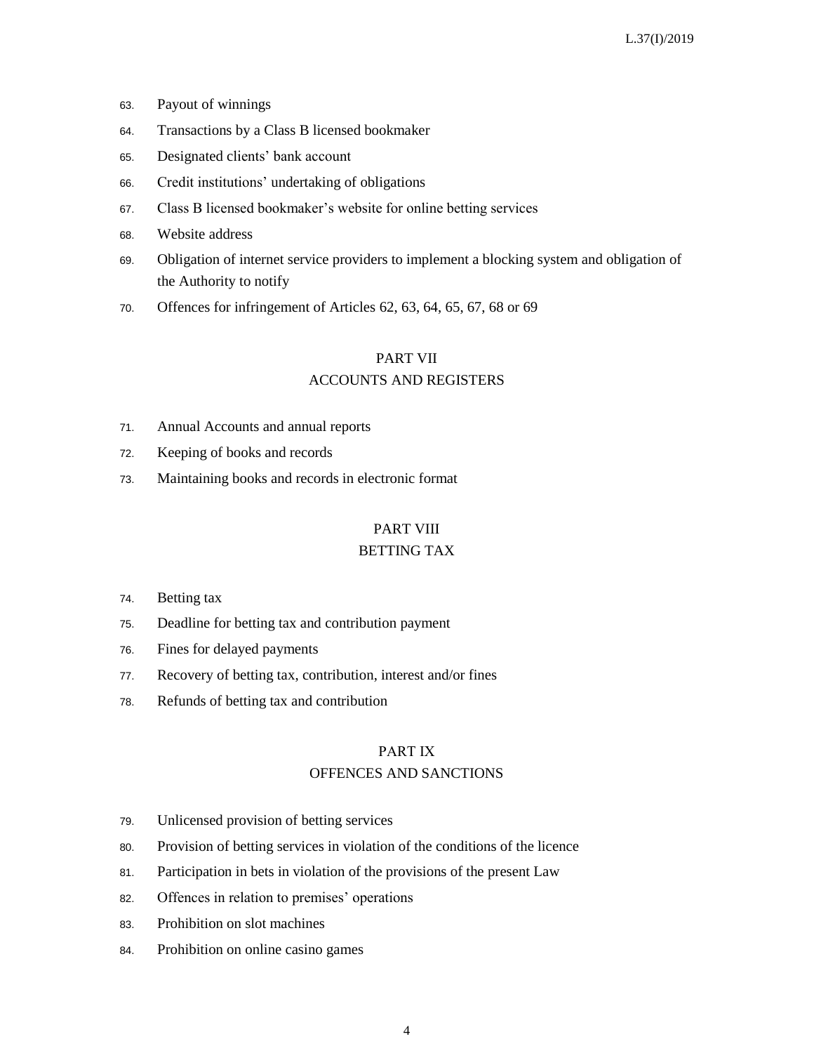63. Payout of winnings

64. Transactions by a Class B licensed bookmaker

65. Designated clients' bank account

66. Credit institutions' undertaking of obligations

67. Class B licensed bookmaker's website for online betting services

68. Website address

69. Obligation of internet service providers to implement a blocking system and obligation of the Authority to notify

70. Offences for infringement of Articles 62, 63, 64, 65, 67, 68 or 69

## PART VII
## ACCOUNTS AND REGISTERS

71. Annual Accounts and annual reports

72. Keeping of books and records

73. Maintaining books and records in electronic format

## PART VIII
## BETTING TAX

74. Betting tax

75. Deadline for betting tax and contribution payment

76. Fines for delayed payments

77. Recovery of betting tax, contribution, interest and/or fines

78. Refunds of betting tax and contribution

## PART IX
## OFFENCES AND SANCTIONS

79. Unlicensed provision of betting services

80. Provision of betting services in violation of the conditions of the licence

81. Participation in bets in violation of the provisions of the present Law

82. Offences in relation to premises' operations

83. Prohibition on slot machines

84. Prohibition on online casino games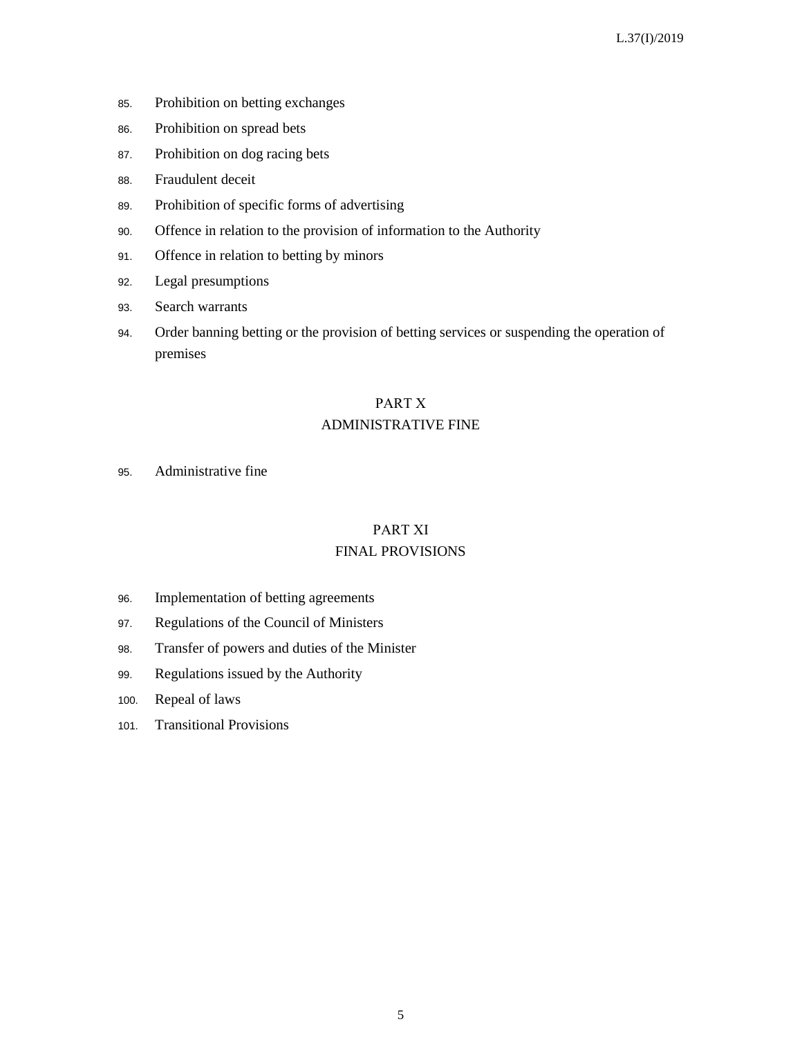85. Prohibition on betting exchanges

86. Prohibition on spread bets

87. Prohibition on dog racing bets

88. Fraudulent deceit

89. Prohibition of specific forms of advertising

90. Offence in relation to the provision of information to the Authority

91. Offence in relation to betting by minors

92. Legal presumptions

93. Search warrants

94. Order banning betting or the provision of betting services or suspending the operation of premises

## PART X
## ADMINISTRATIVE FINE

95. Administrative fine

## PART XI
## FINAL PROVISIONS

96. Implementation of betting agreements

97. Regulations of the Council of Ministers

98. Transfer of powers and duties of the Minister

99. Regulations issued by the Authority

100. Repeal of laws

101. Transitional Provisions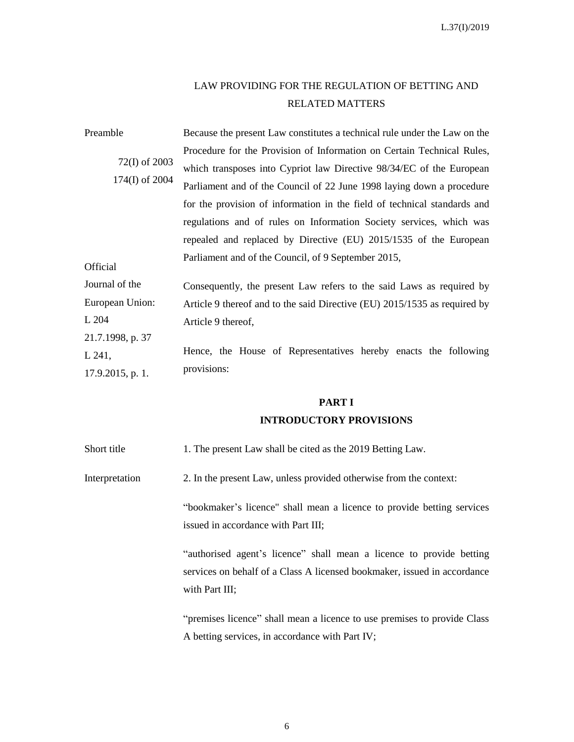# LAW PROVIDING FOR THE REGULATION OF BETTING AND RELATED MATTERS

Preamble

72(I) of 2003
174(I) of 2004

Because the present Law constitutes a technical rule under the Law on the Procedure for the Provision of Information on Certain Technical Rules, which transposes into Cypriot law Directive 98/34/EC of the European Parliament and of the Council of 22 June 1998 laying down a procedure for the provision of information in the field of technical standards and regulations and of rules on Information Society services, which was repealed and replaced by Directive (EU) 2015/1535 of the European Parliament and of the Council, of 9 September 2015,

Official Journal of the European Union:
L 204
21.7.1998, p. 37
L 241,
17.9.2015, p. 1.

Consequently, the present Law refers to the said Laws as required by Article 9 thereof and to the said Directive (EU) 2015/1535 as required by Article 9 thereof,

Hence, the House of Representatives hereby enacts the following provisions:

## PART I
## INTRODUCTORY PROVISIONS

Short title

1. The present Law shall be cited as the 2019 Betting Law.

Interpretation

2. In the present Law, unless provided otherwise from the context:

"bookmaker's licence" shall mean a licence to provide betting services issued in accordance with Part III;

"authorised agent's licence" shall mean a licence to provide betting services on behalf of a Class A licensed bookmaker, issued in accordance with Part III;

"premises licence" shall mean a licence to use premises to provide Class A betting services, in accordance with Part IV;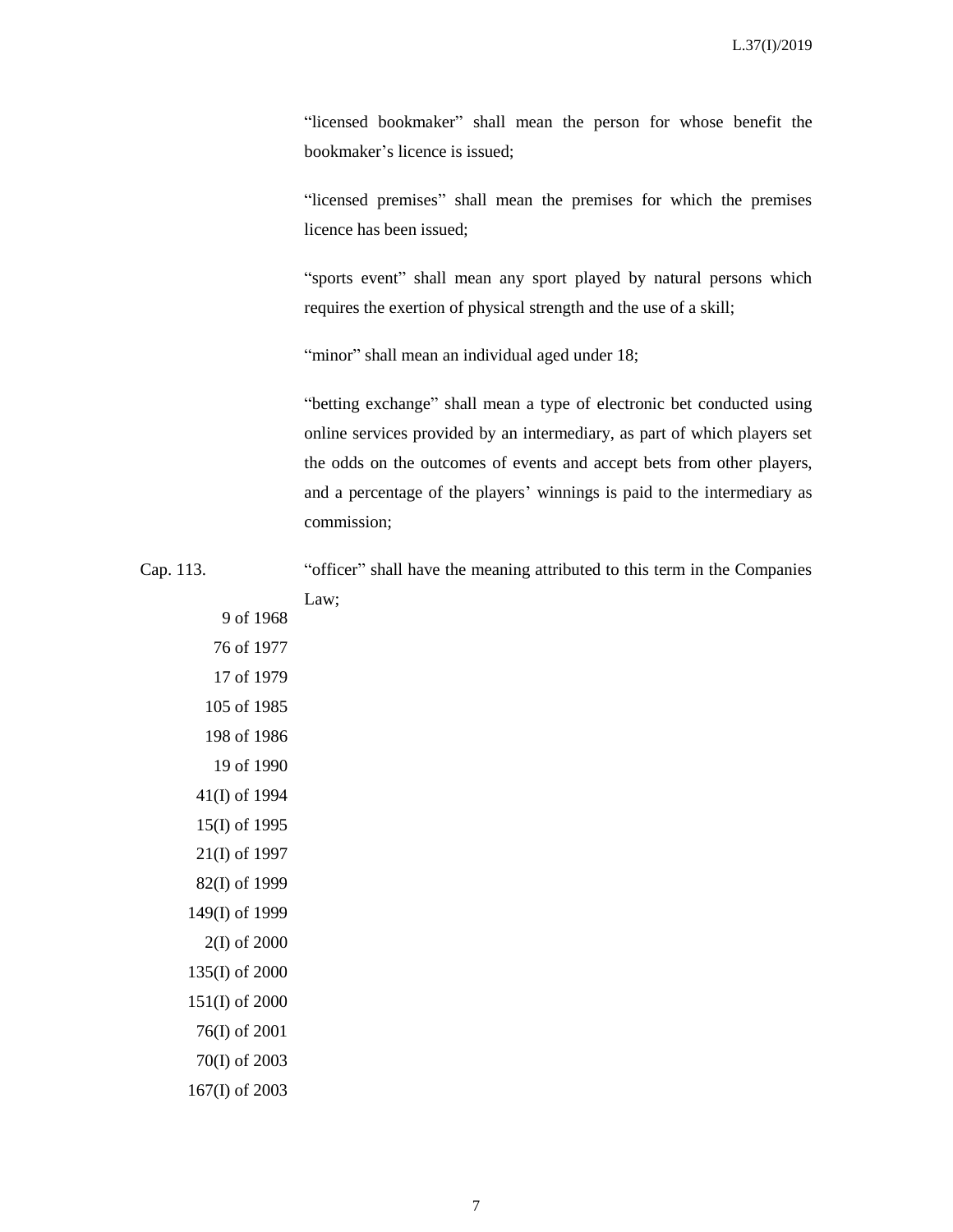"licensed bookmaker" shall mean the person for whose benefit the bookmaker's licence is issued;

"licensed premises" shall mean the premises for which the premises licence has been issued;

"sports event" shall mean any sport played by natural persons which requires the exertion of physical strength and the use of a skill;

"minor" shall mean an individual aged under 18;

"betting exchange" shall mean a type of electronic bet conducted using online services provided by an intermediary, as part of which players set the odds on the outcomes of events and accept bets from other players, and a percentage of the players' winnings is paid to the intermediary as commission;

Cap. 113.
9 of 1968
76 of 1977
17 of 1979
105 of 1985
198 of 1986
19 of 1990
41(I) of 1994
15(I) of 1995
21(I) of 1997
82(I) of 1999
149(I) of 1999
2(I) of 2000
135(I) of 2000
151(I) of 2000
76(I) of 2001
70(I) of 2003
167(I) of 2003

"officer" shall have the meaning attributed to this term in the Companies Law;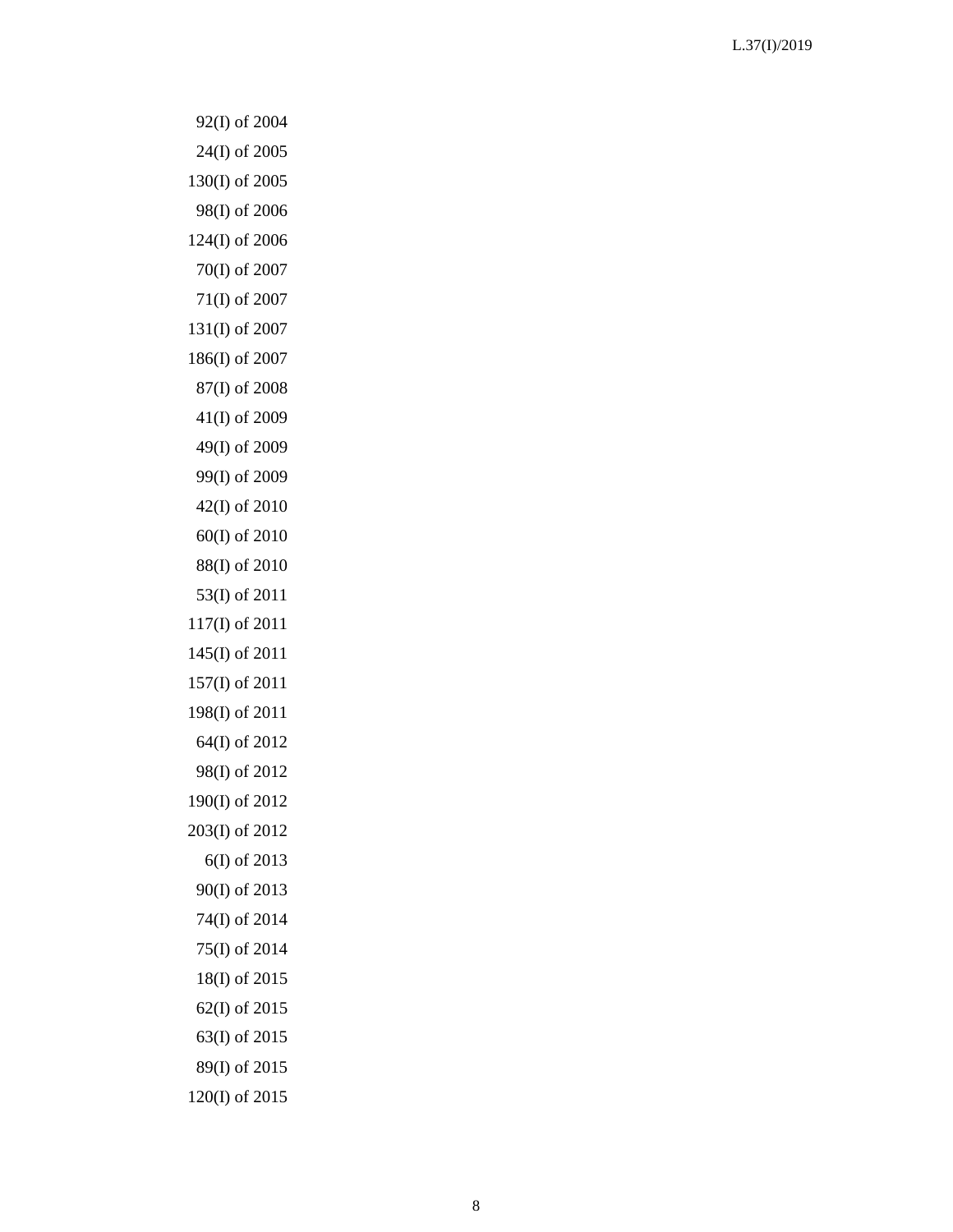92(I) of 2004
24(I) of 2005
130(I) of 2005
98(I) of 2006
124(I) of 2006
70(I) of 2007
71(I) of 2007
131(I) of 2007
186(I) of 2007
87(I) of 2008
41(I) of 2009
49(I) of 2009
99(I) of 2009
42(I) of 2010
60(I) of 2010
88(I) of 2010
53(I) of 2011
117(I) of 2011
145(I) of 2011
157(I) of 2011
198(I) of 2011
64(I) of 2012
98(I) of 2012
190(I) of 2012
203(I) of 2012
6(I) of 2013
90(I) of 2013
74(I) of 2014
75(I) of 2014
18(I) of 2015
62(I) of 2015
63(I) of 2015
89(I) of 2015
120(I) of 2015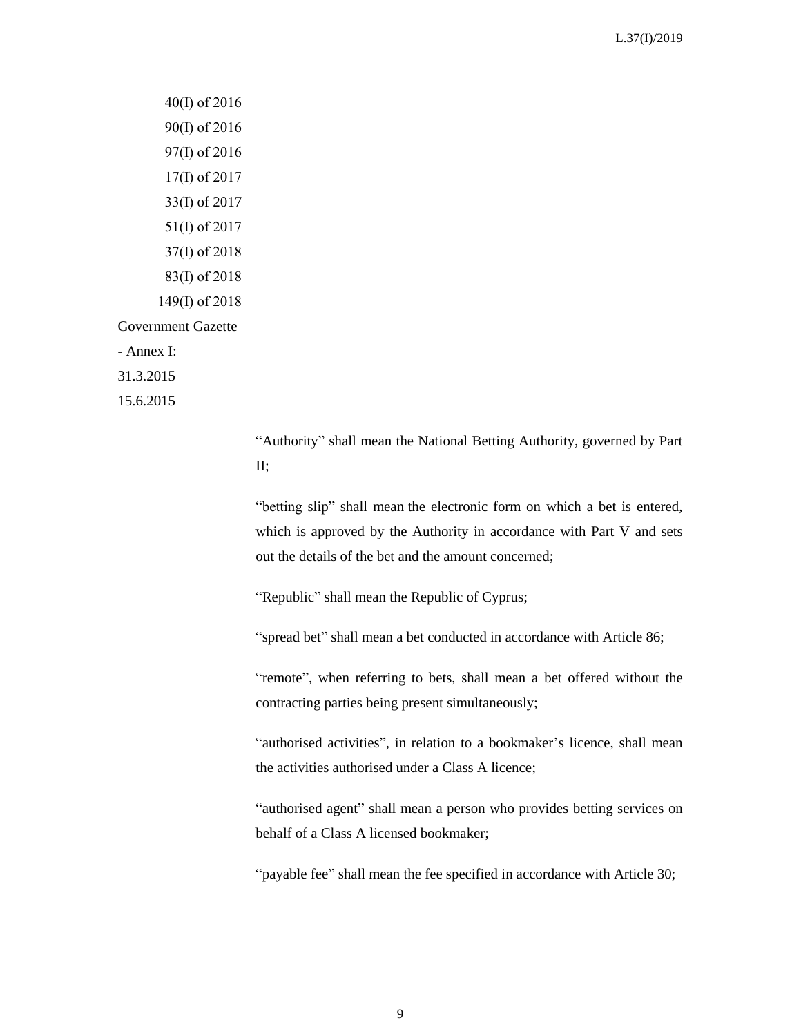40(I) of 2016
90(I) of 2016
97(I) of 2016
17(I) of 2017
33(I) of 2017
51(I) of 2017
37(I) of 2018
83(I) of 2018
149(I) of 2018
Government Gazette
- Annex I:
31.3.2015
15.6.2015

"Authority" shall mean the National Betting Authority, governed by Part II;

"betting slip" shall mean the electronic form on which a bet is entered, which is approved by the Authority in accordance with Part V and sets out the details of the bet and the amount concerned;

"Republic" shall mean the Republic of Cyprus;

"spread bet" shall mean a bet conducted in accordance with Article 86;

"remote", when referring to bets, shall mean a bet offered without the contracting parties being present simultaneously;

"authorised activities", in relation to a bookmaker's licence, shall mean the activities authorised under a Class A licence;

"authorised agent" shall mean a person who provides betting services on behalf of a Class A licensed bookmaker;

"payable fee" shall mean the fee specified in accordance with Article 30;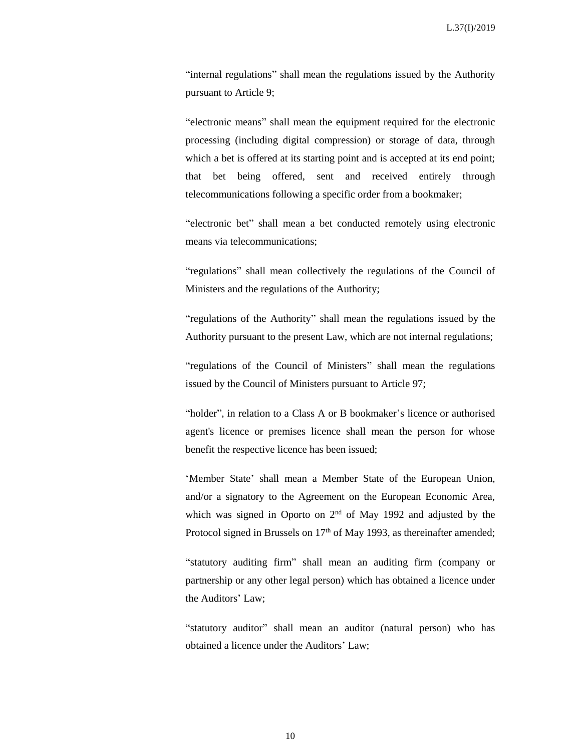“internal regulations” shall mean the regulations issued by the Authority pursuant to Article 9;

“electronic means” shall mean the equipment required for the electronic processing (including digital compression) or storage of data, through which a bet is offered at its starting point and is accepted at its end point; that bet being offered, sent and received entirely through telecommunications following a specific order from a bookmaker;

“electronic bet” shall mean a bet conducted remotely using electronic means via telecommunications;

“regulations” shall mean collectively the regulations of the Council of Ministers and the regulations of the Authority;

“regulations of the Authority” shall mean the regulations issued by the Authority pursuant to the present Law, which are not internal regulations;

“regulations of the Council of Ministers” shall mean the regulations issued by the Council of Ministers pursuant to Article 97;

“holder”, in relation to a Class A or B bookmaker’s licence or authorised agent's licence or premises licence shall mean the person for whose benefit the respective licence has been issued;

‘Member State’ shall mean a Member State of the European Union, and/or a signatory to the Agreement on the European Economic Area, which was signed in Oporto on 2nd of May 1992 and adjusted by the Protocol signed in Brussels on 17th of May 1993, as thereinafter amended;

“statutory auditing firm” shall mean an auditing firm (company or partnership or any other legal person) which has obtained a licence under the Auditors’ Law;

“statutory auditor” shall mean an auditor (natural person) who has obtained a licence under the Auditors’ Law;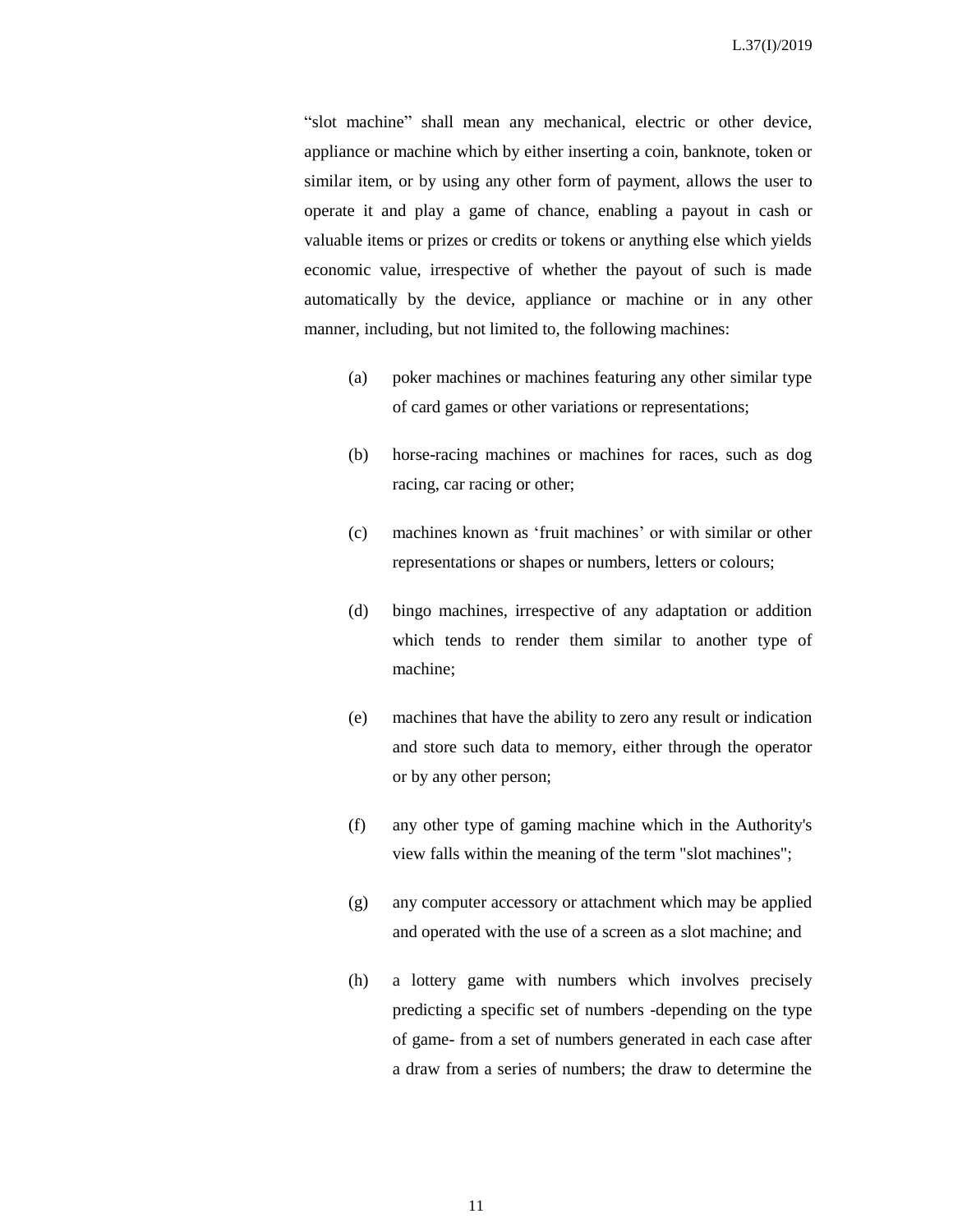"slot machine" shall mean any mechanical, electric or other device, appliance or machine which by either inserting a coin, banknote, token or similar item, or by using any other form of payment, allows the user to operate it and play a game of chance, enabling a payout in cash or valuable items or prizes or credits or tokens or anything else which yields economic value, irrespective of whether the payout of such is made automatically by the device, appliance or machine or in any other manner, including, but not limited to, the following machines:

(a) poker machines or machines featuring any other similar type of card games or other variations or representations;

(b) horse-racing machines or machines for races, such as dog racing, car racing or other;

(c) machines known as 'fruit machines' or with similar or other representations or shapes or numbers, letters or colours;

(d) bingo machines, irrespective of any adaptation or addition which tends to render them similar to another type of machine;

(e) machines that have the ability to zero any result or indication and store such data to memory, either through the operator or by any other person;

(f) any other type of gaming machine which in the Authority's view falls within the meaning of the term "slot machines";

(g) any computer accessory or attachment which may be applied and operated with the use of a screen as a slot machine; and

(h) a lottery game with numbers which involves precisely predicting a specific set of numbers -depending on the type of game- from a set of numbers generated in each case after a draw from a series of numbers; the draw to determine the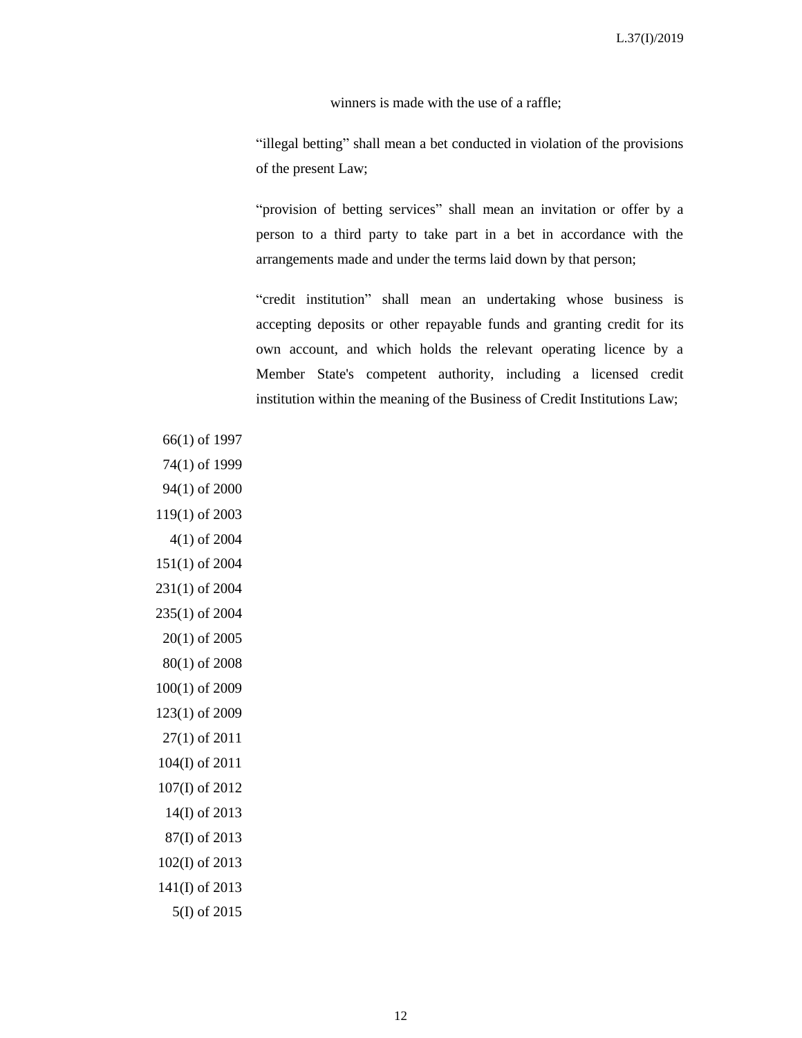winners is made with the use of a raffle;

“illegal betting” shall mean a bet conducted in violation of the provisions of the present Law;

“provision of betting services” shall mean an invitation or offer by a person to a third party to take part in a bet in accordance with the arrangements made and under the terms laid down by that person;

“credit institution” shall mean an undertaking whose business is accepting deposits or other repayable funds and granting credit for its own account, and which holds the relevant operating licence by a Member State's competent authority, including a licensed credit institution within the meaning of the Business of Credit Institutions Law;

66(1) of 1997
74(1) of 1999
94(1) of 2000
119(1) of 2003
4(1) of 2004
151(1) of 2004
231(1) of 2004
235(1) of 2004
20(1) of 2005
80(1) of 2008
100(1) of 2009
123(1) of 2009
27(1) of 2011
104(I) of 2011
107(I) of 2012
14(I) of 2013
87(I) of 2013
102(I) of 2013
141(I) of 2013
5(I) of 2015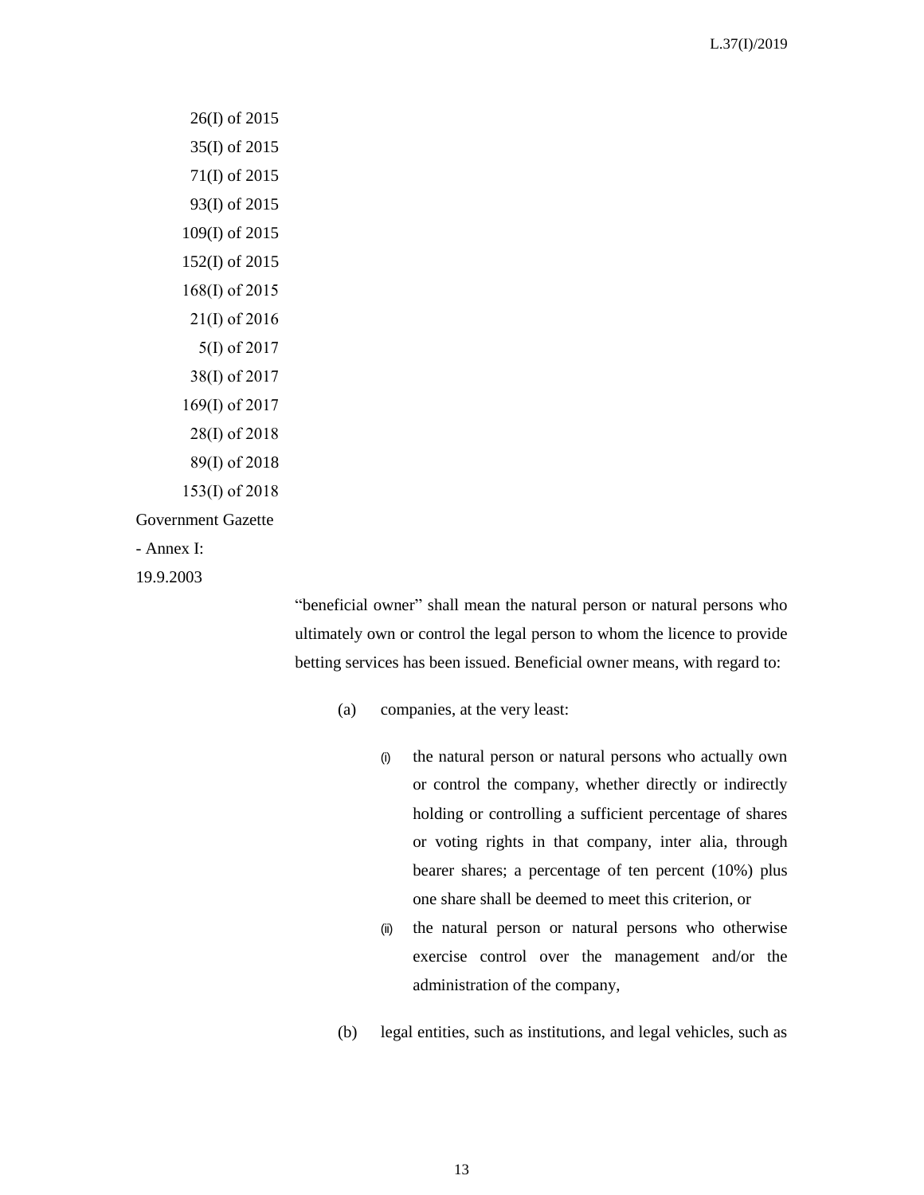26(I) of 2015
35(I) of 2015
71(I) of 2015
93(I) of 2015
109(I) of 2015
152(I) of 2015
168(I) of 2015
21(I) of 2016
5(I) of 2017
38(I) of 2017
169(I) of 2017
28(I) of 2018
89(I) of 2018
153(I) of 2018
Government Gazette
- Annex I:
19.9.2003

"beneficial owner" shall mean the natural person or natural persons who ultimately own or control the legal person to whom the licence to provide betting services has been issued. Beneficial owner means, with regard to:

(a) companies, at the very least:

  (i) the natural person or natural persons who actually own or control the company, whether directly or indirectly holding or controlling a sufficient percentage of shares or voting rights in that company, inter alia, through bearer shares; a percentage of ten percent (10%) plus one share shall be deemed to meet this criterion, or

  (ii) the natural person or natural persons who otherwise exercise control over the management and/or the administration of the company,

(b) legal entities, such as institutions, and legal vehicles, such as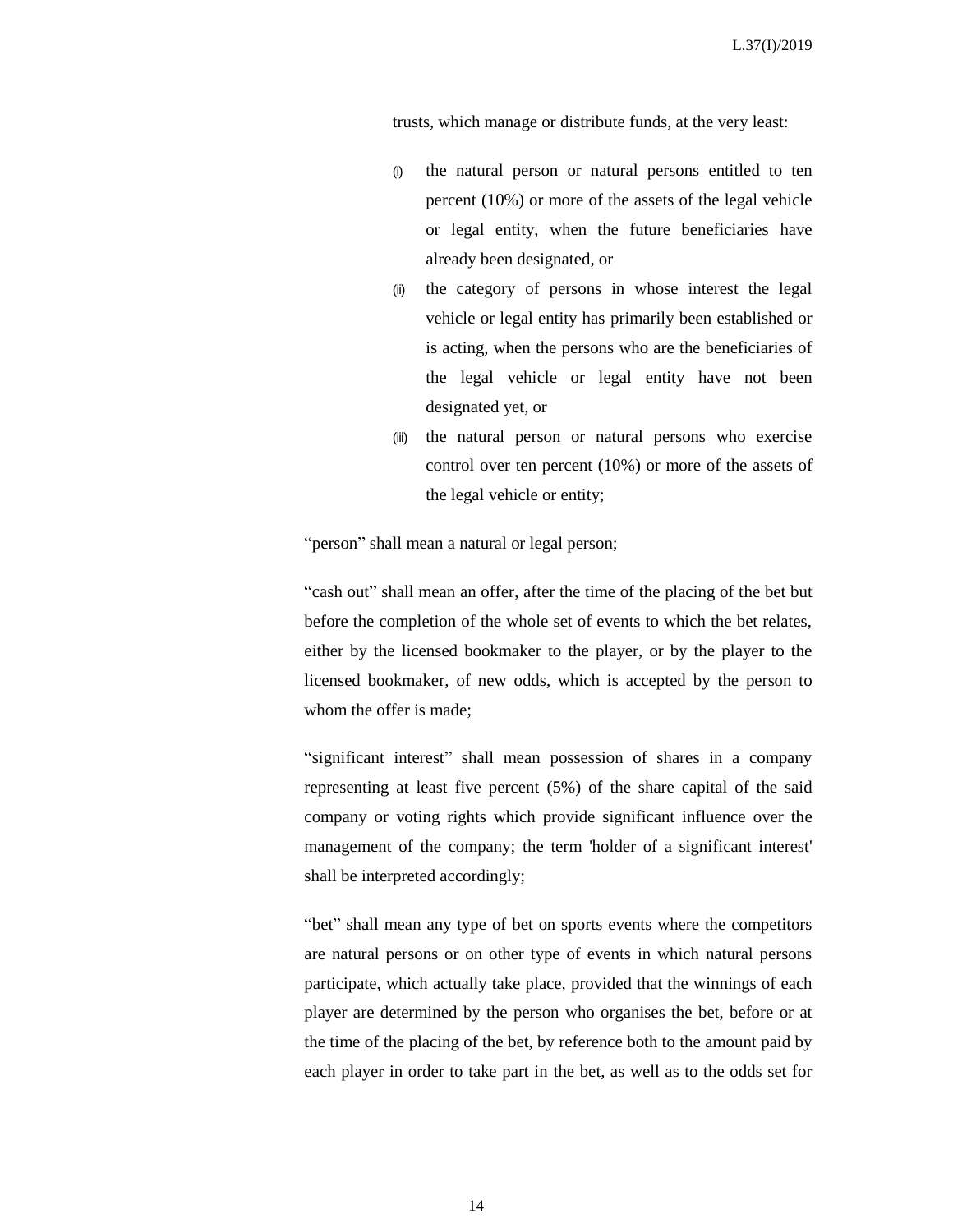trusts, which manage or distribute funds, at the very least:

(i) the natural person or natural persons entitled to ten percent (10%) or more of the assets of the legal vehicle or legal entity, when the future beneficiaries have already been designated, or

(ii) the category of persons in whose interest the legal vehicle or legal entity has primarily been established or is acting, when the persons who are the beneficiaries of the legal vehicle or legal entity have not been designated yet, or

(iii) the natural person or natural persons who exercise control over ten percent (10%) or more of the assets of the legal vehicle or entity;

"person" shall mean a natural or legal person;

"cash out" shall mean an offer, after the time of the placing of the bet but before the completion of the whole set of events to which the bet relates, either by the licensed bookmaker to the player, or by the player to the licensed bookmaker, of new odds, which is accepted by the person to whom the offer is made;

"significant interest" shall mean possession of shares in a company representing at least five percent (5%) of the share capital of the said company or voting rights which provide significant influence over the management of the company; the term 'holder of a significant interest' shall be interpreted accordingly;

"bet" shall mean any type of bet on sports events where the competitors are natural persons or on other type of events in which natural persons participate, which actually take place, provided that the winnings of each player are determined by the person who organises the bet, before or at the time of the placing of the bet, by reference both to the amount paid by each player in order to take part in the bet, as well as to the odds set for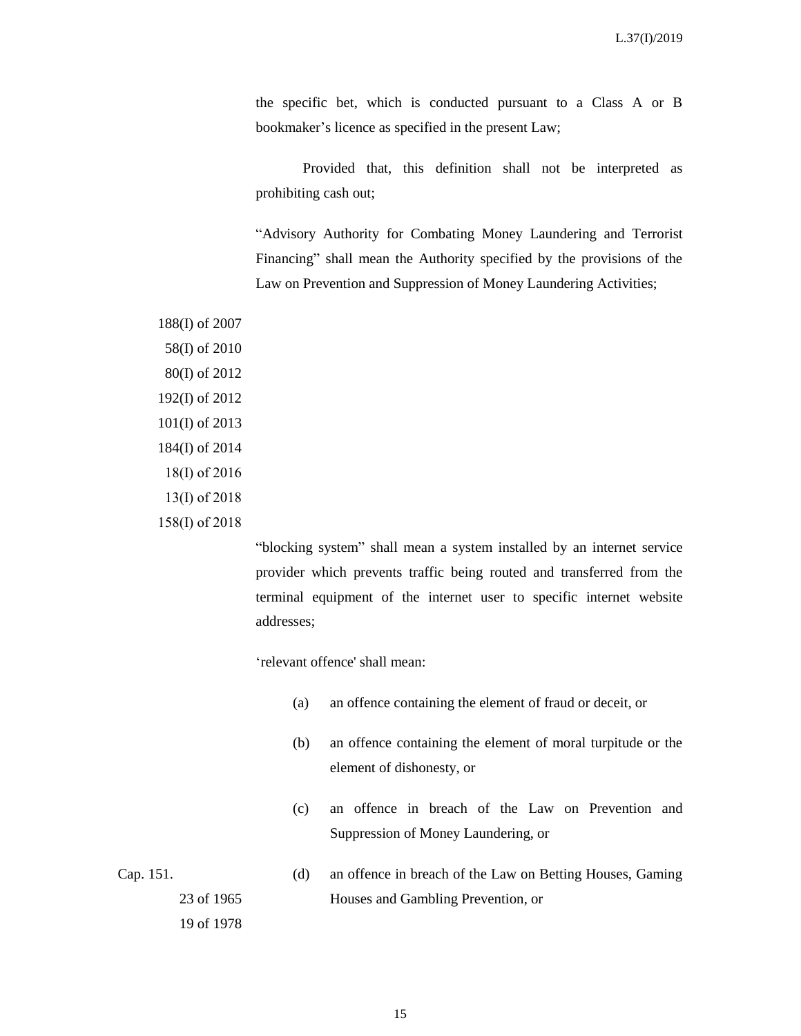the specific bet, which is conducted pursuant to a Class A or B bookmaker's licence as specified in the present Law;

Provided that, this definition shall not be interpreted as prohibiting cash out;

"Advisory Authority for Combating Money Laundering and Terrorist Financing" shall mean the Authority specified by the provisions of the Law on Prevention and Suppression of Money Laundering Activities;

188(I) of 2007
58(I) of 2010
80(I) of 2012
192(I) of 2012
101(I) of 2013
184(I) of 2014
18(I) of 2016
13(I) of 2018
158(I) of 2018

"blocking system" shall mean a system installed by an internet service provider which prevents traffic being routed and transferred from the terminal equipment of the internet user to specific internet website addresses;

'relevant offence' shall mean:

(a) an offence containing the element of fraud or deceit, or

(b) an offence containing the element of moral turpitude or the element of dishonesty, or

(c) an offence in breach of the Law on Prevention and Suppression of Money Laundering, or

Cap. 151.
23 of 1965
19 of 1978

(d) an offence in breach of the Law on Betting Houses, Gaming Houses and Gambling Prevention, or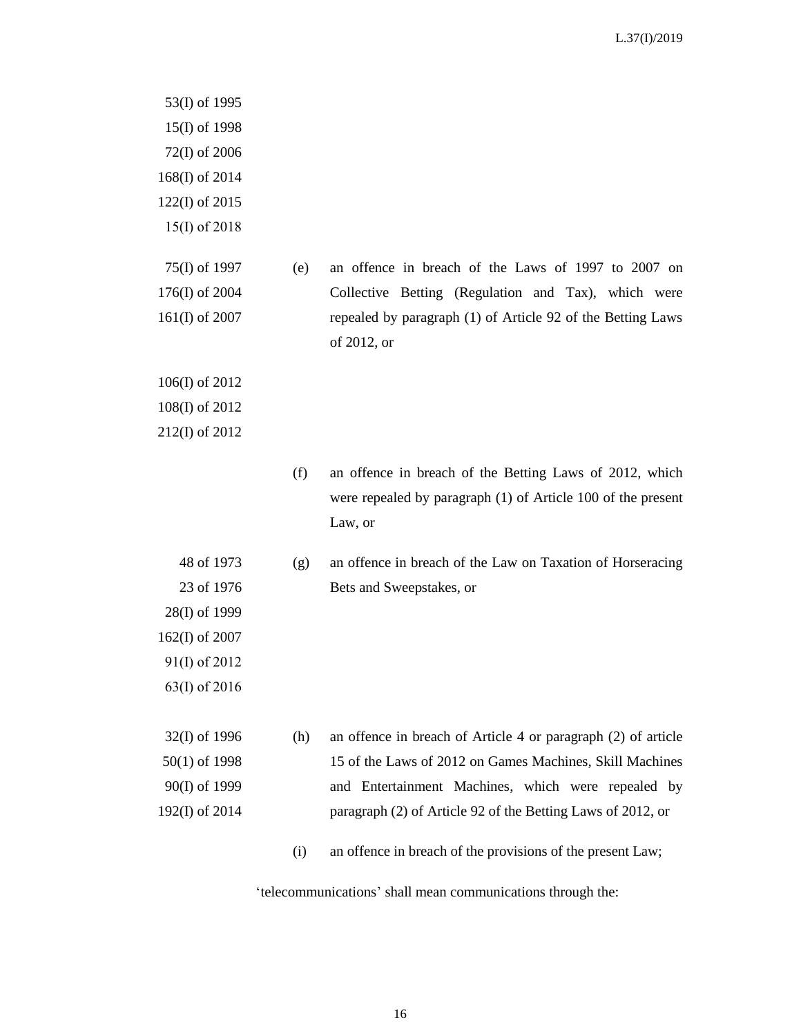53(I) of 1995
15(I) of 1998
72(I) of 2006
168(I) of 2014
122(I) of 2015
15(I) of 2018

75(I) of 1997
176(I) of 2004
161(I) of 2007

(e) an offence in breach of the Laws of 1997 to 2007 on Collective Betting (Regulation and Tax), which were repealed by paragraph (1) of Article 92 of the Betting Laws of 2012, or

106(I) of 2012
108(I) of 2012
212(I) of 2012

(f) an offence in breach of the Betting Laws of 2012, which were repealed by paragraph (1) of Article 100 of the present Law, or

48 of 1973
23 of 1976
28(I) of 1999
162(I) of 2007
91(I) of 2012
63(I) of 2016

(g) an offence in breach of the Law on Taxation of Horseracing Bets and Sweepstakes, or

32(I) of 1996
50(1) of 1998
90(I) of 1999
192(I) of 2014

(h) an offence in breach of Article 4 or paragraph (2) of article 15 of the Laws of 2012 on Games Machines, Skill Machines and Entertainment Machines, which were repealed by paragraph (2) of Article 92 of the Betting Laws of 2012, or

(i) an offence in breach of the provisions of the present Law;

'telecommunications' shall mean communications through the: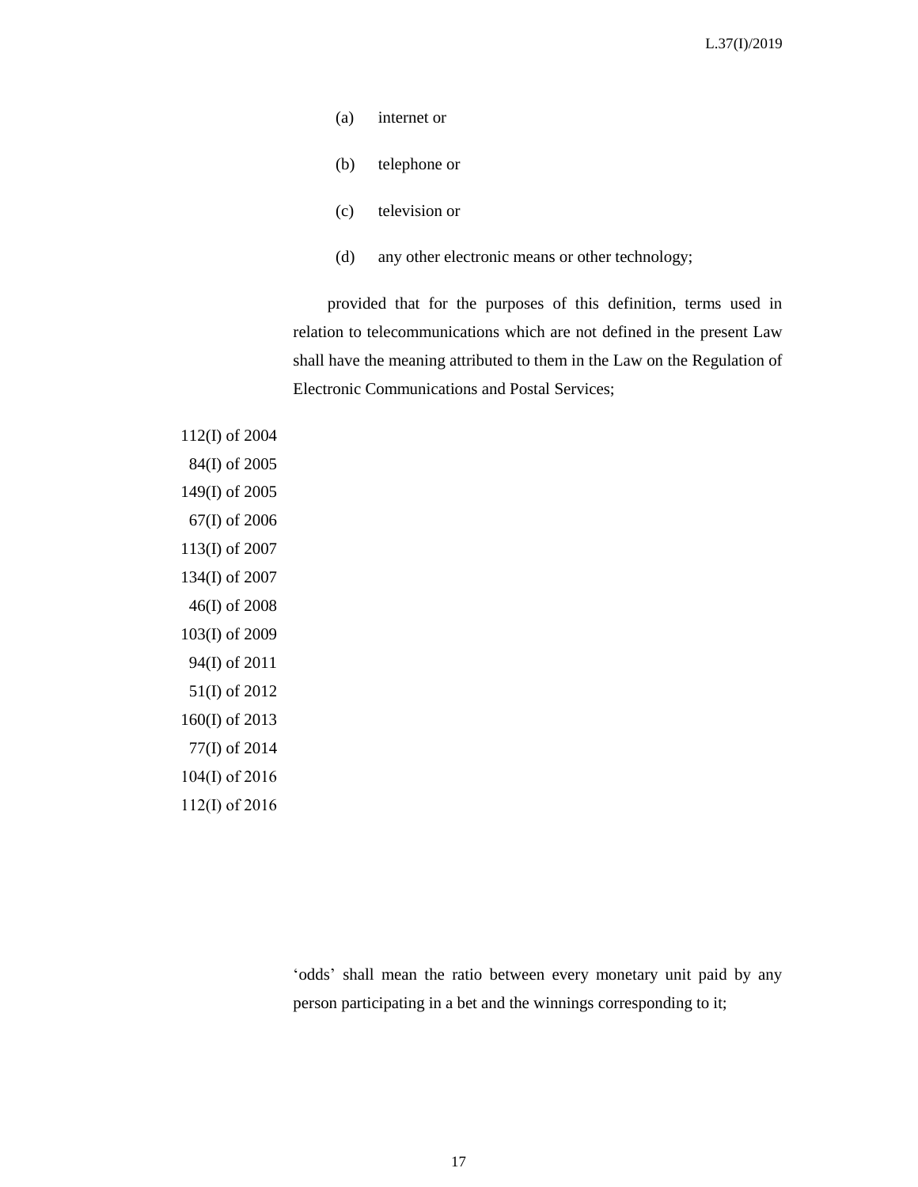(a) internet or

(b) telephone or

(c) television or

(d) any other electronic means or other technology;

provided that for the purposes of this definition, terms used in relation to telecommunications which are not defined in the present Law shall have the meaning attributed to them in the Law on the Regulation of Electronic Communications and Postal Services;

112(I) of 2004
84(I) of 2005
149(I) of 2005
67(I) of 2006
113(I) of 2007
134(I) of 2007
46(I) of 2008
103(I) of 2009
94(I) of 2011
51(I) of 2012
160(I) of 2013
77(I) of 2014
104(I) of 2016
112(I) of 2016

'odds' shall mean the ratio between every monetary unit paid by any person participating in a bet and the winnings corresponding to it;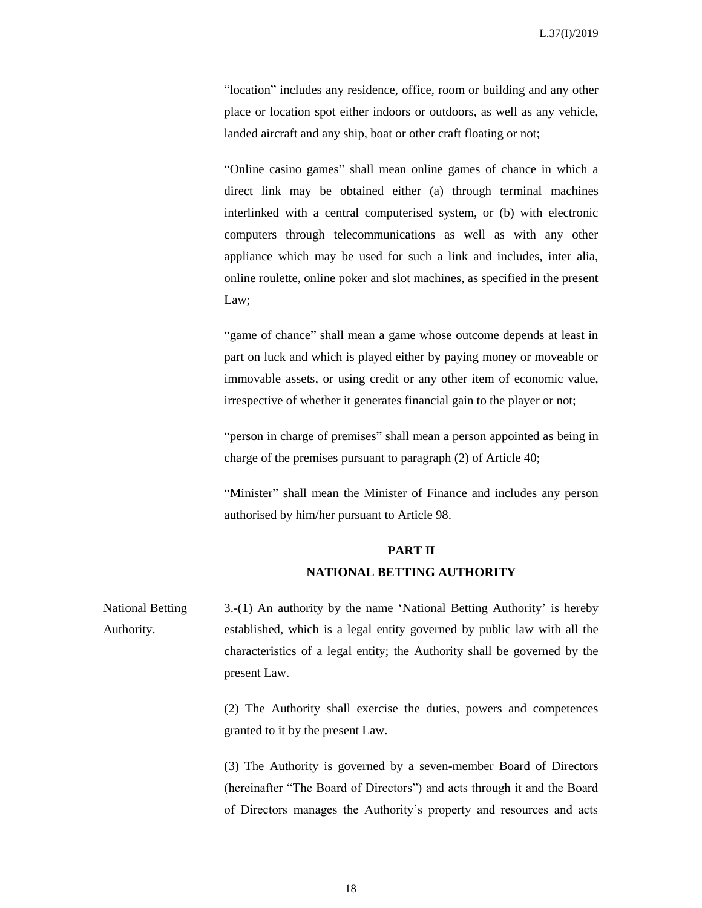"location" includes any residence, office, room or building and any other place or location spot either indoors or outdoors, as well as any vehicle, landed aircraft and any ship, boat or other craft floating or not;

"Online casino games" shall mean online games of chance in which a direct link may be obtained either (a) through terminal machines interlinked with a central computerised system, or (b) with electronic computers through telecommunications as well as with any other appliance which may be used for such a link and includes, inter alia, online roulette, online poker and slot machines, as specified in the present Law;

"game of chance" shall mean a game whose outcome depends at least in part on luck and which is played either by paying money or moveable or immovable assets, or using credit or any other item of economic value, irrespective of whether it generates financial gain to the player or not;

"person in charge of premises" shall mean a person appointed as being in charge of the premises pursuant to paragraph (2) of Article 40;

"Minister" shall mean the Minister of Finance and includes any person authorised by him/her pursuant to Article 98.

## PART II
## NATIONAL BETTING AUTHORITY

National Betting Authority.

3.-(1) An authority by the name 'National Betting Authority' is hereby established, which is a legal entity governed by public law with all the characteristics of a legal entity; the Authority shall be governed by the present Law.

(2) The Authority shall exercise the duties, powers and competences granted to it by the present Law.

(3) The Authority is governed by a seven-member Board of Directors (hereinafter "The Board of Directors") and acts through it and the Board of Directors manages the Authority's property and resources and acts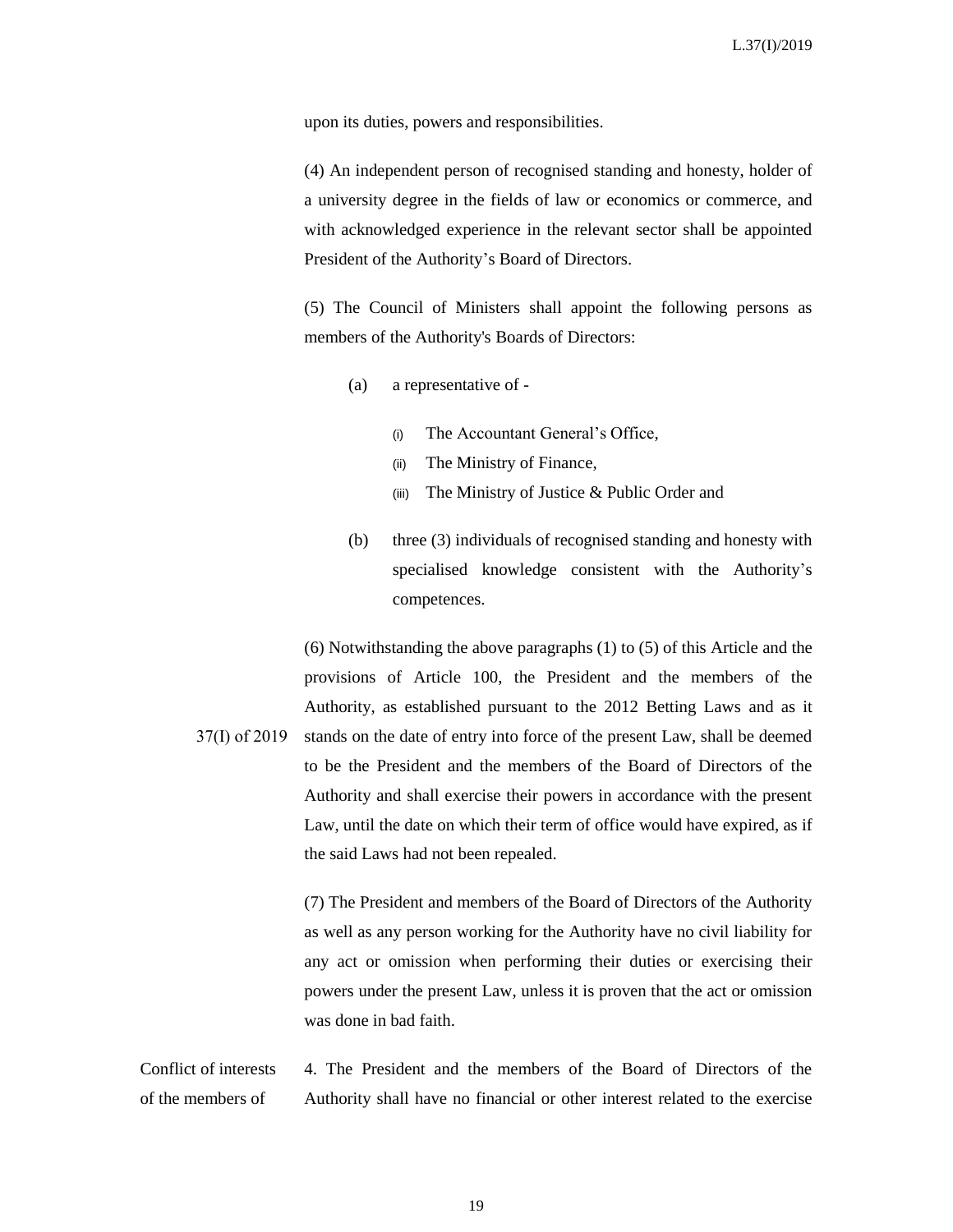upon its duties, powers and responsibilities.

(4) An independent person of recognised standing and honesty, holder of a university degree in the fields of law or economics or commerce, and with acknowledged experience in the relevant sector shall be appointed President of the Authority's Board of Directors.

(5) The Council of Ministers shall appoint the following persons as members of the Authority's Boards of Directors:

(a) a representative of -

(i) The Accountant General's Office,

(ii) The Ministry of Finance,

(iii) The Ministry of Justice & Public Order and

(b) three (3) individuals of recognised standing and honesty with specialised knowledge consistent with the Authority's competences.

37(I) of 2019

(6) Notwithstanding the above paragraphs (1) to (5) of this Article and the provisions of Article 100, the President and the members of the Authority, as established pursuant to the 2012 Betting Laws and as it stands on the date of entry into force of the present Law, shall be deemed to be the President and the members of the Board of Directors of the Authority and shall exercise their powers in accordance with the present Law, until the date on which their term of office would have expired, as if the said Laws had not been repealed.

(7) The President and members of the Board of Directors of the Authority as well as any person working for the Authority have no civil liability for any act or omission when performing their duties or exercising their powers under the present Law, unless it is proven that the act or omission was done in bad faith.

Conflict of interests of the members of

4. The President and the members of the Board of Directors of the Authority shall have no financial or other interest related to the exercise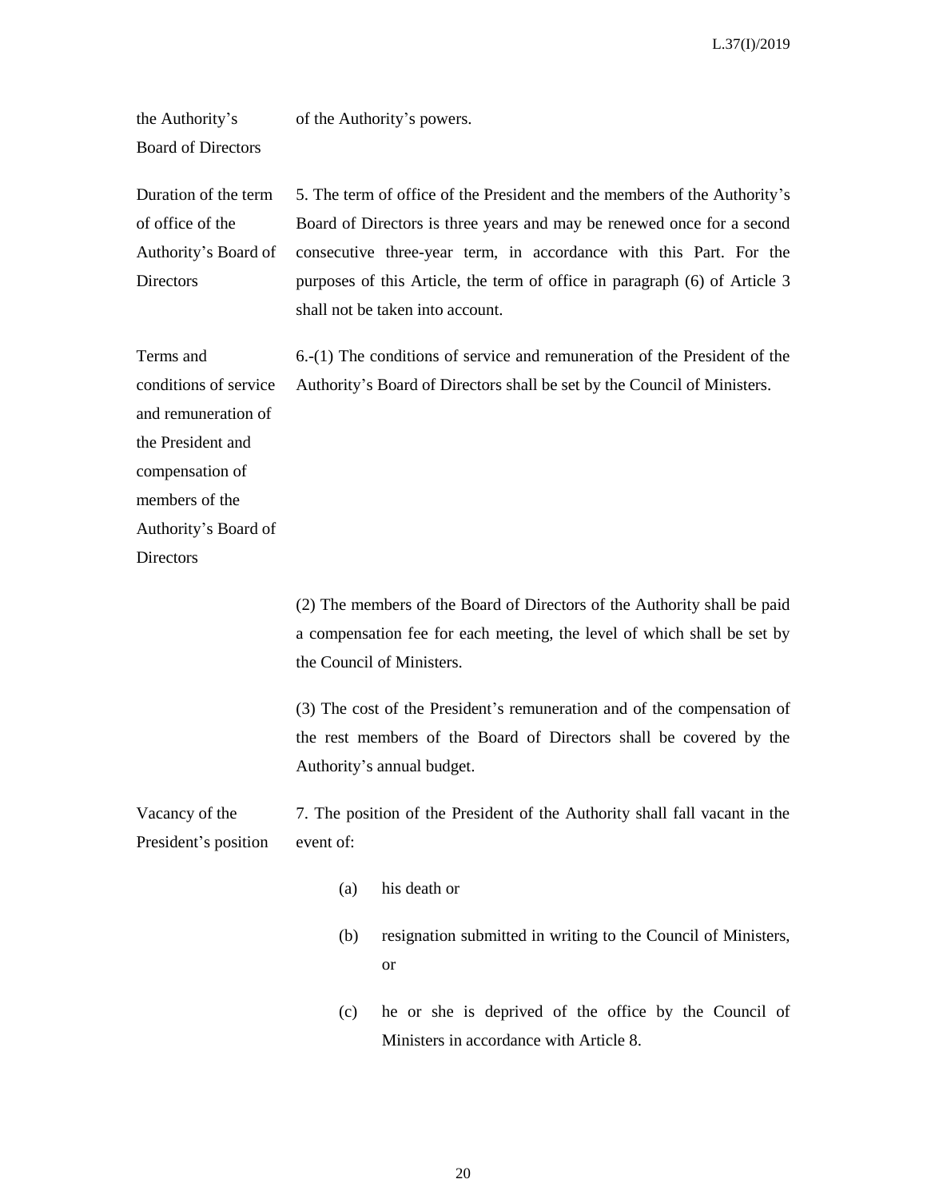the Authority's Board of Directors

of the Authority's powers.

**Duration of the term of office of the Authority's Board of Directors**

5. The term of office of the President and the members of the Authority's Board of Directors is three years and may be renewed once for a second consecutive three-year term, in accordance with this Part. For the purposes of this Article, the term of office in paragraph (6) of Article 3 shall not be taken into account.

**Terms and conditions of service and remuneration of the President and compensation of members of the Authority's Board of Directors**

6.-(1) The conditions of service and remuneration of the President of the Authority's Board of Directors shall be set by the Council of Ministers.

(2) The members of the Board of Directors of the Authority shall be paid a compensation fee for each meeting, the level of which shall be set by the Council of Ministers.

(3) The cost of the President's remuneration and of the compensation of the rest members of the Board of Directors shall be covered by the Authority's annual budget.

**Vacancy of the President's position**

7. The position of the President of the Authority shall fall vacant in the event of:

(a) his death or

(b) resignation submitted in writing to the Council of Ministers, or

(c) he or she is deprived of the office by the Council of Ministers in accordance with Article 8.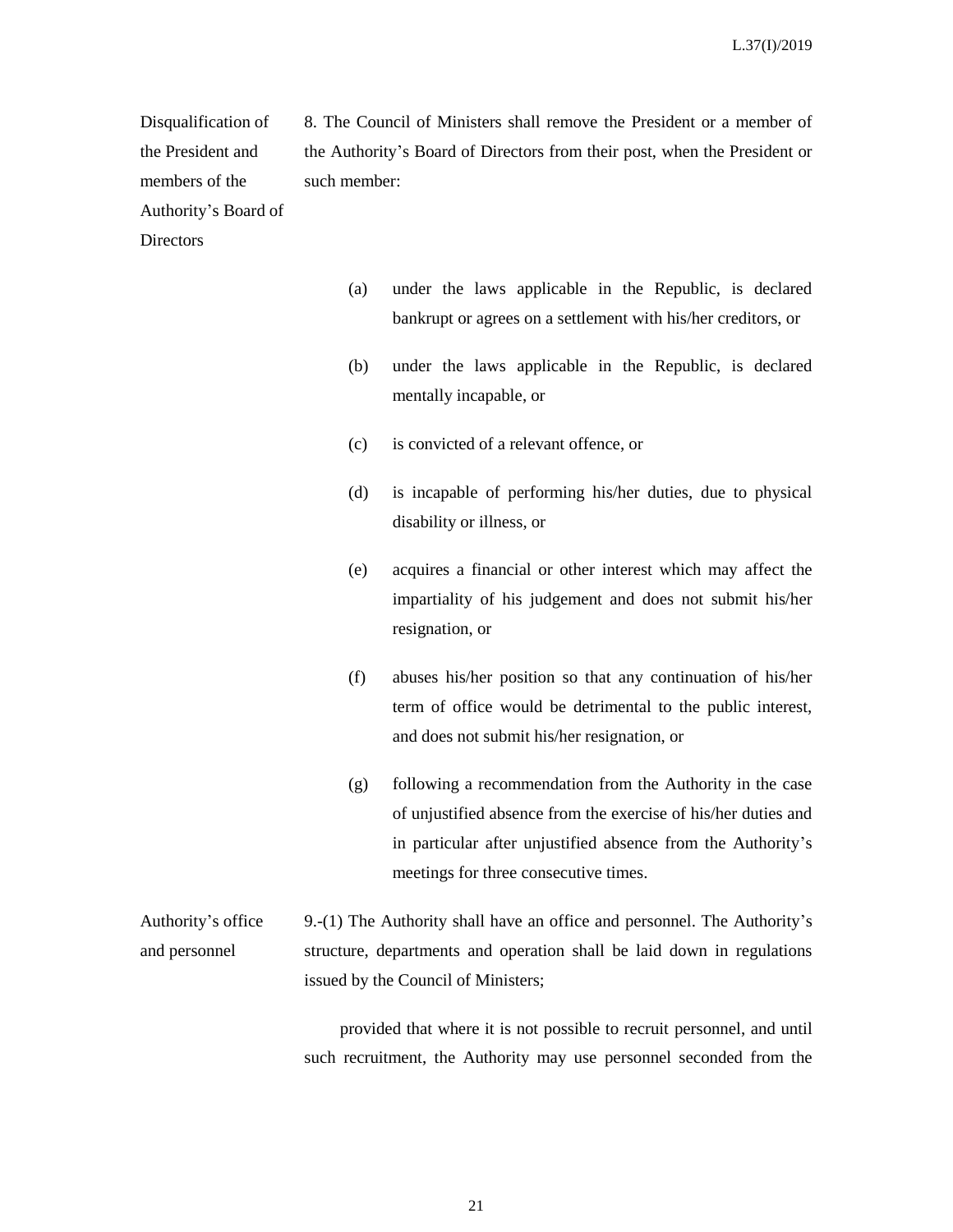**Disqualification of the President and members of the Authority's Board of Directors**

8. The Council of Ministers shall remove the President or a member of the Authority's Board of Directors from their post, when the President or such member:

(a) under the laws applicable in the Republic, is declared bankrupt or agrees on a settlement with his/her creditors, or

(b) under the laws applicable in the Republic, is declared mentally incapable, or

(c) is convicted of a relevant offence, or

(d) is incapable of performing his/her duties, due to physical disability or illness, or

(e) acquires a financial or other interest which may affect the impartiality of his judgement and does not submit his/her resignation, or

(f) abuses his/her position so that any continuation of his/her term of office would be detrimental to the public interest, and does not submit his/her resignation, or

(g) following a recommendation from the Authority in the case of unjustified absence from the exercise of his/her duties and in particular after unjustified absence from the Authority's meetings for three consecutive times.

**Authority's office and personnel**

9.-(1) The Authority shall have an office and personnel. The Authority's structure, departments and operation shall be laid down in regulations issued by the Council of Ministers;

provided that where it is not possible to recruit personnel, and until such recruitment, the Authority may use personnel seconded from the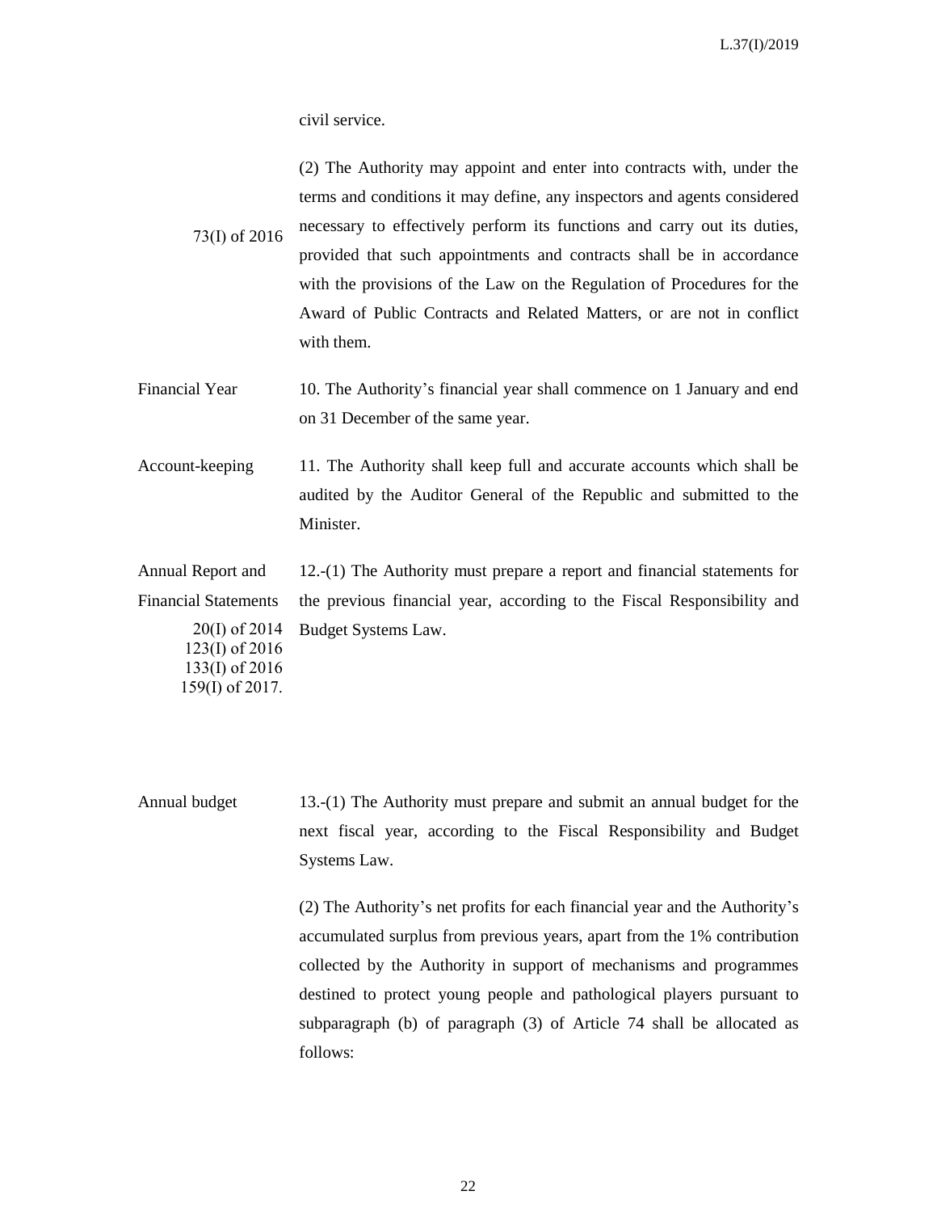civil service.

(2) The Authority may appoint and enter into contracts with, under the terms and conditions it may define, any inspectors and agents considered necessary to effectively perform its functions and carry out its duties, provided that such appointments and contracts shall be in accordance with the provisions of the Law on the Regulation of Procedures for the Award of Public Contracts and Related Matters, or are not in conflict with them.

73(I) of 2016

**Financial Year**

10. The Authority's financial year shall commence on 1 January and end on 31 December of the same year.

**Account-keeping**

11. The Authority shall keep full and accurate accounts which shall be audited by the Auditor General of the Republic and submitted to the Minister.

**Annual Report and Financial Statements**

20(I) of 2014
123(I) of 2016
133(I) of 2016
159(I) of 2017.

12.-(1) The Authority must prepare a report and financial statements for the previous financial year, according to the Fiscal Responsibility and Budget Systems Law.

**Annual budget**

13.-(1) The Authority must prepare and submit an annual budget for the next fiscal year, according to the Fiscal Responsibility and Budget Systems Law.

(2) The Authority's net profits for each financial year and the Authority's accumulated surplus from previous years, apart from the 1% contribution collected by the Authority in support of mechanisms and programmes destined to protect young people and pathological players pursuant to subparagraph (b) of paragraph (3) of Article 74 shall be allocated as follows: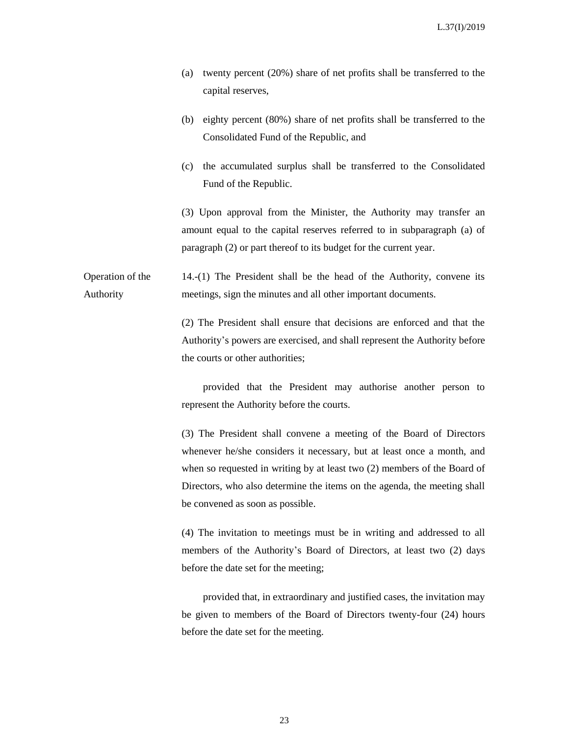(a) twenty percent (20%) share of net profits shall be transferred to the capital reserves,

(b) eighty percent (80%) share of net profits shall be transferred to the Consolidated Fund of the Republic, and

(c) the accumulated surplus shall be transferred to the Consolidated Fund of the Republic.

(3) Upon approval from the Minister, the Authority may transfer an amount equal to the capital reserves referred to in subparagraph (a) of paragraph (2) or part thereof to its budget for the current year.

**Operation of the Authority**

14.-(1) The President shall be the head of the Authority, convene its meetings, sign the minutes and all other important documents.

(2) The President shall ensure that decisions are enforced and that the Authority's powers are exercised, and shall represent the Authority before the courts or other authorities;

provided that the President may authorise another person to represent the Authority before the courts.

(3) The President shall convene a meeting of the Board of Directors whenever he/she considers it necessary, but at least once a month, and when so requested in writing by at least two (2) members of the Board of Directors, who also determine the items on the agenda, the meeting shall be convened as soon as possible.

(4) The invitation to meetings must be in writing and addressed to all members of the Authority's Board of Directors, at least two (2) days before the date set for the meeting;

provided that, in extraordinary and justified cases, the invitation may be given to members of the Board of Directors twenty-four (24) hours before the date set for the meeting.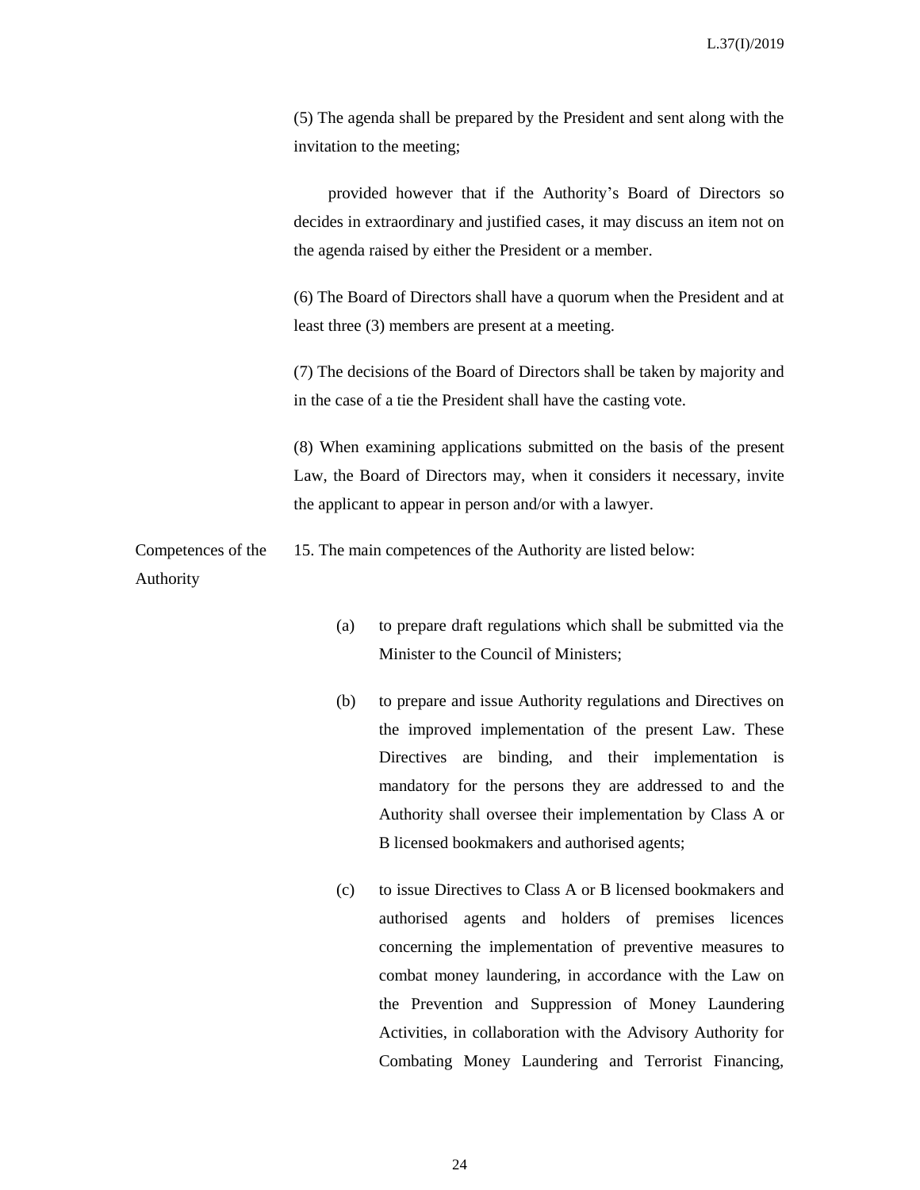(5) The agenda shall be prepared by the President and sent along with the invitation to the meeting;

provided however that if the Authority's Board of Directors so decides in extraordinary and justified cases, it may discuss an item not on the agenda raised by either the President or a member.

(6) The Board of Directors shall have a quorum when the President and at least three (3) members are present at a meeting.

(7) The decisions of the Board of Directors shall be taken by majority and in the case of a tie the President shall have the casting vote.

(8) When examining applications submitted on the basis of the present Law, the Board of Directors may, when it considers it necessary, invite the applicant to appear in person and/or with a lawyer.

Competences of the Authority

15. The main competences of the Authority are listed below:

(a) to prepare draft regulations which shall be submitted via the Minister to the Council of Ministers;

(b) to prepare and issue Authority regulations and Directives on the improved implementation of the present Law. These Directives are binding, and their implementation is mandatory for the persons they are addressed to and the Authority shall oversee their implementation by Class A or B licensed bookmakers and authorised agents;

(c) to issue Directives to Class A or B licensed bookmakers and authorised agents and holders of premises licences concerning the implementation of preventive measures to combat money laundering, in accordance with the Law on the Prevention and Suppression of Money Laundering Activities, in collaboration with the Advisory Authority for Combating Money Laundering and Terrorist Financing,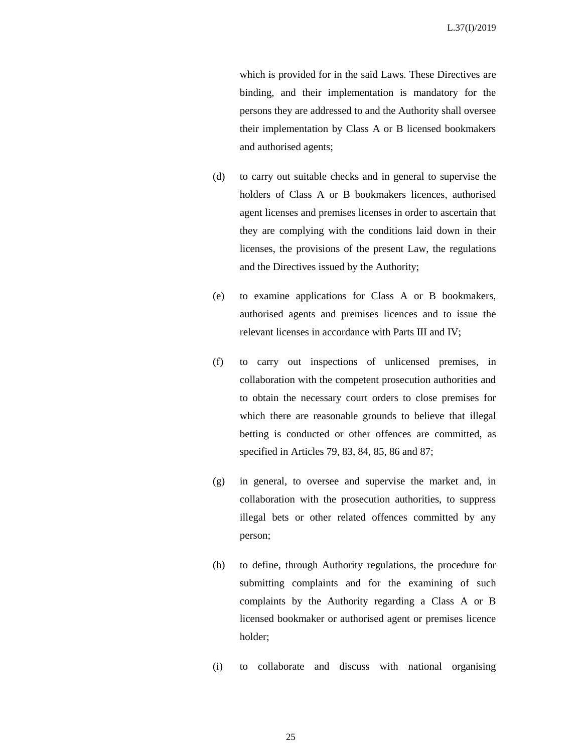which is provided for in the said Laws. These Directives are binding, and their implementation is mandatory for the persons they are addressed to and the Authority shall oversee their implementation by Class A or B licensed bookmakers and authorised agents;

(d) to carry out suitable checks and in general to supervise the holders of Class A or B bookmakers licences, authorised agent licenses and premises licenses in order to ascertain that they are complying with the conditions laid down in their licenses, the provisions of the present Law, the regulations and the Directives issued by the Authority;

(e) to examine applications for Class A or B bookmakers, authorised agents and premises licences and to issue the relevant licenses in accordance with Parts III and IV;

(f) to carry out inspections of unlicensed premises, in collaboration with the competent prosecution authorities and to obtain the necessary court orders to close premises for which there are reasonable grounds to believe that illegal betting is conducted or other offences are committed, as specified in Articles 79, 83, 84, 85, 86 and 87;

(g) in general, to oversee and supervise the market and, in collaboration with the prosecution authorities, to suppress illegal bets or other related offences committed by any person;

(h) to define, through Authority regulations, the procedure for submitting complaints and for the examining of such complaints by the Authority regarding a Class A or B licensed bookmaker or authorised agent or premises licence holder;

(i) to collaborate and discuss with national organising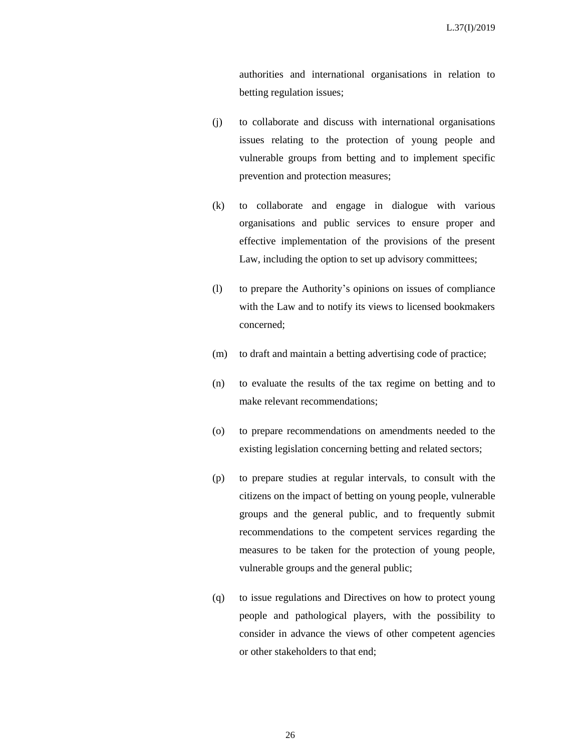authorities and international organisations in relation to betting regulation issues;

(j) to collaborate and discuss with international organisations issues relating to the protection of young people and vulnerable groups from betting and to implement specific prevention and protection measures;

(k) to collaborate and engage in dialogue with various organisations and public services to ensure proper and effective implementation of the provisions of the present Law, including the option to set up advisory committees;

(l) to prepare the Authority's opinions on issues of compliance with the Law and to notify its views to licensed bookmakers concerned;

(m) to draft and maintain a betting advertising code of practice;

(n) to evaluate the results of the tax regime on betting and to make relevant recommendations;

(o) to prepare recommendations on amendments needed to the existing legislation concerning betting and related sectors;

(p) to prepare studies at regular intervals, to consult with the citizens on the impact of betting on young people, vulnerable groups and the general public, and to frequently submit recommendations to the competent services regarding the measures to be taken for the protection of young people, vulnerable groups and the general public;

(q) to issue regulations and Directives on how to protect young people and pathological players, with the possibility to consider in advance the views of other competent agencies or other stakeholders to that end;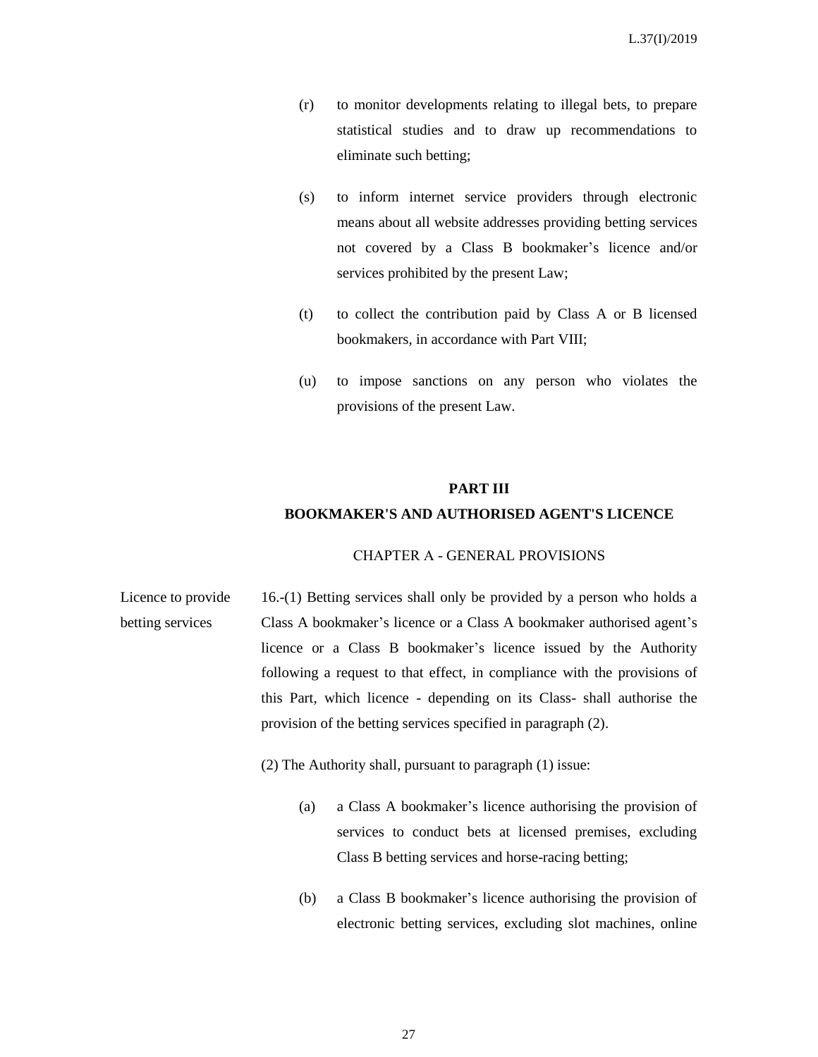(r) to monitor developments relating to illegal bets, to prepare statistical studies and to draw up recommendations to eliminate such betting;

(s) to inform internet service providers through electronic means about all website addresses providing betting services not covered by a Class B bookmaker's licence and/or services prohibited by the present Law;

(t) to collect the contribution paid by Class A or B licensed bookmakers, in accordance with Part VIII;

(u) to impose sanctions on any person who violates the provisions of the present Law.

## PART III

## BOOKMAKER'S AND AUTHORISED AGENT'S LICENCE

### CHAPTER A - GENERAL PROVISIONS

Licence to provide betting services

16.-(1) Betting services shall only be provided by a person who holds a Class A bookmaker's licence or a Class A bookmaker authorised agent's licence or a Class B bookmaker's licence issued by the Authority following a request to that effect, in compliance with the provisions of this Part, which licence - depending on its Class- shall authorise the provision of the betting services specified in paragraph (2).

(2) The Authority shall, pursuant to paragraph (1) issue:

(a) a Class A bookmaker's licence authorising the provision of services to conduct bets at licensed premises, excluding Class B betting services and horse-racing betting;

(b) a Class B bookmaker's licence authorising the provision of electronic betting services, excluding slot machines, online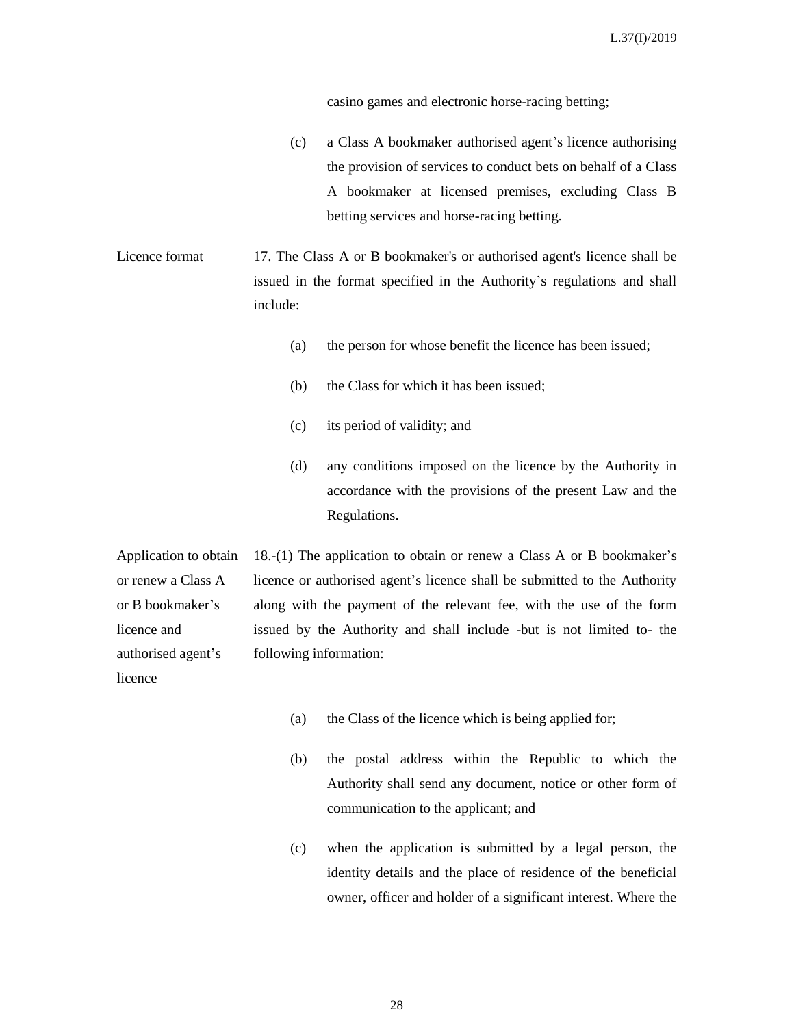casino games and electronic horse-racing betting;

(c) a Class A bookmaker authorised agent's licence authorising the provision of services to conduct bets on behalf of a Class A bookmaker at licensed premises, excluding Class B betting services and horse-racing betting.

Licence format

17. The Class A or B bookmaker's or authorised agent's licence shall be issued in the format specified in the Authority's regulations and shall include:

(a) the person for whose benefit the licence has been issued;

(b) the Class for which it has been issued;

(c) its period of validity; and

(d) any conditions imposed on the licence by the Authority in accordance with the provisions of the present Law and the Regulations.

Application to obtain or renew a Class A or B bookmaker's licence and authorised agent's licence

18.-(1) The application to obtain or renew a Class A or B bookmaker's licence or authorised agent's licence shall be submitted to the Authority along with the payment of the relevant fee, with the use of the form issued by the Authority and shall include -but is not limited to- the following information:

(a) the Class of the licence which is being applied for;

(b) the postal address within the Republic to which the Authority shall send any document, notice or other form of communication to the applicant; and

(c) when the application is submitted by a legal person, the identity details and the place of residence of the beneficial owner, officer and holder of a significant interest. Where the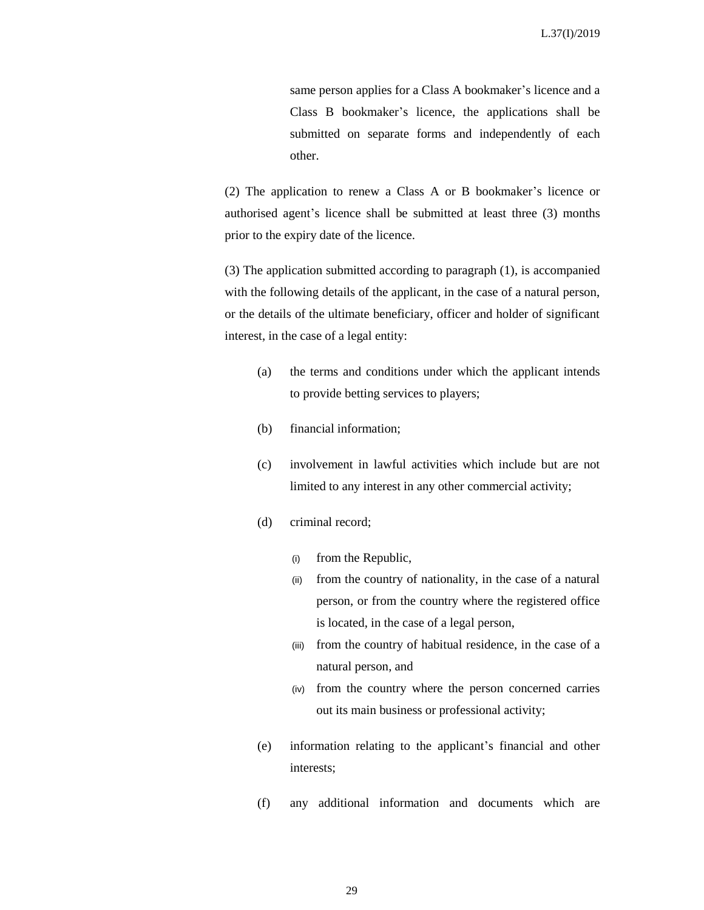same person applies for a Class A bookmaker's licence and a Class B bookmaker's licence, the applications shall be submitted on separate forms and independently of each other.

(2) The application to renew a Class A or B bookmaker's licence or authorised agent's licence shall be submitted at least three (3) months prior to the expiry date of the licence.

(3) The application submitted according to paragraph (1), is accompanied with the following details of the applicant, in the case of a natural person, or the details of the ultimate beneficiary, officer and holder of significant interest, in the case of a legal entity:

(a) the terms and conditions under which the applicant intends to provide betting services to players;

(b) financial information;

(c) involvement in lawful activities which include but are not limited to any interest in any other commercial activity;

(d) criminal record;

- (i) from the Republic,
- (ii) from the country of nationality, in the case of a natural person, or from the country where the registered office is located, in the case of a legal person,
- (iii) from the country of habitual residence, in the case of a natural person, and
- (iv) from the country where the person concerned carries out its main business or professional activity;

(e) information relating to the applicant's financial and other interests;

(f) any additional information and documents which are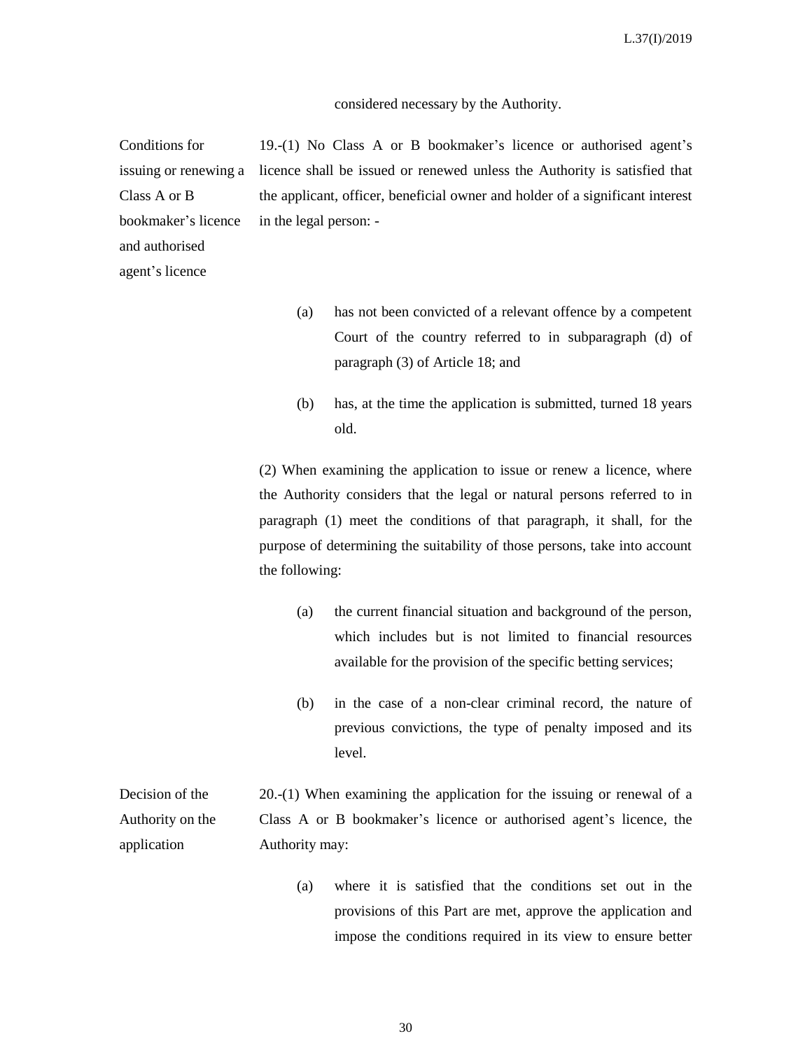considered necessary by the Authority.

**Conditions for issuing or renewing a Class A or B bookmaker's licence and authorised agent's licence**

19.-(1) No Class A or B bookmaker's licence or authorised agent's licence shall be issued or renewed unless the Authority is satisfied that the applicant, officer, beneficial owner and holder of a significant interest in the legal person: -

(a) has not been convicted of a relevant offence by a competent Court of the country referred to in subparagraph (d) of paragraph (3) of Article 18; and

(b) has, at the time the application is submitted, turned 18 years old.

(2) When examining the application to issue or renew a licence, where the Authority considers that the legal or natural persons referred to in paragraph (1) meet the conditions of that paragraph, it shall, for the purpose of determining the suitability of those persons, take into account the following:

(a) the current financial situation and background of the person, which includes but is not limited to financial resources available for the provision of the specific betting services;

(b) in the case of a non-clear criminal record, the nature of previous convictions, the type of penalty imposed and its level.

**Decision of the Authority on the application**

20.-(1) When examining the application for the issuing or renewal of a Class A or B bookmaker's licence or authorised agent's licence, the Authority may:

(a) where it is satisfied that the conditions set out in the provisions of this Part are met, approve the application and impose the conditions required in its view to ensure better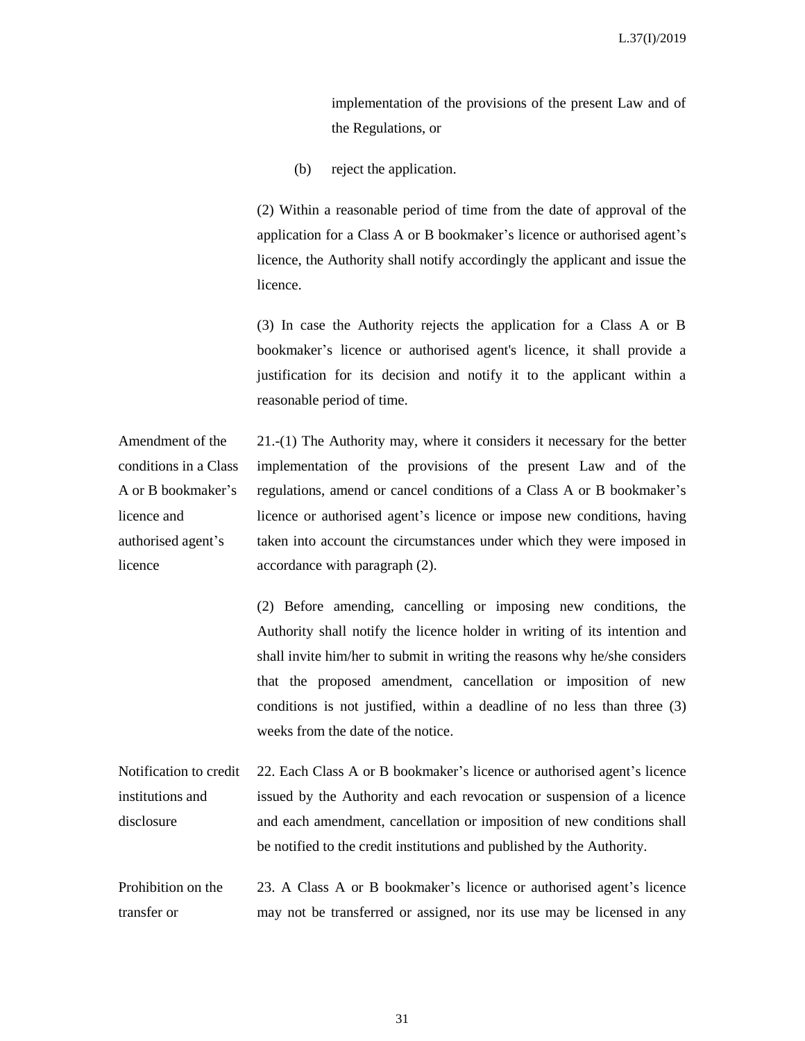implementation of the provisions of the present Law and of the Regulations, or

(b) reject the application.

(2) Within a reasonable period of time from the date of approval of the application for a Class A or B bookmaker's licence or authorised agent's licence, the Authority shall notify accordingly the applicant and issue the licence.

(3) In case the Authority rejects the application for a Class A or B bookmaker's licence or authorised agent's licence, it shall provide a justification for its decision and notify it to the applicant within a reasonable period of time.

**Amendment of the conditions in a Class A or B bookmaker's licence and authorised agent's licence**

21.-(1) The Authority may, where it considers it necessary for the better implementation of the provisions of the present Law and of the regulations, amend or cancel conditions of a Class A or B bookmaker's licence or authorised agent's licence or impose new conditions, having taken into account the circumstances under which they were imposed in accordance with paragraph (2).

(2) Before amending, cancelling or imposing new conditions, the Authority shall notify the licence holder in writing of its intention and shall invite him/her to submit in writing the reasons why he/she considers that the proposed amendment, cancellation or imposition of new conditions is not justified, within a deadline of no less than three (3) weeks from the date of the notice.

**Notification to credit institutions and disclosure**

22. Each Class A or B bookmaker's licence or authorised agent's licence issued by the Authority and each revocation or suspension of a licence and each amendment, cancellation or imposition of new conditions shall be notified to the credit institutions and published by the Authority.

**Prohibition on the transfer or**

23. A Class A or B bookmaker's licence or authorised agent's licence may not be transferred or assigned, nor its use may be licensed in any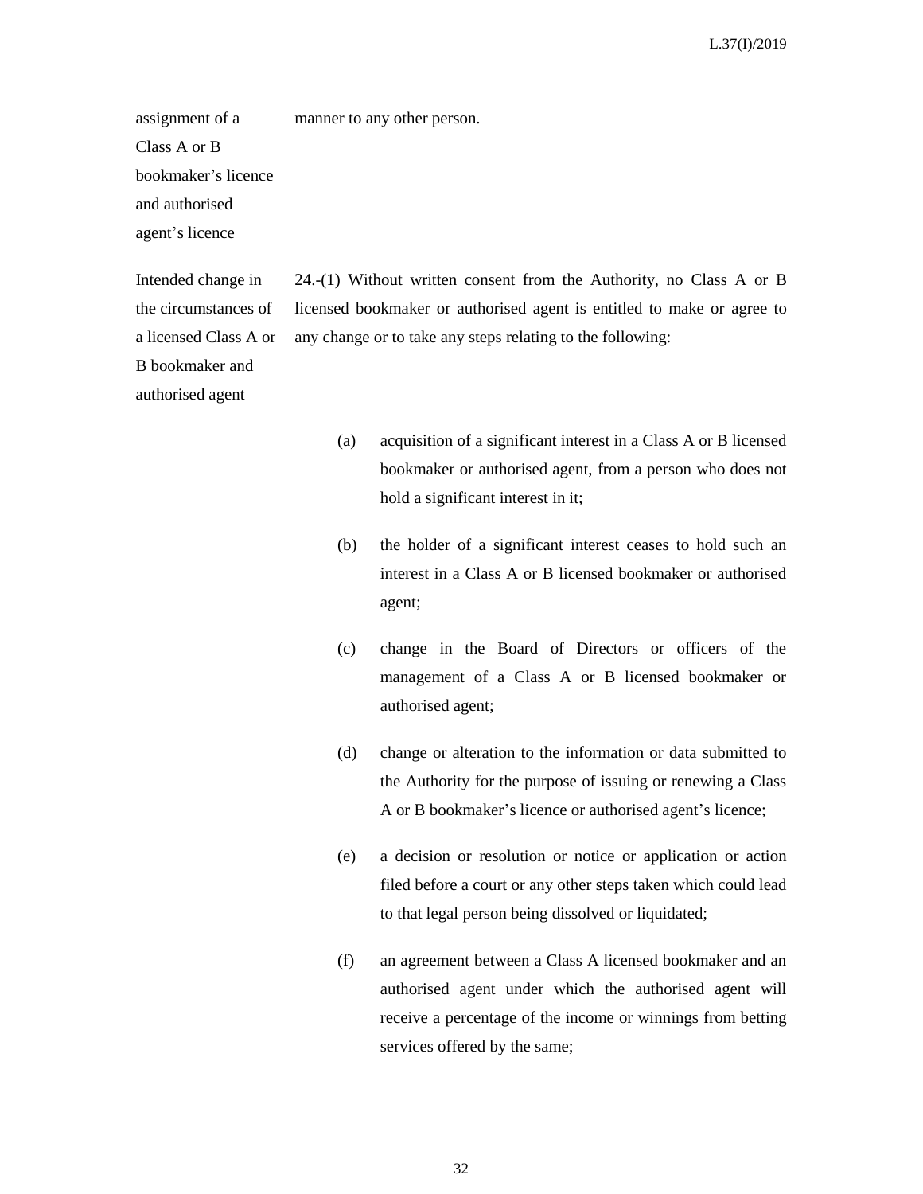assignment of a Class A or B bookmaker's licence and authorised agent's licence

manner to any other person.

Intended change in the circumstances of a licensed Class A or B bookmaker and authorised agent

24.-(1) Without written consent from the Authority, no Class A or B licensed bookmaker or authorised agent is entitled to make or agree to any change or to take any steps relating to the following:

(a) acquisition of a significant interest in a Class A or B licensed bookmaker or authorised agent, from a person who does not hold a significant interest in it;

(b) the holder of a significant interest ceases to hold such an interest in a Class A or B licensed bookmaker or authorised agent;

(c) change in the Board of Directors or officers of the management of a Class A or B licensed bookmaker or authorised agent;

(d) change or alteration to the information or data submitted to the Authority for the purpose of issuing or renewing a Class A or B bookmaker's licence or authorised agent's licence;

(e) a decision or resolution or notice or application or action filed before a court or any other steps taken which could lead to that legal person being dissolved or liquidated;

(f) an agreement between a Class A licensed bookmaker and an authorised agent under which the authorised agent will receive a percentage of the income or winnings from betting services offered by the same;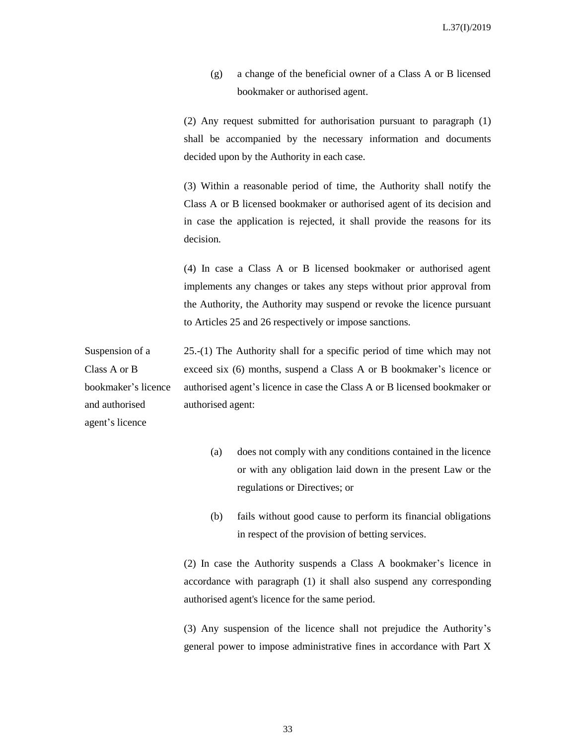(g) a change of the beneficial owner of a Class A or B licensed bookmaker or authorised agent.

(2) Any request submitted for authorisation pursuant to paragraph (1) shall be accompanied by the necessary information and documents decided upon by the Authority in each case.

(3) Within a reasonable period of time, the Authority shall notify the Class A or B licensed bookmaker or authorised agent of its decision and in case the application is rejected, it shall provide the reasons for its decision.

(4) In case a Class A or B licensed bookmaker or authorised agent implements any changes or takes any steps without prior approval from the Authority, the Authority may suspend or revoke the licence pursuant to Articles 25 and 26 respectively or impose sanctions.

**Suspension of a Class A or B bookmaker's licence and authorised agent's licence**

25.-(1) The Authority shall for a specific period of time which may not exceed six (6) months, suspend a Class A or B bookmaker's licence or authorised agent's licence in case the Class A or B licensed bookmaker or authorised agent:

(a) does not comply with any conditions contained in the licence or with any obligation laid down in the present Law or the regulations or Directives; or

(b) fails without good cause to perform its financial obligations in respect of the provision of betting services.

(2) In case the Authority suspends a Class A bookmaker's licence in accordance with paragraph (1) it shall also suspend any corresponding authorised agent's licence for the same period.

(3) Any suspension of the licence shall not prejudice the Authority's general power to impose administrative fines in accordance with Part X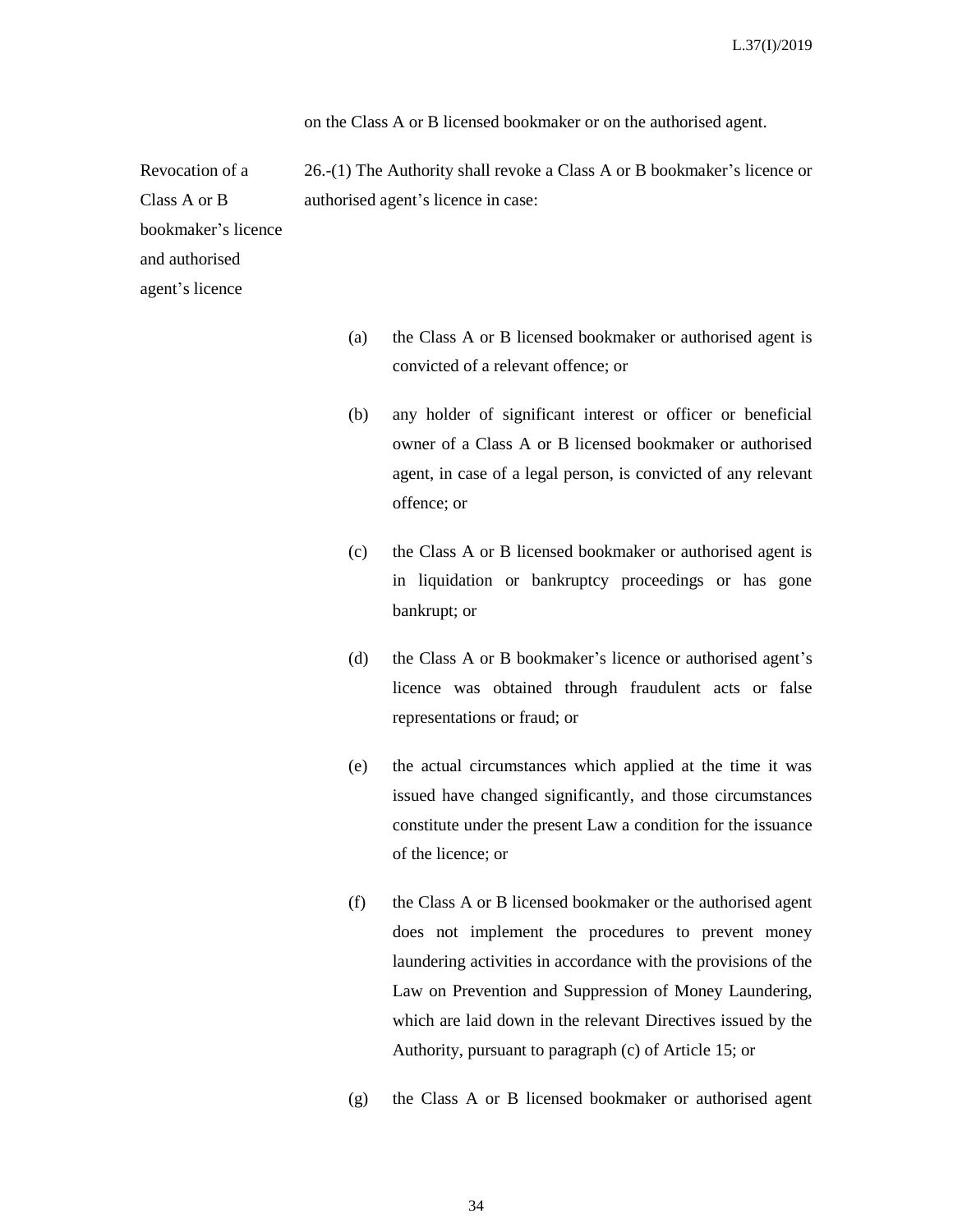on the Class A or B licensed bookmaker or on the authorised agent.

Revocation of a Class A or B bookmaker's licence and authorised agent's licence

26.-(1) The Authority shall revoke a Class A or B bookmaker's licence or authorised agent's licence in case:

(a) the Class A or B licensed bookmaker or authorised agent is convicted of a relevant offence; or

(b) any holder of significant interest or officer or beneficial owner of a Class A or B licensed bookmaker or authorised agent, in case of a legal person, is convicted of any relevant offence; or

(c) the Class A or B licensed bookmaker or authorised agent is in liquidation or bankruptcy proceedings or has gone bankrupt; or

(d) the Class A or B bookmaker's licence or authorised agent's licence was obtained through fraudulent acts or false representations or fraud; or

(e) the actual circumstances which applied at the time it was issued have changed significantly, and those circumstances constitute under the present Law a condition for the issuance of the licence; or

(f) the Class A or B licensed bookmaker or the authorised agent does not implement the procedures to prevent money laundering activities in accordance with the provisions of the Law on Prevention and Suppression of Money Laundering, which are laid down in the relevant Directives issued by the Authority, pursuant to paragraph (c) of Article 15; or

(g) the Class A or B licensed bookmaker or authorised agent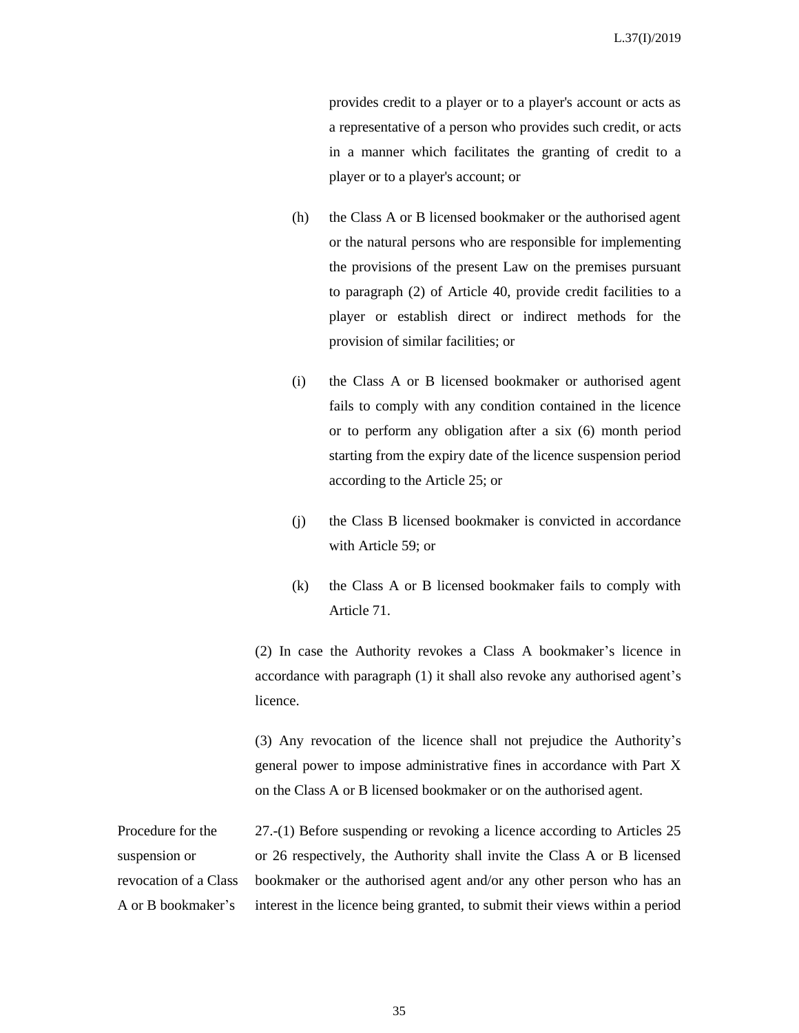provides credit to a player or to a player's account or acts as a representative of a person who provides such credit, or acts in a manner which facilitates the granting of credit to a player or to a player's account; or

(h) the Class A or B licensed bookmaker or the authorised agent or the natural persons who are responsible for implementing the provisions of the present Law on the premises pursuant to paragraph (2) of Article 40, provide credit facilities to a player or establish direct or indirect methods for the provision of similar facilities; or

(i) the Class A or B licensed bookmaker or authorised agent fails to comply with any condition contained in the licence or to perform any obligation after a six (6) month period starting from the expiry date of the licence suspension period according to the Article 25; or

(j) the Class B licensed bookmaker is convicted in accordance with Article 59; or

(k) the Class A or B licensed bookmaker fails to comply with Article 71.

(2) In case the Authority revokes a Class A bookmaker's licence in accordance with paragraph (1) it shall also revoke any authorised agent's licence.

(3) Any revocation of the licence shall not prejudice the Authority's general power to impose administrative fines in accordance with Part X on the Class A or B licensed bookmaker or on the authorised agent.

Procedure for the suspension or revocation of a Class A or B bookmaker's

27.-(1) Before suspending or revoking a licence according to Articles 25 or 26 respectively, the Authority shall invite the Class A or B licensed bookmaker or the authorised agent and/or any other person who has an interest in the licence being granted, to submit their views within a period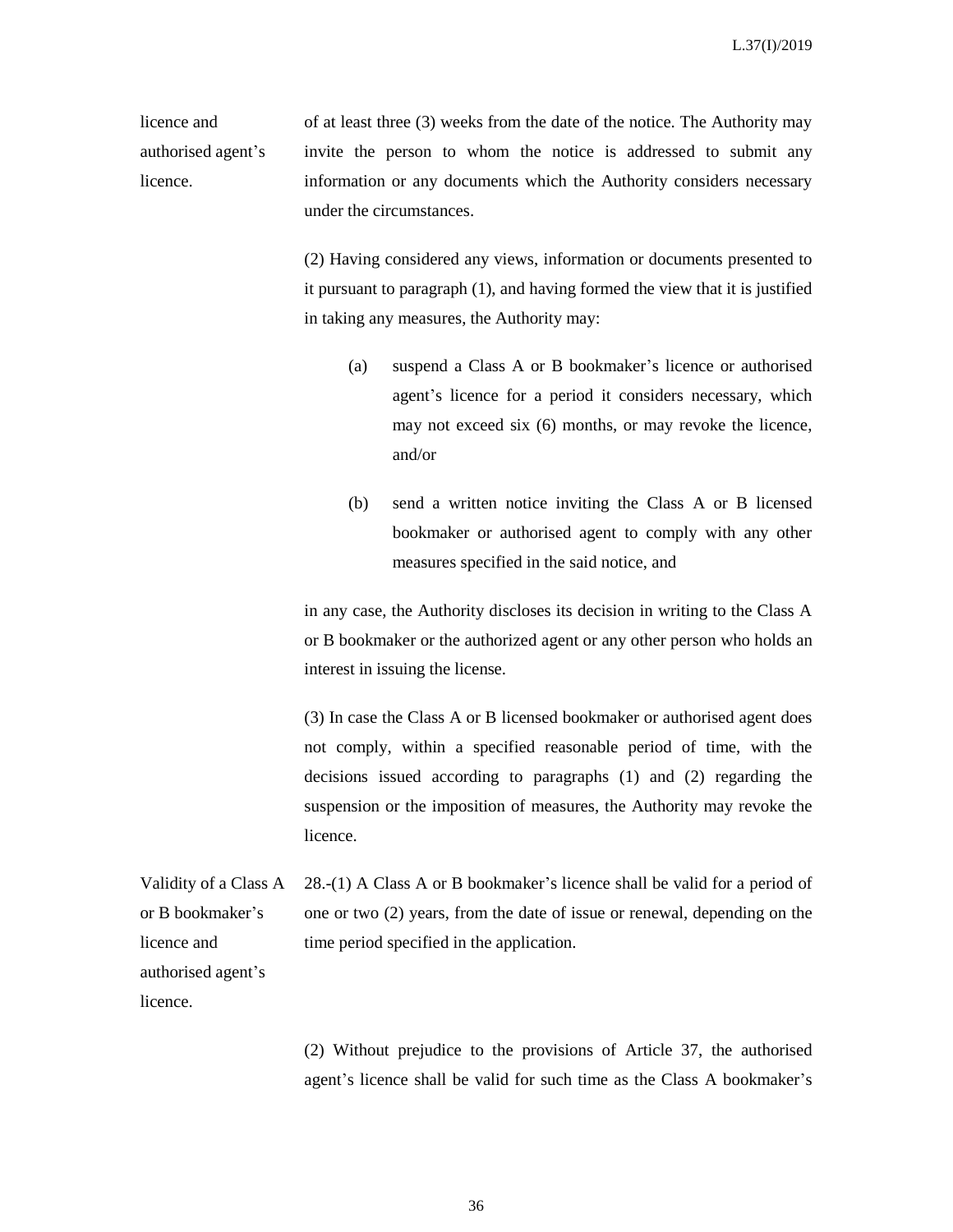licence and authorised agent's licence.

of at least three (3) weeks from the date of the notice. The Authority may invite the person to whom the notice is addressed to submit any information or any documents which the Authority considers necessary under the circumstances.

(2) Having considered any views, information or documents presented to it pursuant to paragraph (1), and having formed the view that it is justified in taking any measures, the Authority may:

(a) suspend a Class A or B bookmaker's licence or authorised agent's licence for a period it considers necessary, which may not exceed six (6) months, or may revoke the licence, and/or

(b) send a written notice inviting the Class A or B licensed bookmaker or authorised agent to comply with any other measures specified in the said notice, and

in any case, the Authority discloses its decision in writing to the Class A or B bookmaker or the authorized agent or any other person who holds an interest in issuing the license.

(3) In case the Class A or B licensed bookmaker or authorised agent does not comply, within a specified reasonable period of time, with the decisions issued according to paragraphs (1) and (2) regarding the suspension or the imposition of measures, the Authority may revoke the licence.

Validity of a Class A or B bookmaker's licence and authorised agent's licence.

28.-(1) A Class A or B bookmaker's licence shall be valid for a period of one or two (2) years, from the date of issue or renewal, depending on the time period specified in the application.

(2) Without prejudice to the provisions of Article 37, the authorised agent's licence shall be valid for such time as the Class A bookmaker's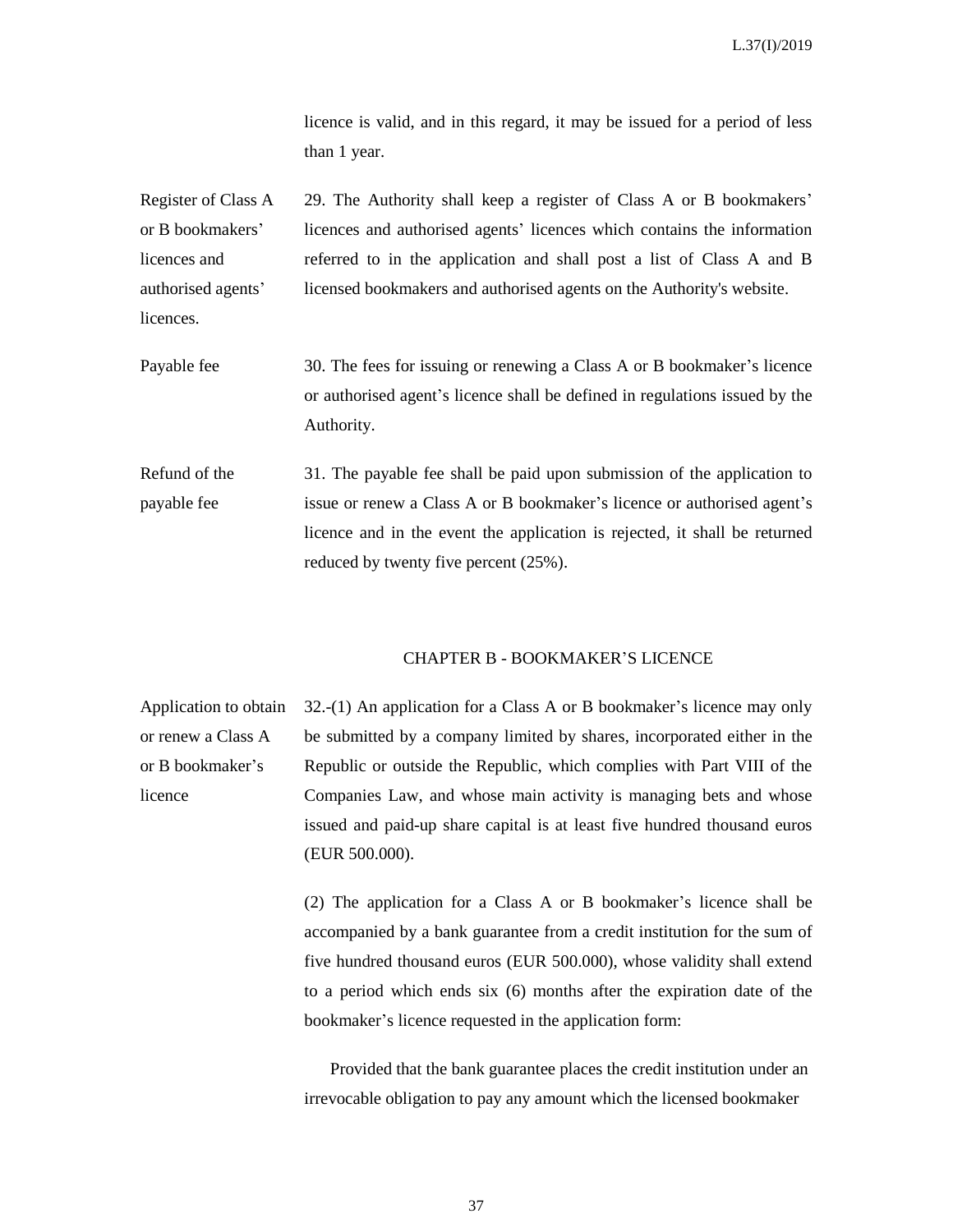licence is valid, and in this regard, it may be issued for a period of less than 1 year.

Register of Class A or B bookmakers' licences and authorised agents' licences.

29. The Authority shall keep a register of Class A or B bookmakers' licences and authorised agents' licences which contains the information referred to in the application and shall post a list of Class A and B licensed bookmakers and authorised agents on the Authority's website.

Payable fee

30. The fees for issuing or renewing a Class A or B bookmaker's licence or authorised agent's licence shall be defined in regulations issued by the Authority.

Refund of the payable fee

31. The payable fee shall be paid upon submission of the application to issue or renew a Class A or B bookmaker's licence or authorised agent's licence and in the event the application is rejected, it shall be returned reduced by twenty five percent (25%).

## CHAPTER B - BOOKMAKER'S LICENCE

Application to obtain or renew a Class A or B bookmaker's licence

32.-(1) An application for a Class A or B bookmaker's licence may only be submitted by a company limited by shares, incorporated either in the Republic or outside the Republic, which complies with Part VIII of the Companies Law, and whose main activity is managing bets and whose issued and paid-up share capital is at least five hundred thousand euros (EUR 500.000).

(2) The application for a Class A or B bookmaker's licence shall be accompanied by a bank guarantee from a credit institution for the sum of five hundred thousand euros (EUR 500.000), whose validity shall extend to a period which ends six (6) months after the expiration date of the bookmaker's licence requested in the application form:

Provided that the bank guarantee places the credit institution under an irrevocable obligation to pay any amount which the licensed bookmaker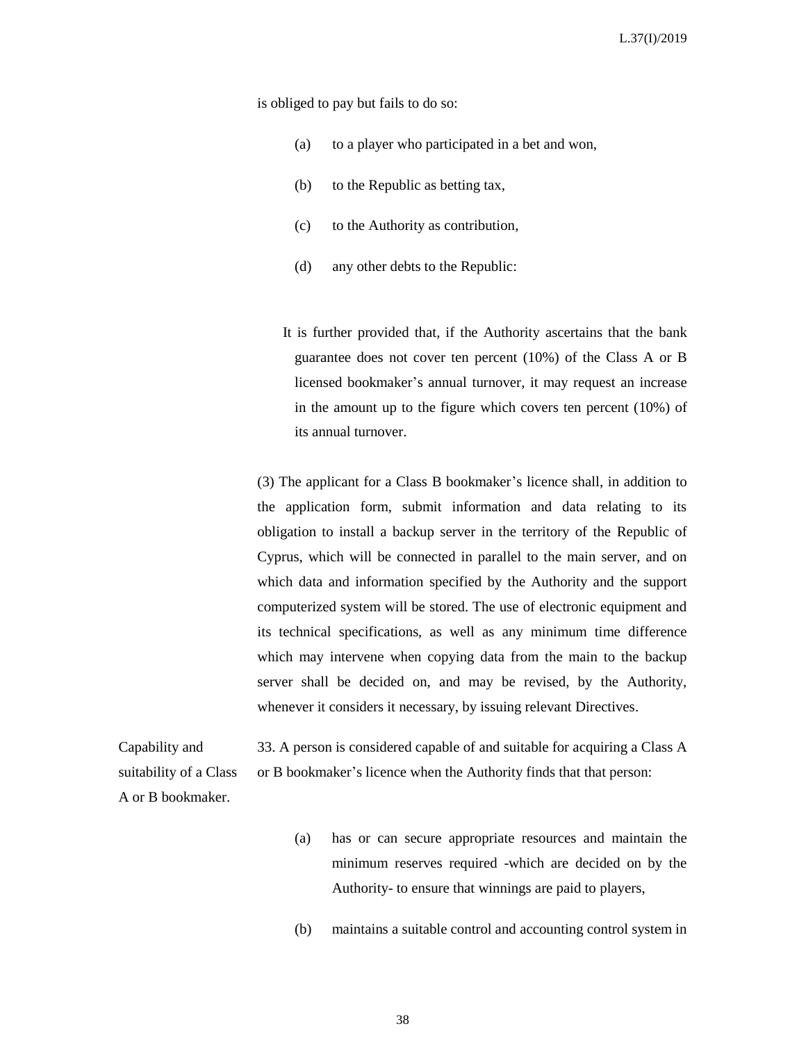is obliged to pay but fails to do so:

(a) to a player who participated in a bet and won,

(b) to the Republic as betting tax,

(c) to the Authority as contribution,

(d) any other debts to the Republic:

It is further provided that, if the Authority ascertains that the bank guarantee does not cover ten percent (10%) of the Class A or B licensed bookmaker's annual turnover, it may request an increase in the amount up to the figure which covers ten percent (10%) of its annual turnover.

(3) The applicant for a Class B bookmaker's licence shall, in addition to the application form, submit information and data relating to its obligation to install a backup server in the territory of the Republic of Cyprus, which will be connected in parallel to the main server, and on which data and information specified by the Authority and the support computerized system will be stored. The use of electronic equipment and its technical specifications, as well as any minimum time difference which may intervene when copying data from the main to the backup server shall be decided on, and may be revised, by the Authority, whenever it considers it necessary, by issuing relevant Directives.

Capability and suitability of a Class A or B bookmaker.

33. A person is considered capable of and suitable for acquiring a Class A or B bookmaker's licence when the Authority finds that that person:

(a) has or can secure appropriate resources and maintain the minimum reserves required -which are decided on by the Authority- to ensure that winnings are paid to players,

(b) maintains a suitable control and accounting control system in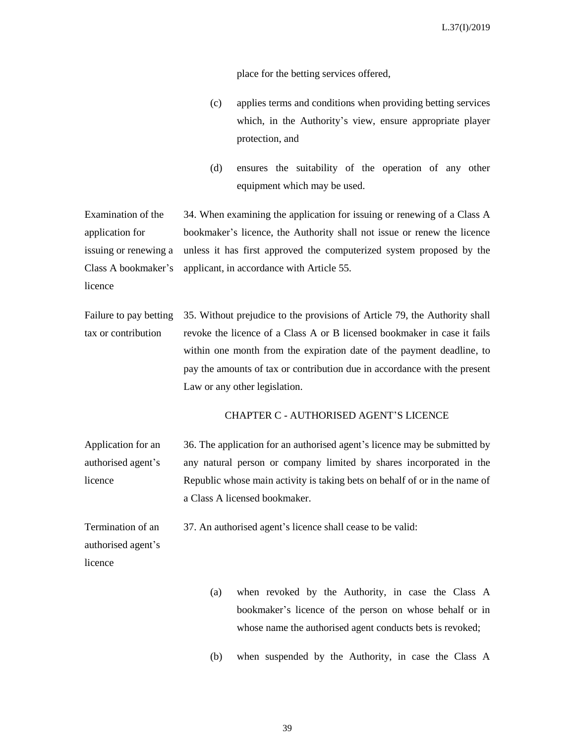place for the betting services offered,

(c) applies terms and conditions when providing betting services which, in the Authority's view, ensure appropriate player protection, and

(d) ensures the suitability of the operation of any other equipment which may be used.

Examination of the application for issuing or renewing a Class A bookmaker's licence

34. When examining the application for issuing or renewing of a Class A bookmaker's licence, the Authority shall not issue or renew the licence unless it has first approved the computerized system proposed by the applicant, in accordance with Article 55.

Failure to pay betting tax or contribution

35. Without prejudice to the provisions of Article 79, the Authority shall revoke the licence of a Class A or B licensed bookmaker in case it fails within one month from the expiration date of the payment deadline, to pay the amounts of tax or contribution due in accordance with the present Law or any other legislation.

## CHAPTER C - AUTHORISED AGENT'S LICENCE

Application for an authorised agent's licence

36. The application for an authorised agent's licence may be submitted by any natural person or company limited by shares incorporated in the Republic whose main activity is taking bets on behalf of or in the name of a Class A licensed bookmaker.

Termination of an authorised agent's licence

37. An authorised agent's licence shall cease to be valid:

(a) when revoked by the Authority, in case the Class A bookmaker's licence of the person on whose behalf or in whose name the authorised agent conducts bets is revoked;

(b) when suspended by the Authority, in case the Class A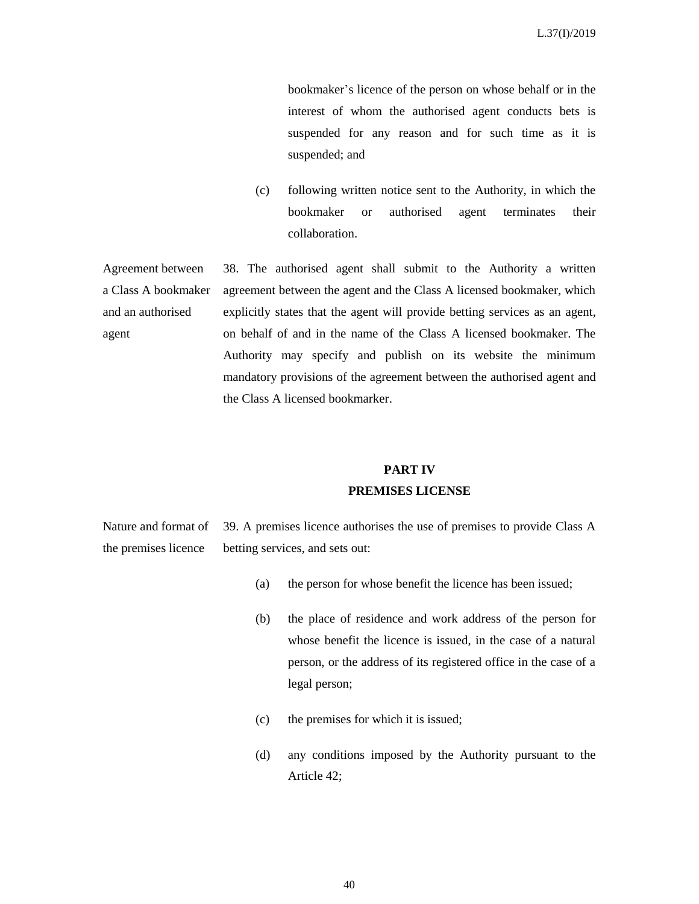bookmaker's licence of the person on whose behalf or in the interest of whom the authorised agent conducts bets is suspended for any reason and for such time as it is suspended; and

(c) following written notice sent to the Authority, in which the bookmaker or authorised agent terminates their collaboration.

Agreement between a Class A bookmaker and an authorised agent

38. The authorised agent shall submit to the Authority a written agreement between the agent and the Class A licensed bookmaker, which explicitly states that the agent will provide betting services as an agent, on behalf of and in the name of the Class A licensed bookmaker. The Authority may specify and publish on its website the minimum mandatory provisions of the agreement between the authorised agent and the Class A licensed bookmarker.

## PART IV
## PREMISES LICENSE

Nature and format of the premises licence

39. A premises licence authorises the use of premises to provide Class A betting services, and sets out:

(a) the person for whose benefit the licence has been issued;

(b) the place of residence and work address of the person for whose benefit the licence is issued, in the case of a natural person, or the address of its registered office in the case of a legal person;

(c) the premises for which it is issued;

(d) any conditions imposed by the Authority pursuant to the Article 42;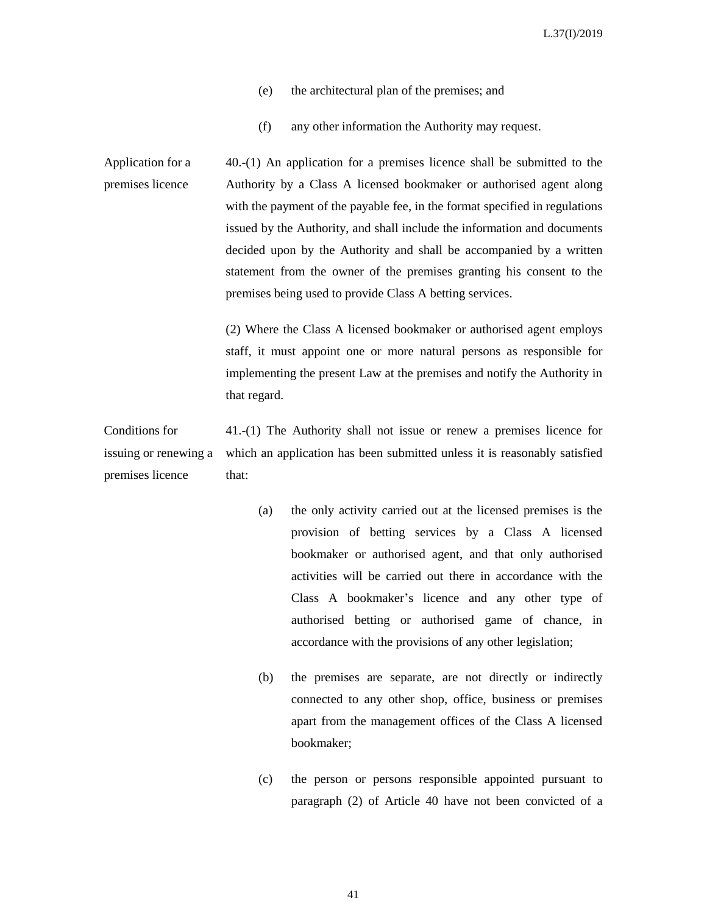(e) the architectural plan of the premises; and

(f) any other information the Authority may request.

**Application for a premises licence**

40.-(1) An application for a premises licence shall be submitted to the Authority by a Class A licensed bookmaker or authorised agent along with the payment of the payable fee, in the format specified in regulations issued by the Authority, and shall include the information and documents decided upon by the Authority and shall be accompanied by a written statement from the owner of the premises granting his consent to the premises being used to provide Class A betting services.

(2) Where the Class A licensed bookmaker or authorised agent employs staff, it must appoint one or more natural persons as responsible for implementing the present Law at the premises and notify the Authority in that regard.

**Conditions for issuing or renewing a premises licence**

41.-(1) The Authority shall not issue or renew a premises licence for which an application has been submitted unless it is reasonably satisfied that:

(a) the only activity carried out at the licensed premises is the provision of betting services by a Class A licensed bookmaker or authorised agent, and that only authorised activities will be carried out there in accordance with the Class A bookmaker's licence and any other type of authorised betting or authorised game of chance, in accordance with the provisions of any other legislation;

(b) the premises are separate, are not directly or indirectly connected to any other shop, office, business or premises apart from the management offices of the Class A licensed bookmaker;

(c) the person or persons responsible appointed pursuant to paragraph (2) of Article 40 have not been convicted of a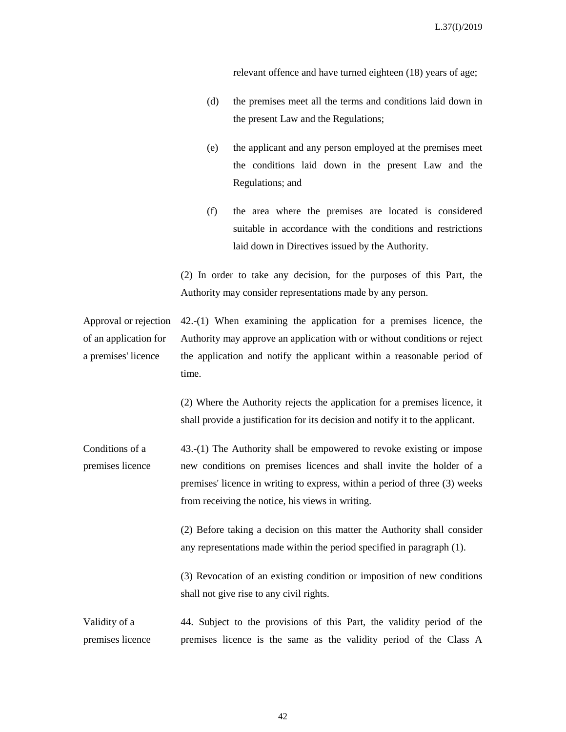relevant offence and have turned eighteen (18) years of age;

(d) the premises meet all the terms and conditions laid down in the present Law and the Regulations;

(e) the applicant and any person employed at the premises meet the conditions laid down in the present Law and the Regulations; and

(f) the area where the premises are located is considered suitable in accordance with the conditions and restrictions laid down in Directives issued by the Authority.

(2) In order to take any decision, for the purposes of this Part, the Authority may consider representations made by any person.

**Approval or rejection of an application for a premises' licence**

42.-(1) When examining the application for a premises licence, the Authority may approve an application with or without conditions or reject the application and notify the applicant within a reasonable period of time.

(2) Where the Authority rejects the application for a premises licence, it shall provide a justification for its decision and notify it to the applicant.

**Conditions of a premises licence**

43.-(1) The Authority shall be empowered to revoke existing or impose new conditions on premises licences and shall invite the holder of a premises' licence in writing to express, within a period of three (3) weeks from receiving the notice, his views in writing.

(2) Before taking a decision on this matter the Authority shall consider any representations made within the period specified in paragraph (1).

(3) Revocation of an existing condition or imposition of new conditions shall not give rise to any civil rights.

**Validity of a premises licence**

44. Subject to the provisions of this Part, the validity period of the premises licence is the same as the validity period of the Class A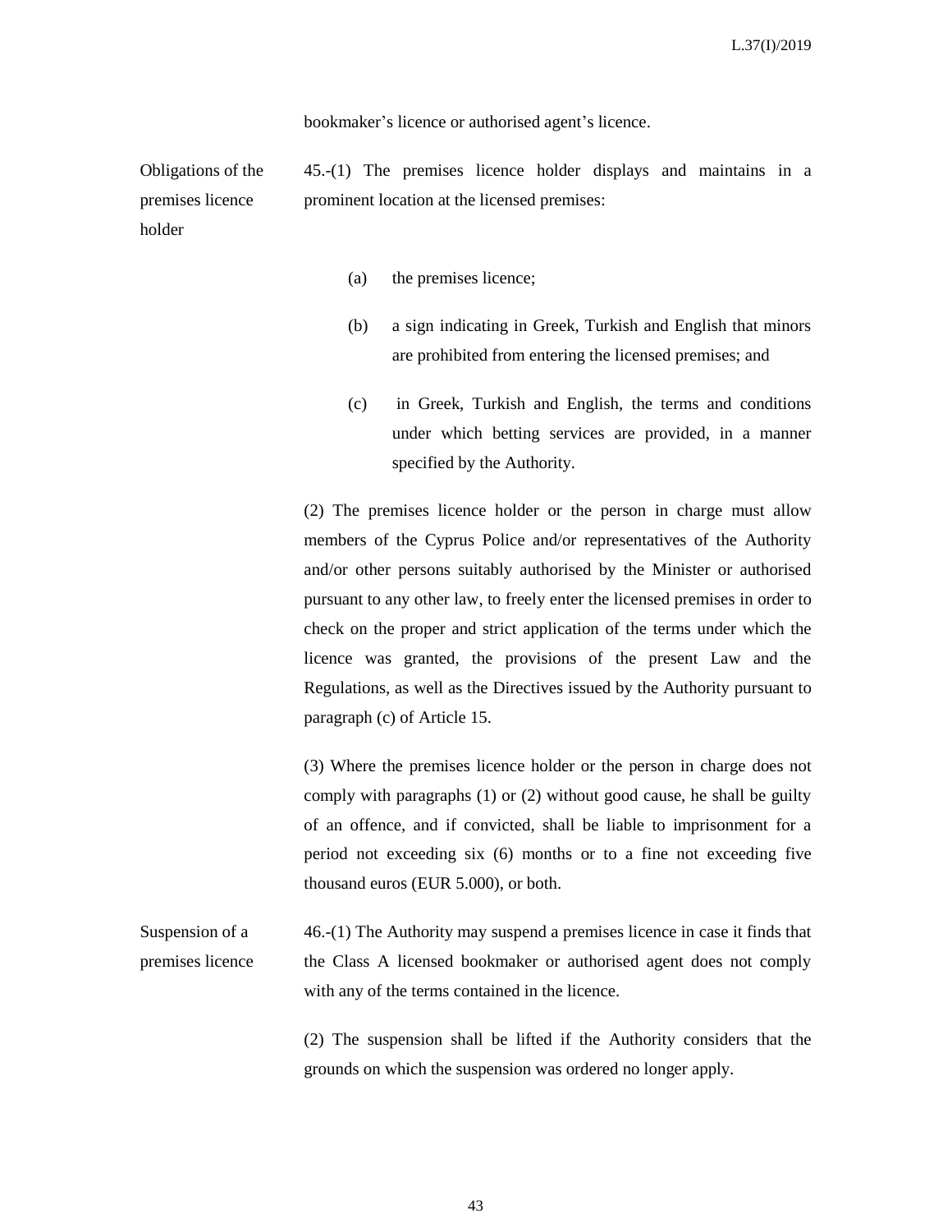bookmaker's licence or authorised agent's licence.

**Obligations of the premises licence holder**

45.-(1) The premises licence holder displays and maintains in a prominent location at the licensed premises:

(a) the premises licence;

(b) a sign indicating in Greek, Turkish and English that minors are prohibited from entering the licensed premises; and

(c) in Greek, Turkish and English, the terms and conditions under which betting services are provided, in a manner specified by the Authority.

(2) The premises licence holder or the person in charge must allow members of the Cyprus Police and/or representatives of the Authority and/or other persons suitably authorised by the Minister or authorised pursuant to any other law, to freely enter the licensed premises in order to check on the proper and strict application of the terms under which the licence was granted, the provisions of the present Law and the Regulations, as well as the Directives issued by the Authority pursuant to paragraph (c) of Article 15.

(3) Where the premises licence holder or the person in charge does not comply with paragraphs (1) or (2) without good cause, he shall be guilty of an offence, and if convicted, shall be liable to imprisonment for a period not exceeding six (6) months or to a fine not exceeding five thousand euros (EUR 5.000), or both.

**Suspension of a premises licence**

46.-(1) The Authority may suspend a premises licence in case it finds that the Class A licensed bookmaker or authorised agent does not comply with any of the terms contained in the licence.

(2) The suspension shall be lifted if the Authority considers that the grounds on which the suspension was ordered no longer apply.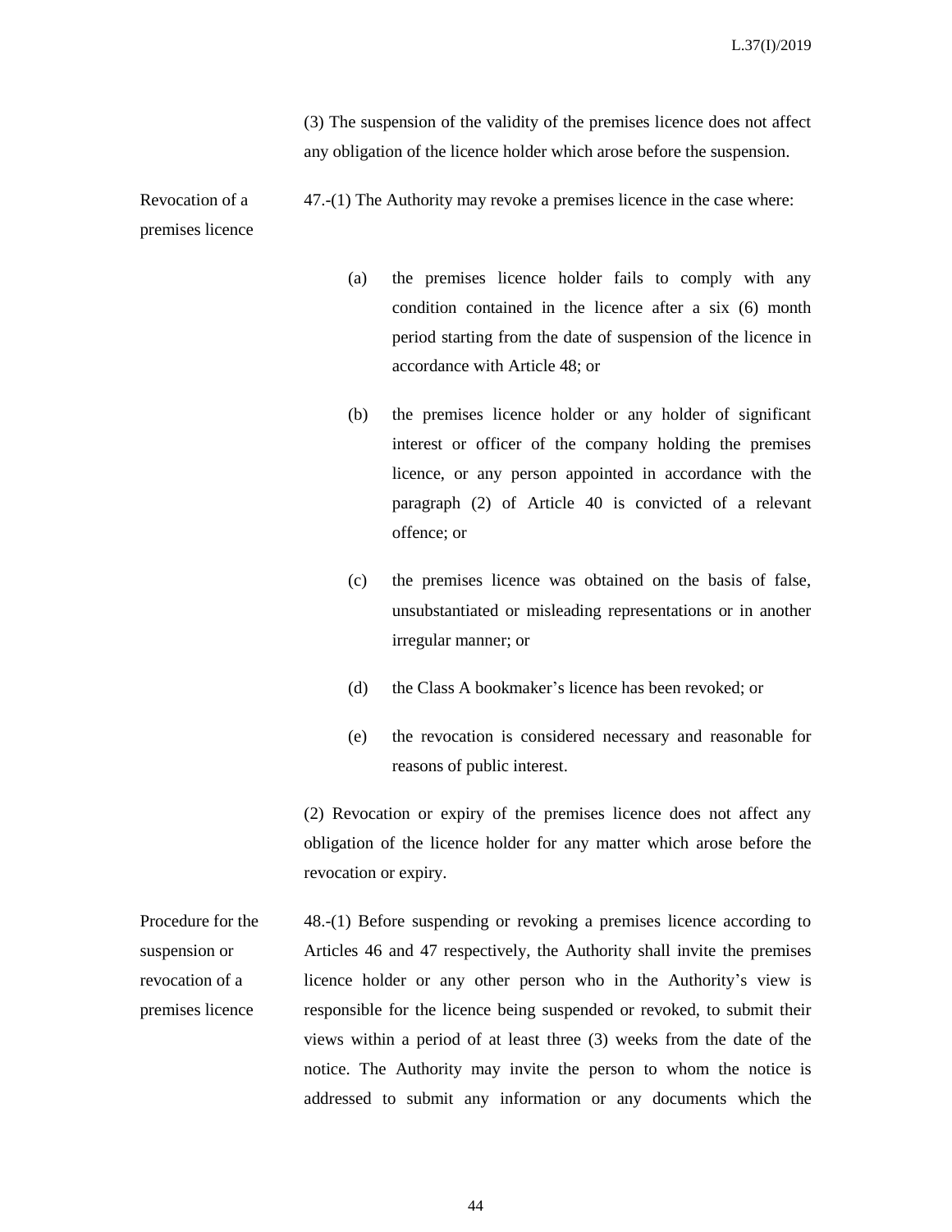(3) The suspension of the validity of the premises licence does not affect any obligation of the licence holder which arose before the suspension.

**Revocation of a premises licence**

47.-(1) The Authority may revoke a premises licence in the case where:

(a) the premises licence holder fails to comply with any condition contained in the licence after a six (6) month period starting from the date of suspension of the licence in accordance with Article 48; or

(b) the premises licence holder or any holder of significant interest or officer of the company holding the premises licence, or any person appointed in accordance with the paragraph (2) of Article 40 is convicted of a relevant offence; or

(c) the premises licence was obtained on the basis of false, unsubstantiated or misleading representations or in another irregular manner; or

(d) the Class A bookmaker's licence has been revoked; or

(e) the revocation is considered necessary and reasonable for reasons of public interest.

(2) Revocation or expiry of the premises licence does not affect any obligation of the licence holder for any matter which arose before the revocation or expiry.

**Procedure for the suspension or revocation of a premises licence**

48.-(1) Before suspending or revoking a premises licence according to Articles 46 and 47 respectively, the Authority shall invite the premises licence holder or any other person who in the Authority's view is responsible for the licence being suspended or revoked, to submit their views within a period of at least three (3) weeks from the date of the notice. The Authority may invite the person to whom the notice is addressed to submit any information or any documents which the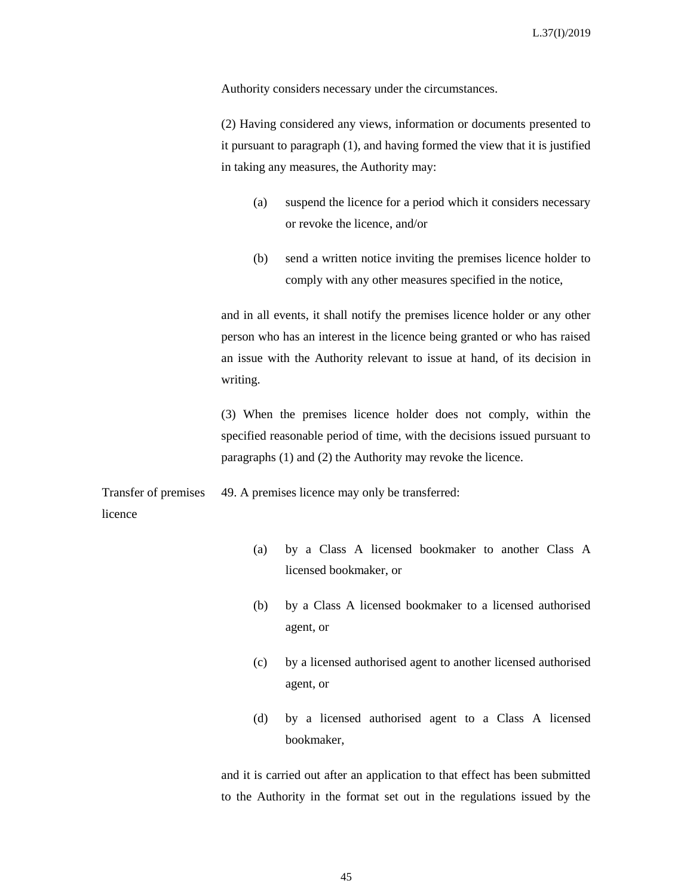Authority considers necessary under the circumstances.

(2) Having considered any views, information or documents presented to it pursuant to paragraph (1), and having formed the view that it is justified in taking any measures, the Authority may:

(a) suspend the licence for a period which it considers necessary or revoke the licence, and/or

(b) send a written notice inviting the premises licence holder to comply with any other measures specified in the notice,

and in all events, it shall notify the premises licence holder or any other person who has an interest in the licence being granted or who has raised an issue with the Authority relevant to issue at hand, of its decision in writing.

(3) When the premises licence holder does not comply, within the specified reasonable period of time, with the decisions issued pursuant to paragraphs (1) and (2) the Authority may revoke the licence.

Transfer of premises licence

49. A premises licence may only be transferred:

(a) by a Class A licensed bookmaker to another Class A licensed bookmaker, or

(b) by a Class A licensed bookmaker to a licensed authorised agent, or

(c) by a licensed authorised agent to another licensed authorised agent, or

(d) by a licensed authorised agent to a Class A licensed bookmaker,

and it is carried out after an application to that effect has been submitted to the Authority in the format set out in the regulations issued by the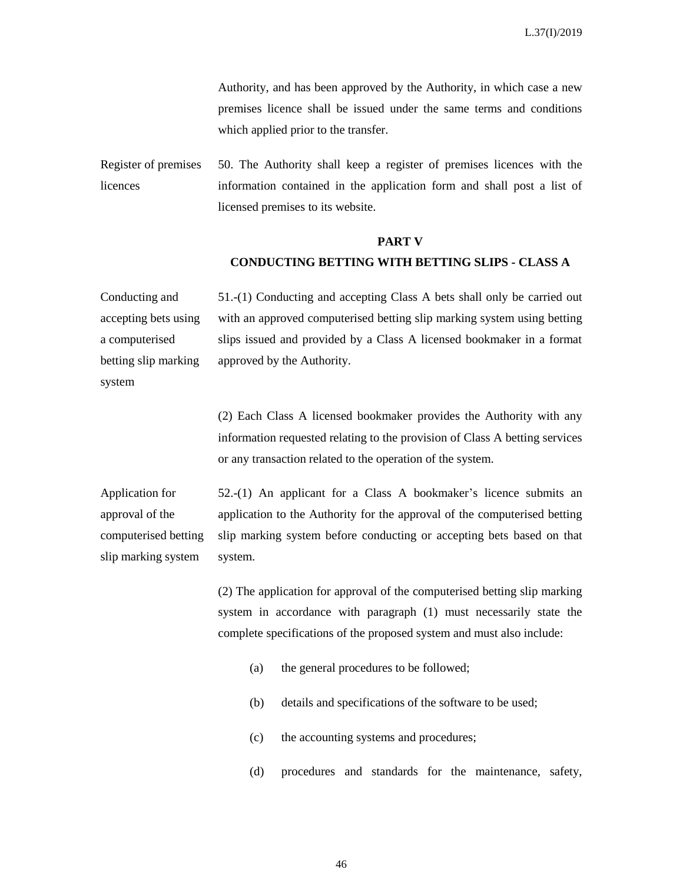Authority, and has been approved by the Authority, in which case a new premises licence shall be issued under the same terms and conditions which applied prior to the transfer.

Register of premises licences

50. The Authority shall keep a register of premises licences with the information contained in the application form and shall post a list of licensed premises to its website.

## PART V
## CONDUCTING BETTING WITH BETTING SLIPS - CLASS A

Conducting and accepting bets using a computerised betting slip marking system

51.-(1) Conducting and accepting Class A bets shall only be carried out with an approved computerised betting slip marking system using betting slips issued and provided by a Class A licensed bookmaker in a format approved by the Authority.

(2) Each Class A licensed bookmaker provides the Authority with any information requested relating to the provision of Class A betting services or any transaction related to the operation of the system.

Application for approval of the computerised betting slip marking system

52.-(1) An applicant for a Class A bookmaker's licence submits an application to the Authority for the approval of the computerised betting slip marking system before conducting or accepting bets based on that system.

(2) The application for approval of the computerised betting slip marking system in accordance with paragraph (1) must necessarily state the complete specifications of the proposed system and must also include:

(a) the general procedures to be followed;

(b) details and specifications of the software to be used;

(c) the accounting systems and procedures;

(d) procedures and standards for the maintenance, safety,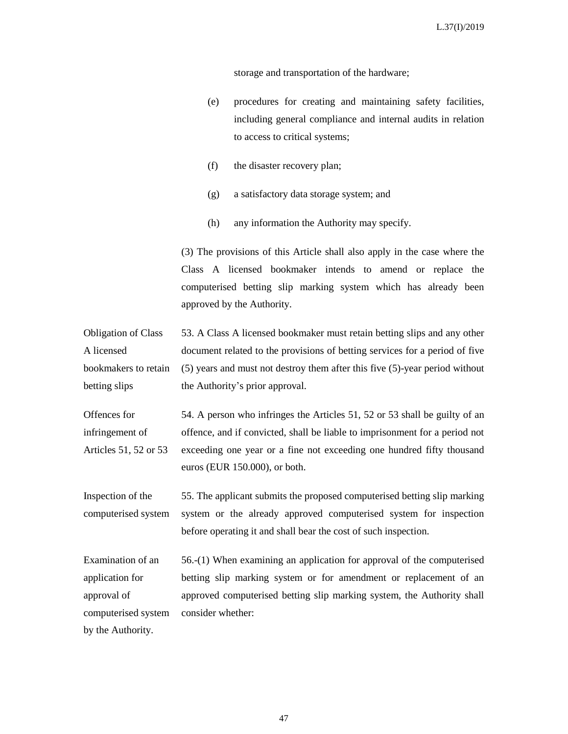storage and transportation of the hardware;

(e) procedures for creating and maintaining safety facilities, including general compliance and internal audits in relation to access to critical systems;

(f) the disaster recovery plan;

(g) a satisfactory data storage system; and

(h) any information the Authority may specify.

(3) The provisions of this Article shall also apply in the case where the Class A licensed bookmaker intends to amend or replace the computerised betting slip marking system which has already been approved by the Authority.

**Obligation of Class A licensed bookmakers to retain betting slips**

53. A Class A licensed bookmaker must retain betting slips and any other document related to the provisions of betting services for a period of five (5) years and must not destroy them after this five (5)-year period without the Authority's prior approval.

**Offences for infringement of Articles 51, 52 or 53**

54. A person who infringes the Articles 51, 52 or 53 shall be guilty of an offence, and if convicted, shall be liable to imprisonment for a period not exceeding one year or a fine not exceeding one hundred fifty thousand euros (EUR 150.000), or both.

**Inspection of the computerised system**

55. The applicant submits the proposed computerised betting slip marking system or the already approved computerised system for inspection before operating it and shall bear the cost of such inspection.

**Examination of an application for approval of computerised system by the Authority.**

56.-(1) When examining an application for approval of the computerised betting slip marking system or for amendment or replacement of an approved computerised betting slip marking system, the Authority shall consider whether: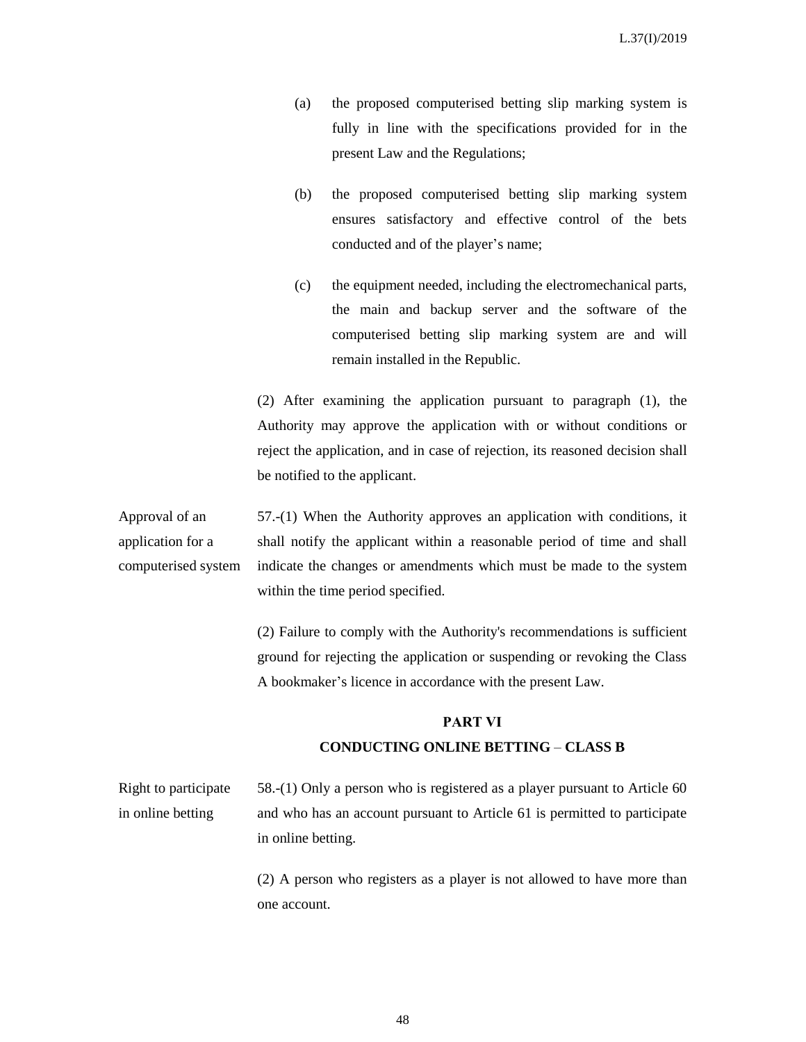(a) the proposed computerised betting slip marking system is fully in line with the specifications provided for in the present Law and the Regulations;

(b) the proposed computerised betting slip marking system ensures satisfactory and effective control of the bets conducted and of the player's name;

(c) the equipment needed, including the electromechanical parts, the main and backup server and the software of the computerised betting slip marking system are and will remain installed in the Republic.

(2) After examining the application pursuant to paragraph (1), the Authority may approve the application with or without conditions or reject the application, and in case of rejection, its reasoned decision shall be notified to the applicant.

Approval of an application for a computerised system

57.-(1) When the Authority approves an application with conditions, it shall notify the applicant within a reasonable period of time and shall indicate the changes or amendments which must be made to the system within the time period specified.

(2) Failure to comply with the Authority's recommendations is sufficient ground for rejecting the application or suspending or revoking the Class A bookmaker's licence in accordance with the present Law.

## PART VI

## CONDUCTING ONLINE BETTING – CLASS B

Right to participate in online betting

58.-(1) Only a person who is registered as a player pursuant to Article 60 and who has an account pursuant to Article 61 is permitted to participate in online betting.

(2) A person who registers as a player is not allowed to have more than one account.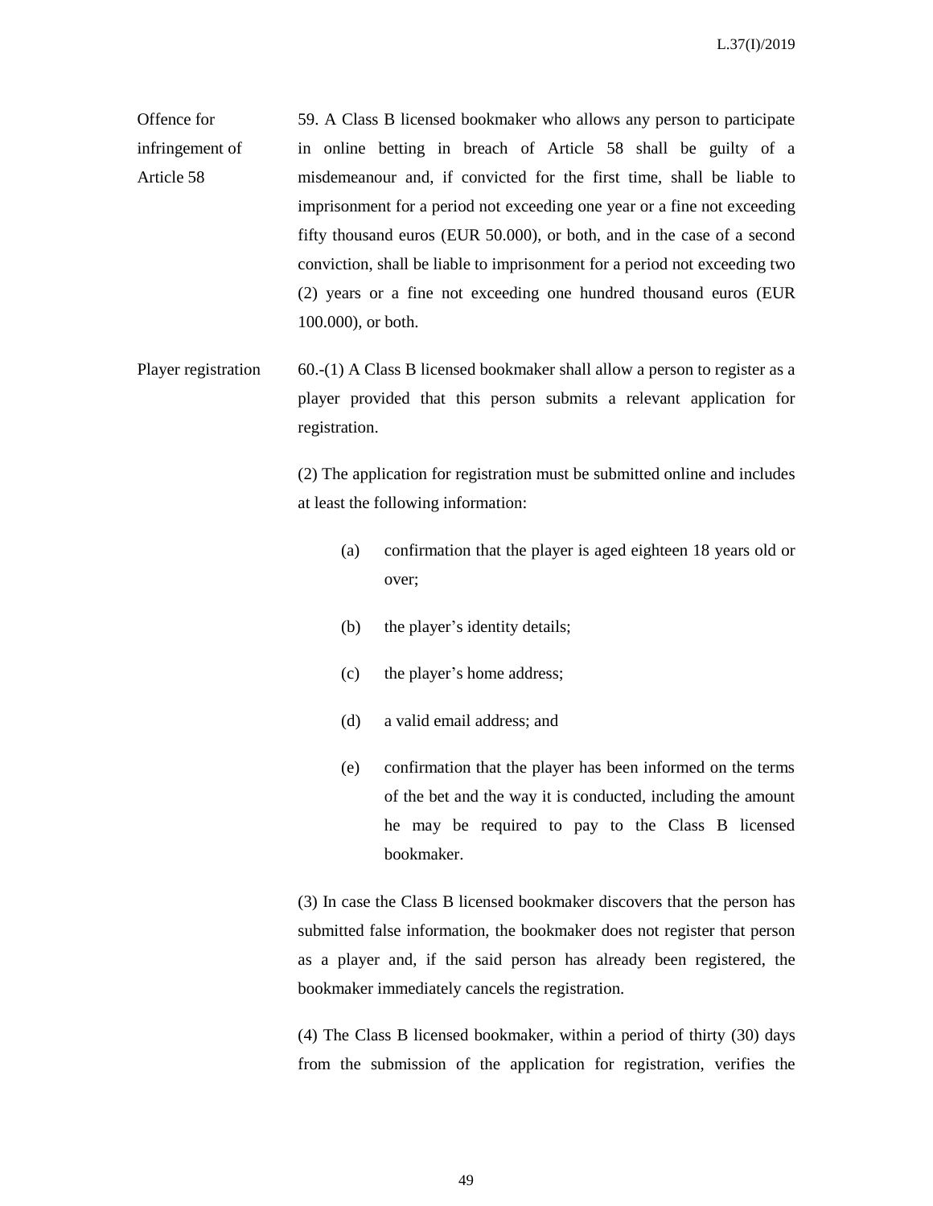**Offence for infringement of Article 58**

59. A Class B licensed bookmaker who allows any person to participate in online betting in breach of Article 58 shall be guilty of a misdemeanour and, if convicted for the first time, shall be liable to imprisonment for a period not exceeding one year or a fine not exceeding fifty thousand euros (EUR 50.000), or both, and in the case of a second conviction, shall be liable to imprisonment for a period not exceeding two (2) years or a fine not exceeding one hundred thousand euros (EUR 100.000), or both.

**Player registration**

60.-(1) A Class B licensed bookmaker shall allow a person to register as a player provided that this person submits a relevant application for registration.

(2) The application for registration must be submitted online and includes at least the following information:

(a) confirmation that the player is aged eighteen 18 years old or over;

(b) the player's identity details;

(c) the player's home address;

(d) a valid email address; and

(e) confirmation that the player has been informed on the terms of the bet and the way it is conducted, including the amount he may be required to pay to the Class B licensed bookmaker.

(3) In case the Class B licensed bookmaker discovers that the person has submitted false information, the bookmaker does not register that person as a player and, if the said person has already been registered, the bookmaker immediately cancels the registration.

(4) The Class B licensed bookmaker, within a period of thirty (30) days from the submission of the application for registration, verifies the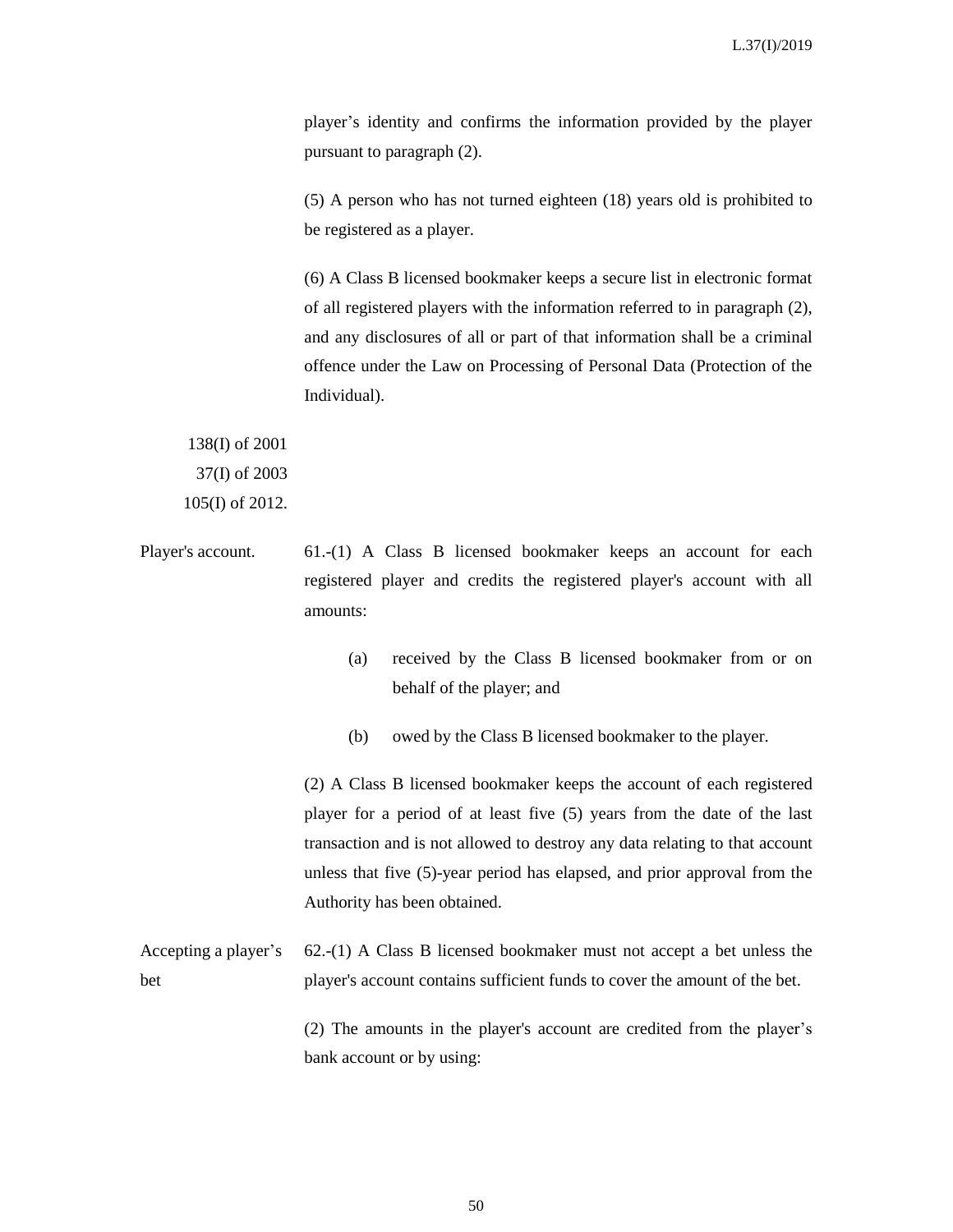player's identity and confirms the information provided by the player pursuant to paragraph (2).

(5) A person who has not turned eighteen (18) years old is prohibited to be registered as a player.

(6) A Class B licensed bookmaker keeps a secure list in electronic format of all registered players with the information referred to in paragraph (2), and any disclosures of all or part of that information shall be a criminal offence under the Law on Processing of Personal Data (Protection of the Individual).

138(I) of 2001
37(I) of 2003
105(I) of 2012.

Player's account.

61.-(1) A Class B licensed bookmaker keeps an account for each registered player and credits the registered player's account with all amounts:

(a) received by the Class B licensed bookmaker from or on behalf of the player; and

(b) owed by the Class B licensed bookmaker to the player.

(2) A Class B licensed bookmaker keeps the account of each registered player for a period of at least five (5) years from the date of the last transaction and is not allowed to destroy any data relating to that account unless that five (5)-year period has elapsed, and prior approval from the Authority has been obtained.

Accepting a player's bet

62.-(1) A Class B licensed bookmaker must not accept a bet unless the player's account contains sufficient funds to cover the amount of the bet.

(2) The amounts in the player's account are credited from the player's bank account or by using: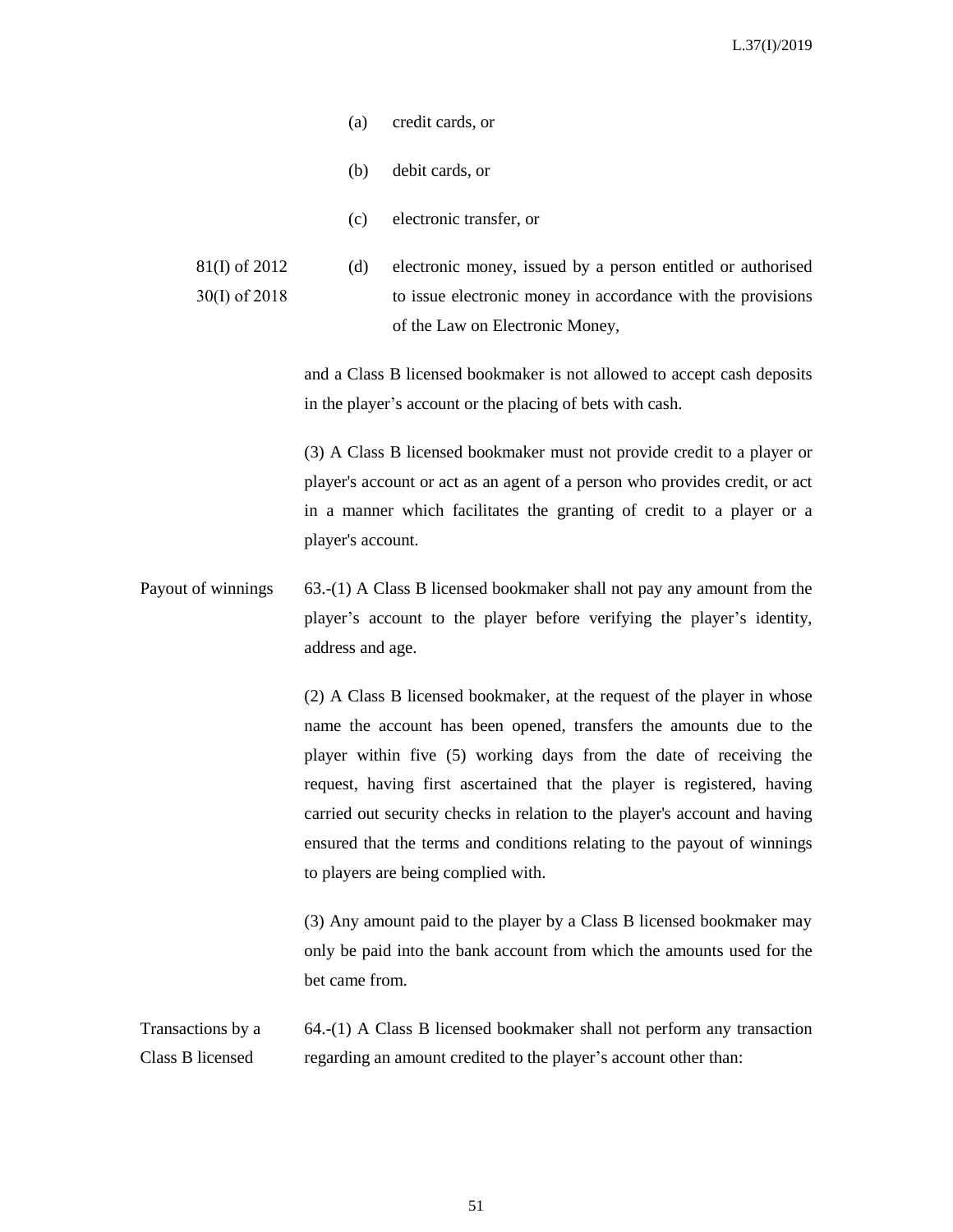(a) credit cards, or

(b) debit cards, or

(c) electronic transfer, or

81(I) of 2012
30(I) of 2018

(d) electronic money, issued by a person entitled or authorised to issue electronic money in accordance with the provisions of the Law on Electronic Money,

and a Class B licensed bookmaker is not allowed to accept cash deposits in the player's account or the placing of bets with cash.

(3) A Class B licensed bookmaker must not provide credit to a player or player's account or act as an agent of a person who provides credit, or act in a manner which facilitates the granting of credit to a player or a player's account.

Payout of winnings

63.-(1) A Class B licensed bookmaker shall not pay any amount from the player's account to the player before verifying the player's identity, address and age.

(2) A Class B licensed bookmaker, at the request of the player in whose name the account has been opened, transfers the amounts due to the player within five (5) working days from the date of receiving the request, having first ascertained that the player is registered, having carried out security checks in relation to the player's account and having ensured that the terms and conditions relating to the payout of winnings to players are being complied with.

(3) Any amount paid to the player by a Class B licensed bookmaker may only be paid into the bank account from which the amounts used for the bet came from.

Transactions by a Class B licensed

64.-(1) A Class B licensed bookmaker shall not perform any transaction regarding an amount credited to the player's account other than: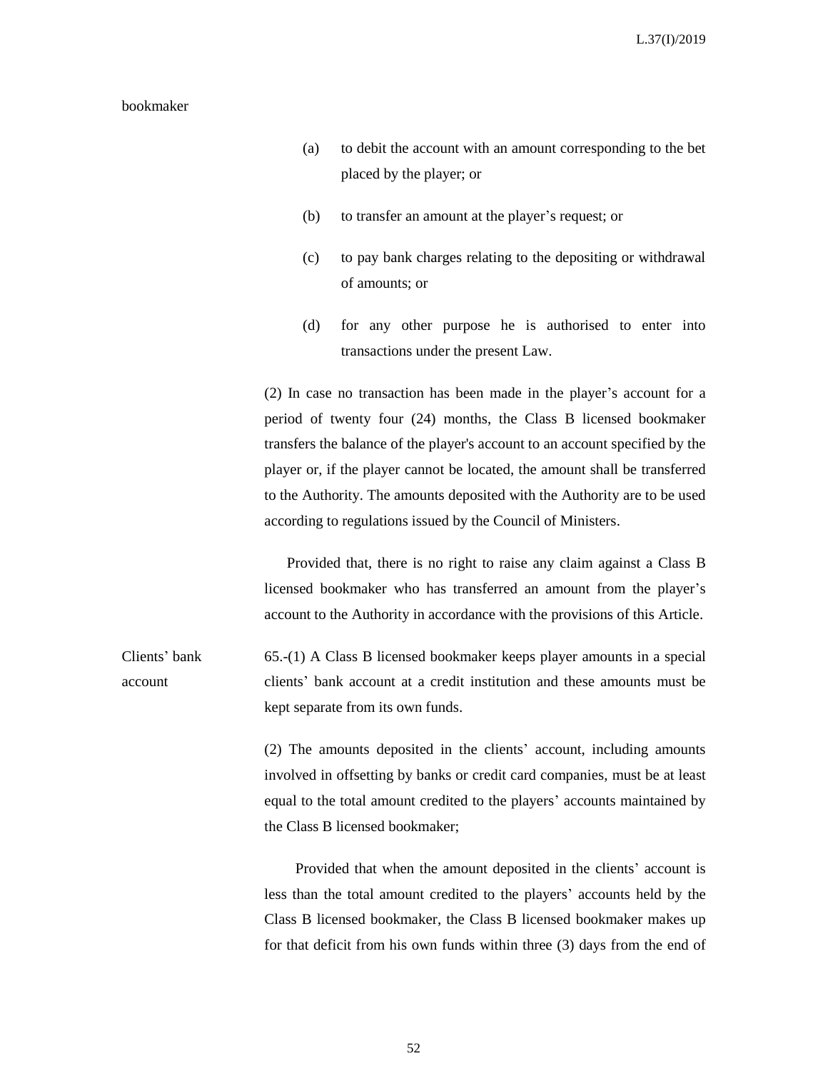bookmaker

(a) to debit the account with an amount corresponding to the bet placed by the player; or

(b) to transfer an amount at the player's request; or

(c) to pay bank charges relating to the depositing or withdrawal of amounts; or

(d) for any other purpose he is authorised to enter into transactions under the present Law.

(2) In case no transaction has been made in the player's account for a period of twenty four (24) months, the Class B licensed bookmaker transfers the balance of the player's account to an account specified by the player or, if the player cannot be located, the amount shall be transferred to the Authority. The amounts deposited with the Authority are to be used according to regulations issued by the Council of Ministers.

Provided that, there is no right to raise any claim against a Class B licensed bookmaker who has transferred an amount from the player's account to the Authority in accordance with the provisions of this Article.

Clients' bank account

65.-(1) A Class B licensed bookmaker keeps player amounts in a special clients' bank account at a credit institution and these amounts must be kept separate from its own funds.

(2) The amounts deposited in the clients' account, including amounts involved in offsetting by banks or credit card companies, must be at least equal to the total amount credited to the players' accounts maintained by the Class B licensed bookmaker;

Provided that when the amount deposited in the clients' account is less than the total amount credited to the players' accounts held by the Class B licensed bookmaker, the Class B licensed bookmaker makes up for that deficit from his own funds within three (3) days from the end of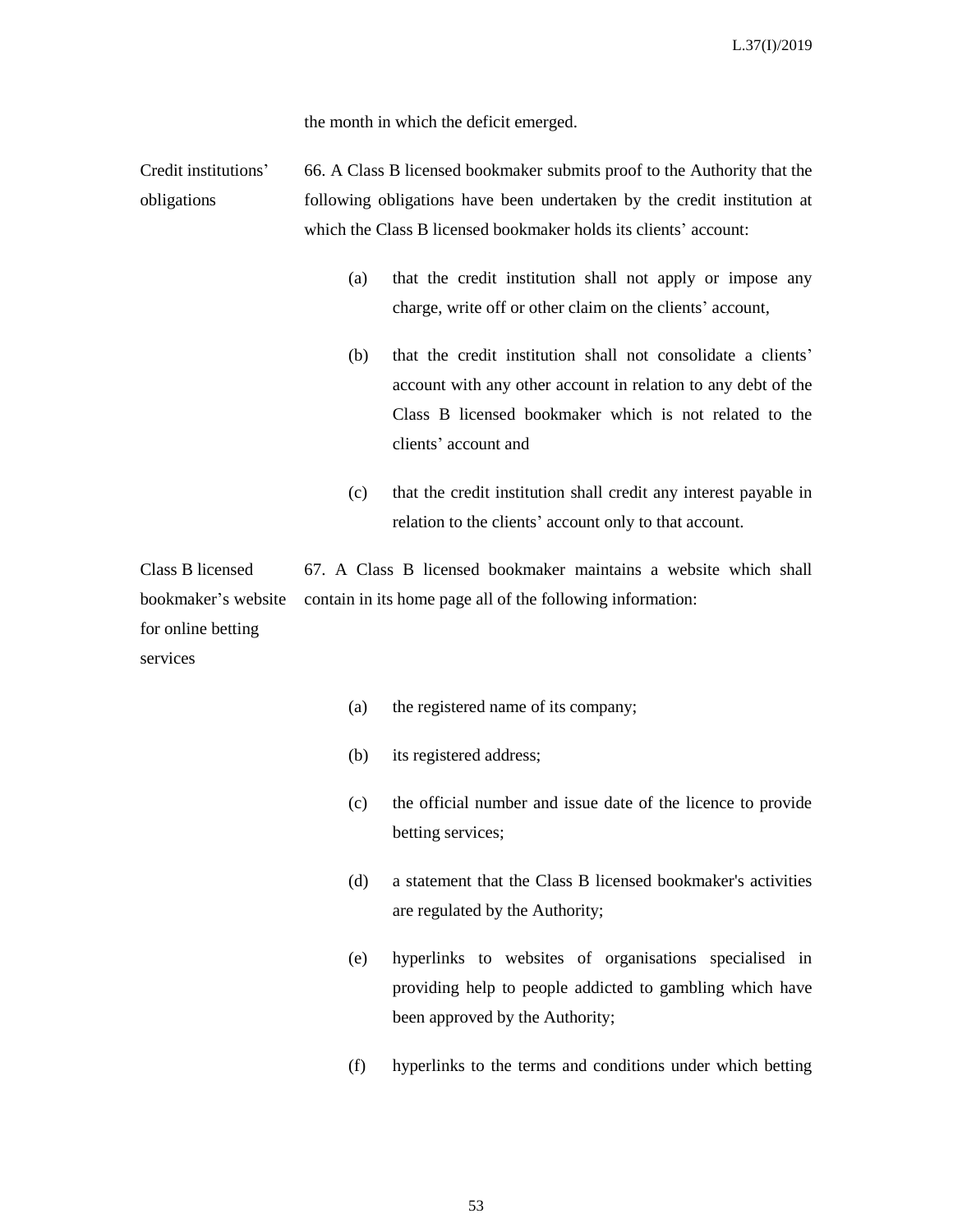the month in which the deficit emerged.

Credit institutions' obligations

66. A Class B licensed bookmaker submits proof to the Authority that the following obligations have been undertaken by the credit institution at which the Class B licensed bookmaker holds its clients' account:

(a) that the credit institution shall not apply or impose any charge, write off or other claim on the clients' account,

(b) that the credit institution shall not consolidate a clients' account with any other account in relation to any debt of the Class B licensed bookmaker which is not related to the clients' account and

(c) that the credit institution shall credit any interest payable in relation to the clients' account only to that account.

Class B licensed bookmaker's website for online betting services

67. A Class B licensed bookmaker maintains a website which shall contain in its home page all of the following information:

(a) the registered name of its company;

(b) its registered address;

(c) the official number and issue date of the licence to provide betting services;

(d) a statement that the Class B licensed bookmaker's activities are regulated by the Authority;

(e) hyperlinks to websites of organisations specialised in providing help to people addicted to gambling which have been approved by the Authority;

(f) hyperlinks to the terms and conditions under which betting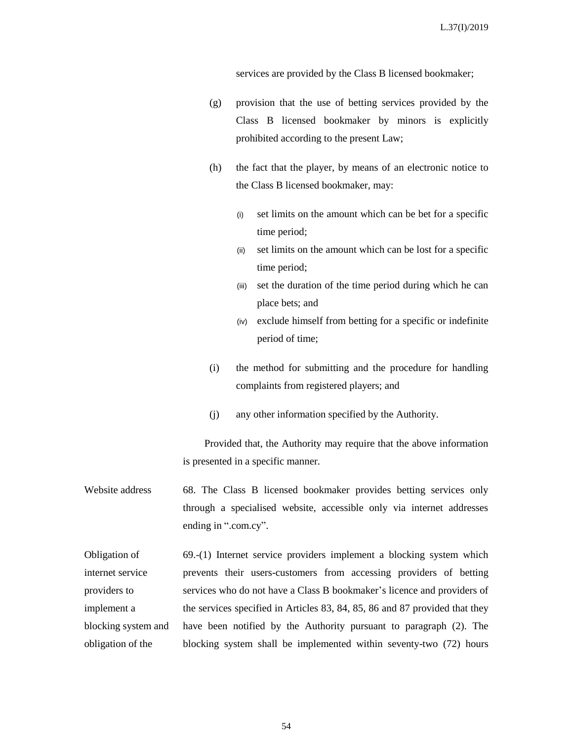services are provided by the Class B licensed bookmaker;

(g) provision that the use of betting services provided by the Class B licensed bookmaker by minors is explicitly prohibited according to the present Law;

(h) the fact that the player, by means of an electronic notice to the Class B licensed bookmaker, may:

  (i) set limits on the amount which can be bet for a specific time period;

  (ii) set limits on the amount which can be lost for a specific time period;

  (iii) set the duration of the time period during which he can place bets; and

  (iv) exclude himself from betting for a specific or indefinite period of time;

(i) the method for submitting and the procedure for handling complaints from registered players; and

(j) any other information specified by the Authority.

Provided that, the Authority may require that the above information is presented in a specific manner.

Website address

68. The Class B licensed bookmaker provides betting services only through a specialised website, accessible only via internet addresses ending in ".com.cy".

Obligation of internet service providers to implement a blocking system and obligation of the

69.-(1) Internet service providers implement a blocking system which prevents their users-customers from accessing providers of betting services who do not have a Class B bookmaker's licence and providers of the services specified in Articles 83, 84, 85, 86 and 87 provided that they have been notified by the Authority pursuant to paragraph (2). The blocking system shall be implemented within seventy-two (72) hours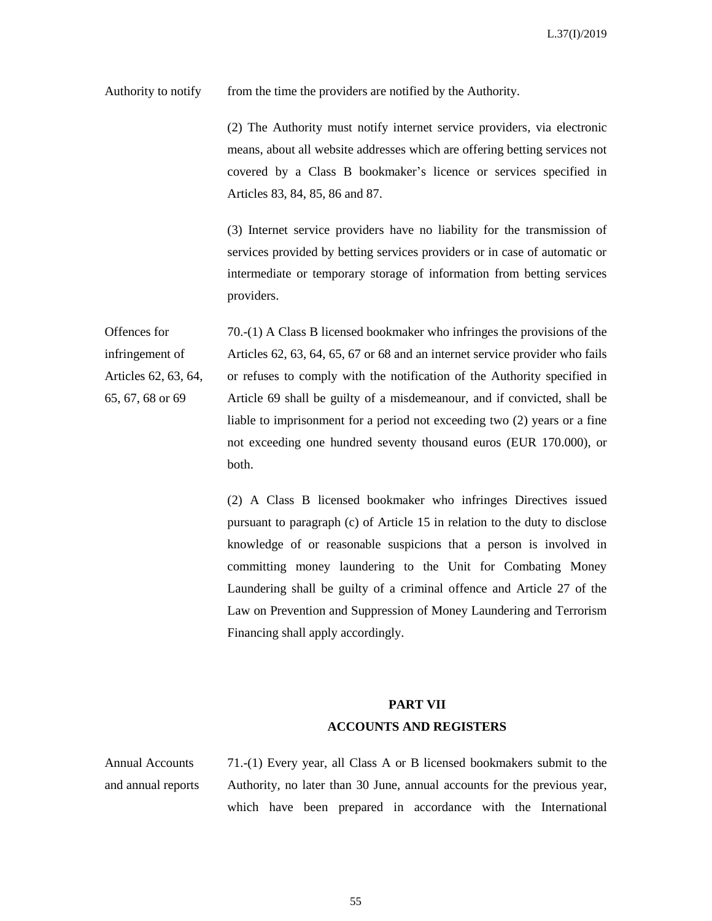Authority to notify from the time the providers are notified by the Authority.

(2) The Authority must notify internet service providers, via electronic means, about all website addresses which are offering betting services not covered by a Class B bookmaker's licence or services specified in Articles 83, 84, 85, 86 and 87.

(3) Internet service providers have no liability for the transmission of services provided by betting services providers or in case of automatic or intermediate or temporary storage of information from betting services providers.

**Offences for infringement of Articles 62, 63, 64, 65, 67, 68 or 69**

70.-(1) A Class B licensed bookmaker who infringes the provisions of the Articles 62, 63, 64, 65, 67 or 68 and an internet service provider who fails or refuses to comply with the notification of the Authority specified in Article 69 shall be guilty of a misdemeanour, and if convicted, shall be liable to imprisonment for a period not exceeding two (2) years or a fine not exceeding one hundred seventy thousand euros (EUR 170.000), or both.

(2) A Class B licensed bookmaker who infringes Directives issued pursuant to paragraph (c) of Article 15 in relation to the duty to disclose knowledge of or reasonable suspicions that a person is involved in committing money laundering to the Unit for Combating Money Laundering shall be guilty of a criminal offence and Article 27 of the Law on Prevention and Suppression of Money Laundering and Terrorism Financing shall apply accordingly.

## PART VII
## ACCOUNTS AND REGISTERS

**Annual Accounts and annual reports**

71.-(1) Every year, all Class A or B licensed bookmakers submit to the Authority, no later than 30 June, annual accounts for the previous year, which have been prepared in accordance with the International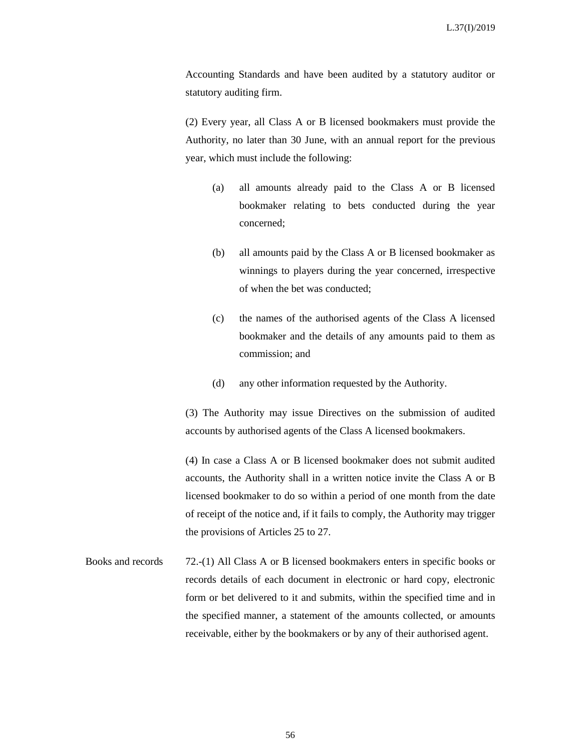Accounting Standards and have been audited by a statutory auditor or statutory auditing firm.

(2) Every year, all Class A or B licensed bookmakers must provide the Authority, no later than 30 June, with an annual report for the previous year, which must include the following:

(a) all amounts already paid to the Class A or B licensed bookmaker relating to bets conducted during the year concerned;

(b) all amounts paid by the Class A or B licensed bookmaker as winnings to players during the year concerned, irrespective of when the bet was conducted;

(c) the names of the authorised agents of the Class A licensed bookmaker and the details of any amounts paid to them as commission; and

(d) any other information requested by the Authority.

(3) The Authority may issue Directives on the submission of audited accounts by authorised agents of the Class A licensed bookmakers.

(4) In case a Class A or B licensed bookmaker does not submit audited accounts, the Authority shall in a written notice invite the Class A or B licensed bookmaker to do so within a period of one month from the date of receipt of the notice and, if it fails to comply, the Authority may trigger the provisions of Articles 25 to 27.

**Books and records**

72.-(1) All Class A or B licensed bookmakers enters in specific books or records details of each document in electronic or hard copy, electronic form or bet delivered to it and submits, within the specified time and in the specified manner, a statement of the amounts collected, or amounts receivable, either by the bookmakers or by any of their authorised agent.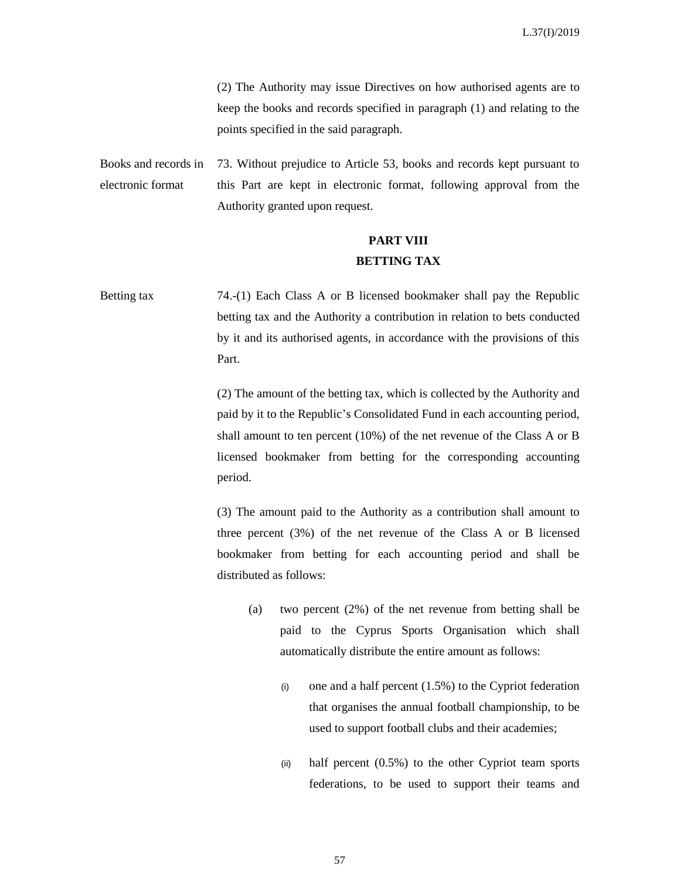(2) The Authority may issue Directives on how authorised agents are to keep the books and records specified in paragraph (1) and relating to the points specified in the said paragraph.

Books and records in electronic format

73. Without prejudice to Article 53, books and records kept pursuant to this Part are kept in electronic format, following approval from the Authority granted upon request.

## PART VIII
## BETTING TAX

Betting tax

74.-(1) Each Class A or B licensed bookmaker shall pay the Republic betting tax and the Authority a contribution in relation to bets conducted by it and its authorised agents, in accordance with the provisions of this Part.

(2) The amount of the betting tax, which is collected by the Authority and paid by it to the Republic's Consolidated Fund in each accounting period, shall amount to ten percent (10%) of the net revenue of the Class A or B licensed bookmaker from betting for the corresponding accounting period.

(3) The amount paid to the Authority as a contribution shall amount to three percent (3%) of the net revenue of the Class A or B licensed bookmaker from betting for each accounting period and shall be distributed as follows:

(a) two percent (2%) of the net revenue from betting shall be paid to the Cyprus Sports Organisation which shall automatically distribute the entire amount as follows:

(i) one and a half percent (1.5%) to the Cypriot federation that organises the annual football championship, to be used to support football clubs and their academies;

(ii) half percent (0.5%) to the other Cypriot team sports federations, to be used to support their teams and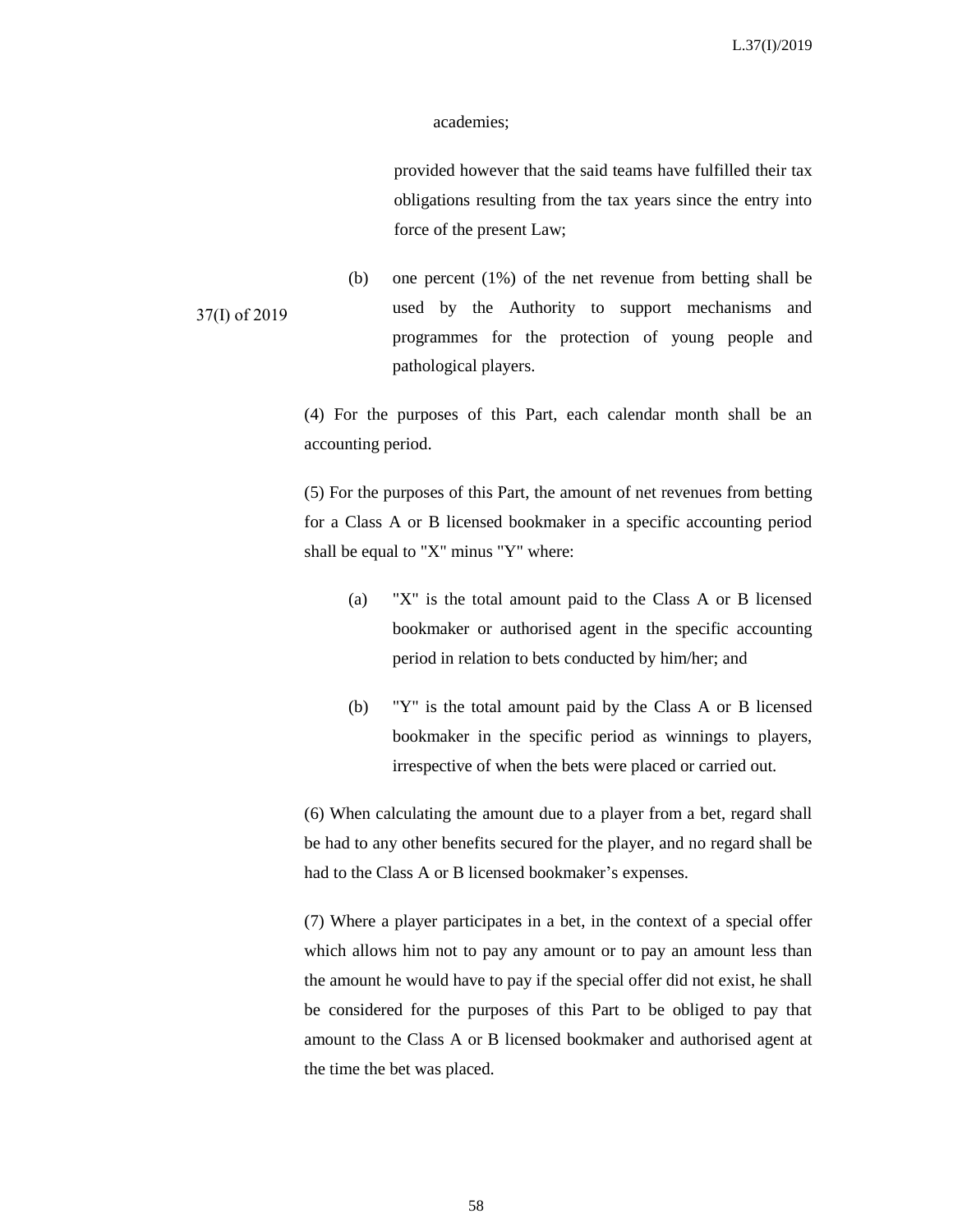academies;

provided however that the said teams have fulfilled their tax obligations resulting from the tax years since the entry into force of the present Law;

37(I) of 2019

(b) one percent (1%) of the net revenue from betting shall be used by the Authority to support mechanisms and programmes for the protection of young people and pathological players.

(4) For the purposes of this Part, each calendar month shall be an accounting period.

(5) For the purposes of this Part, the amount of net revenues from betting for a Class A or B licensed bookmaker in a specific accounting period shall be equal to "X" minus "Y" where:

(a) "X" is the total amount paid to the Class A or B licensed bookmaker or authorised agent in the specific accounting period in relation to bets conducted by him/her; and

(b) "Y" is the total amount paid by the Class A or B licensed bookmaker in the specific period as winnings to players, irrespective of when the bets were placed or carried out.

(6) When calculating the amount due to a player from a bet, regard shall be had to any other benefits secured for the player, and no regard shall be had to the Class A or B licensed bookmaker's expenses.

(7) Where a player participates in a bet, in the context of a special offer which allows him not to pay any amount or to pay an amount less than the amount he would have to pay if the special offer did not exist, he shall be considered for the purposes of this Part to be obliged to pay that amount to the Class A or B licensed bookmaker and authorised agent at the time the bet was placed.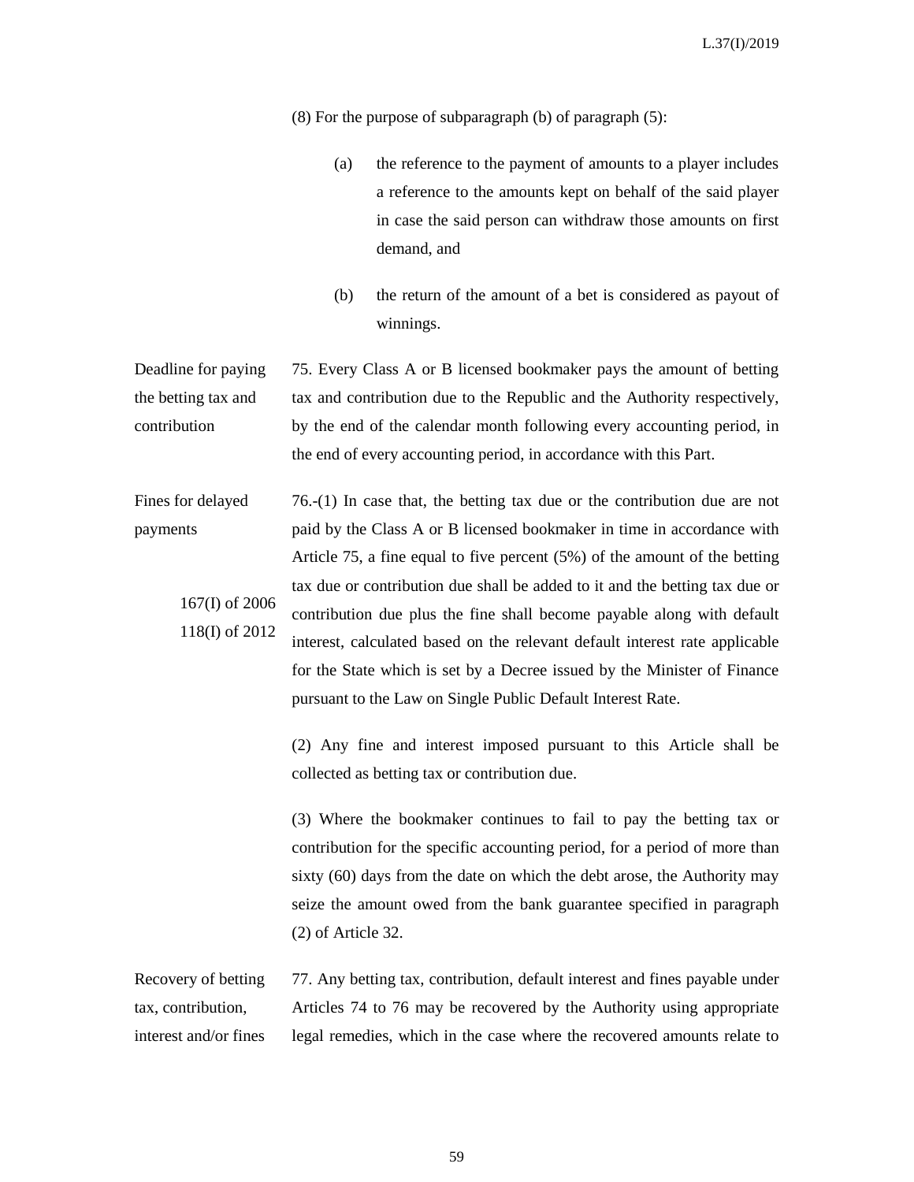(8) For the purpose of subparagraph (b) of paragraph (5):

(a) the reference to the payment of amounts to a player includes a reference to the amounts kept on behalf of the said player in case the said person can withdraw those amounts on first demand, and

(b) the return of the amount of a bet is considered as payout of winnings.

Deadline for paying the betting tax and contribution

75. Every Class A or B licensed bookmaker pays the amount of betting tax and contribution due to the Republic and the Authority respectively, by the end of the calendar month following every accounting period, in the end of every accounting period, in accordance with this Part.

Fines for delayed payments

167(I) of 2006
118(I) of 2012

76.-(1) In case that, the betting tax due or the contribution due are not paid by the Class A or B licensed bookmaker in time in accordance with Article 75, a fine equal to five percent (5%) of the amount of the betting tax due or contribution due shall be added to it and the betting tax due or contribution due plus the fine shall become payable along with default interest, calculated based on the relevant default interest rate applicable for the State which is set by a Decree issued by the Minister of Finance pursuant to the Law on Single Public Default Interest Rate.

(2) Any fine and interest imposed pursuant to this Article shall be collected as betting tax or contribution due.

(3) Where the bookmaker continues to fail to pay the betting tax or contribution for the specific accounting period, for a period of more than sixty (60) days from the date on which the debt arose, the Authority may seize the amount owed from the bank guarantee specified in paragraph (2) of Article 32.

Recovery of betting tax, contribution, interest and/or fines

77. Any betting tax, contribution, default interest and fines payable under Articles 74 to 76 may be recovered by the Authority using appropriate legal remedies, which in the case where the recovered amounts relate to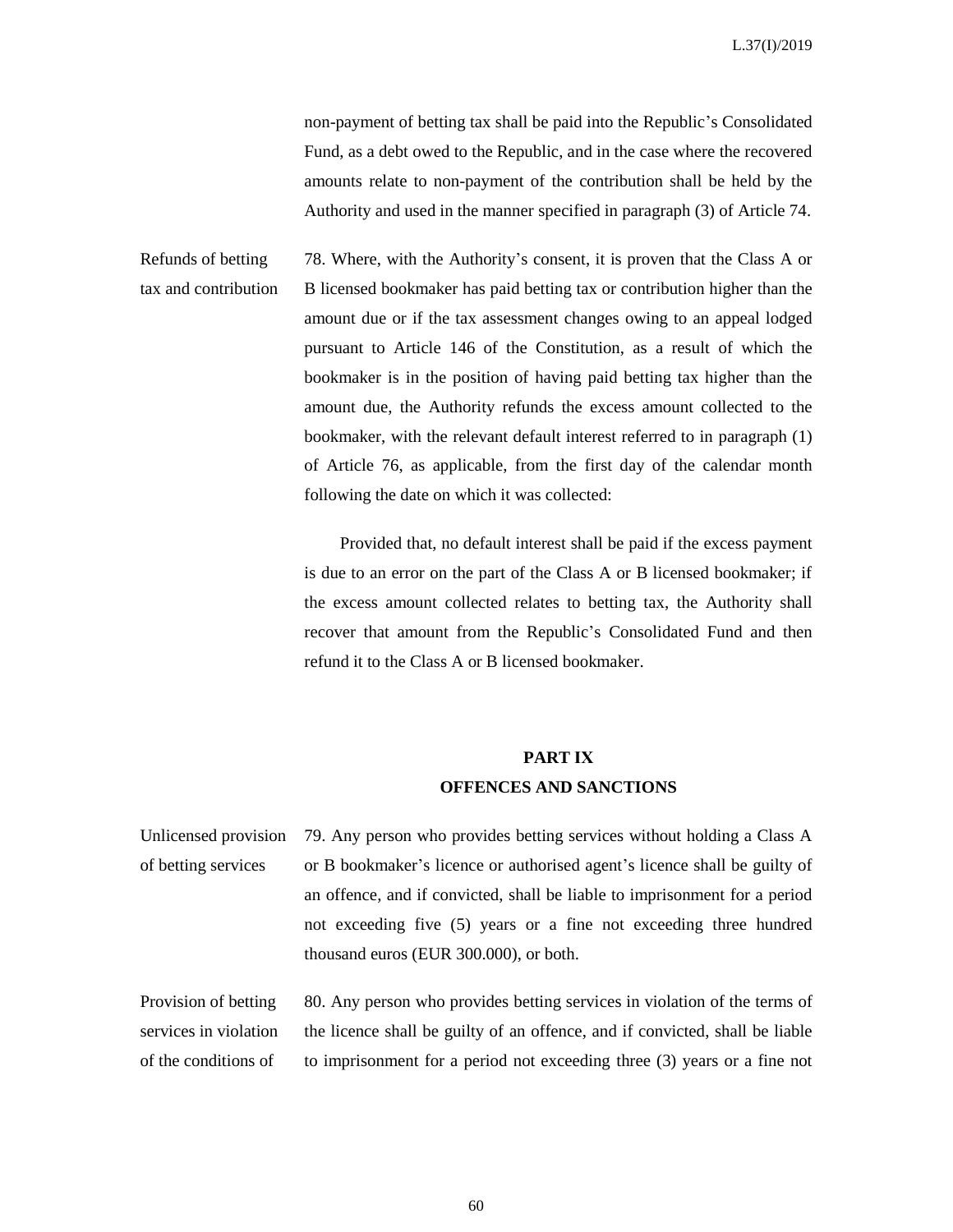non-payment of betting tax shall be paid into the Republic's Consolidated Fund, as a debt owed to the Republic, and in the case where the recovered amounts relate to non-payment of the contribution shall be held by the Authority and used in the manner specified in paragraph (3) of Article 74.

Refunds of betting tax and contribution

78. Where, with the Authority's consent, it is proven that the Class A or B licensed bookmaker has paid betting tax or contribution higher than the amount due or if the tax assessment changes owing to an appeal lodged pursuant to Article 146 of the Constitution, as a result of which the bookmaker is in the position of having paid betting tax higher than the amount due, the Authority refunds the excess amount collected to the bookmaker, with the relevant default interest referred to in paragraph (1) of Article 76, as applicable, from the first day of the calendar month following the date on which it was collected:

Provided that, no default interest shall be paid if the excess payment is due to an error on the part of the Class A or B licensed bookmaker; if the excess amount collected relates to betting tax, the Authority shall recover that amount from the Republic's Consolidated Fund and then refund it to the Class A or B licensed bookmaker.

## PART IX
## OFFENCES AND SANCTIONS

Unlicensed provision of betting services

79. Any person who provides betting services without holding a Class A or B bookmaker's licence or authorised agent's licence shall be guilty of an offence, and if convicted, shall be liable to imprisonment for a period not exceeding five (5) years or a fine not exceeding three hundred thousand euros (EUR 300.000), or both.

Provision of betting services in violation of the conditions of

80. Any person who provides betting services in violation of the terms of the licence shall be guilty of an offence, and if convicted, shall be liable to imprisonment for a period not exceeding three (3) years or a fine not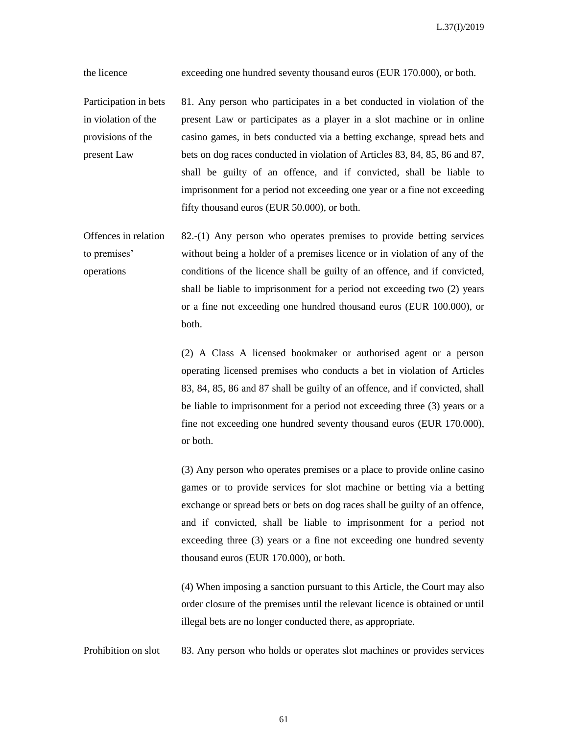the licence — exceeding one hundred seventy thousand euros (EUR 170.000), or both.

**Participation in bets in violation of the provisions of the present Law**

81. Any person who participates in a bet conducted in violation of the present Law or participates as a player in a slot machine or in online casino games, in bets conducted via a betting exchange, spread bets and bets on dog races conducted in violation of Articles 83, 84, 85, 86 and 87, shall be guilty of an offence, and if convicted, shall be liable to imprisonment for a period not exceeding one year or a fine not exceeding fifty thousand euros (EUR 50.000), or both.

**Offences in relation to premises' operations**

82.-(1) Any person who operates premises to provide betting services without being a holder of a premises licence or in violation of any of the conditions of the licence shall be guilty of an offence, and if convicted, shall be liable to imprisonment for a period not exceeding two (2) years or a fine not exceeding one hundred thousand euros (EUR 100.000), or both.

(2) A Class A licensed bookmaker or authorised agent or a person operating licensed premises who conducts a bet in violation of Articles 83, 84, 85, 86 and 87 shall be guilty of an offence, and if convicted, shall be liable to imprisonment for a period not exceeding three (3) years or a fine not exceeding one hundred seventy thousand euros (EUR 170.000), or both.

(3) Any person who operates premises or a place to provide online casino games or to provide services for slot machine or betting via a betting exchange or spread bets or bets on dog races shall be guilty of an offence, and if convicted, shall be liable to imprisonment for a period not exceeding three (3) years or a fine not exceeding one hundred seventy thousand euros (EUR 170.000), or both.

(4) When imposing a sanction pursuant to this Article, the Court may also order closure of the premises until the relevant licence is obtained or until illegal bets are no longer conducted there, as appropriate.

**Prohibition on slot**

83. Any person who holds or operates slot machines or provides services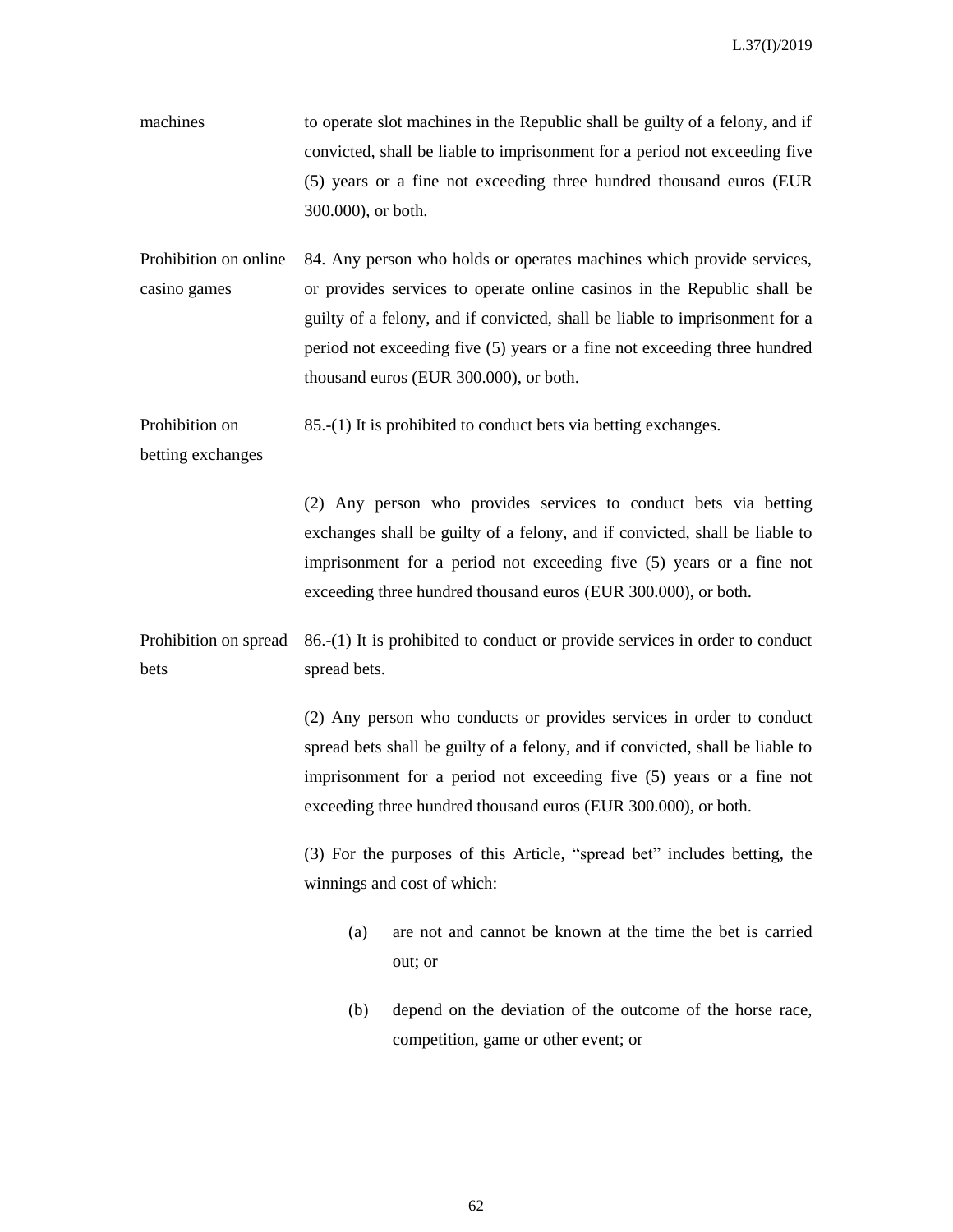machines — to operate slot machines in the Republic shall be guilty of a felony, and if convicted, shall be liable to imprisonment for a period not exceeding five (5) years or a fine not exceeding three hundred thousand euros (EUR 300.000), or both.

**Prohibition on online casino games**

84. Any person who holds or operates machines which provide services, or provides services to operate online casinos in the Republic shall be guilty of a felony, and if convicted, shall be liable to imprisonment for a period not exceeding five (5) years or a fine not exceeding three hundred thousand euros (EUR 300.000), or both.

**Prohibition on betting exchanges**

85.-(1) It is prohibited to conduct bets via betting exchanges.

(2) Any person who provides services to conduct bets via betting exchanges shall be guilty of a felony, and if convicted, shall be liable to imprisonment for a period not exceeding five (5) years or a fine not exceeding three hundred thousand euros (EUR 300.000), or both.

**Prohibition on spread bets**

86.-(1) It is prohibited to conduct or provide services in order to conduct spread bets.

(2) Any person who conducts or provides services in order to conduct spread bets shall be guilty of a felony, and if convicted, shall be liable to imprisonment for a period not exceeding five (5) years or a fine not exceeding three hundred thousand euros (EUR 300.000), or both.

(3) For the purposes of this Article, "spread bet" includes betting, the winnings and cost of which:

(a) are not and cannot be known at the time the bet is carried out; or

(b) depend on the deviation of the outcome of the horse race, competition, game or other event; or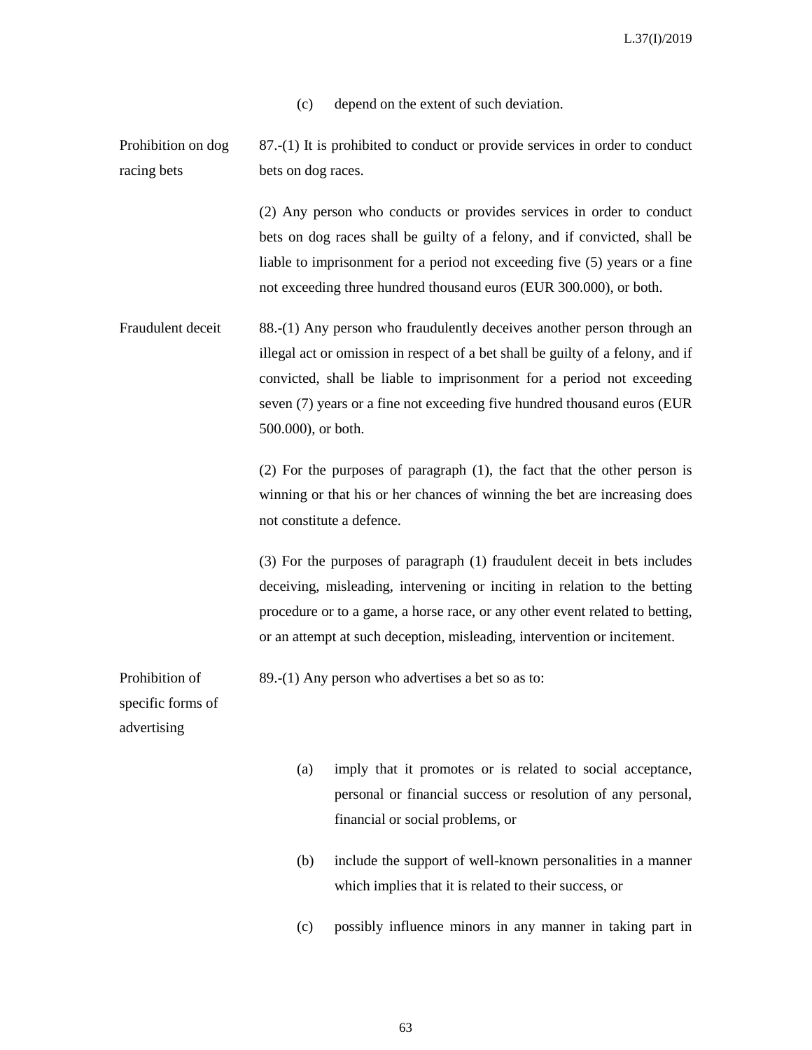(c) depend on the extent of such deviation.

**Prohibition on dog racing bets**

87.-(1) It is prohibited to conduct or provide services in order to conduct bets on dog races.

(2) Any person who conducts or provides services in order to conduct bets on dog races shall be guilty of a felony, and if convicted, shall be liable to imprisonment for a period not exceeding five (5) years or a fine not exceeding three hundred thousand euros (EUR 300.000), or both.

**Fraudulent deceit**

88.-(1) Any person who fraudulently deceives another person through an illegal act or omission in respect of a bet shall be guilty of a felony, and if convicted, shall be liable to imprisonment for a period not exceeding seven (7) years or a fine not exceeding five hundred thousand euros (EUR 500.000), or both.

(2) For the purposes of paragraph (1), the fact that the other person is winning or that his or her chances of winning the bet are increasing does not constitute a defence.

(3) For the purposes of paragraph (1) fraudulent deceit in bets includes deceiving, misleading, intervening or inciting in relation to the betting procedure or to a game, a horse race, or any other event related to betting, or an attempt at such deception, misleading, intervention or incitement.

**Prohibition of specific forms of advertising**

89.-(1) Any person who advertises a bet so as to:

(a) imply that it promotes or is related to social acceptance, personal or financial success or resolution of any personal, financial or social problems, or

(b) include the support of well-known personalities in a manner which implies that it is related to their success, or

(c) possibly influence minors in any manner in taking part in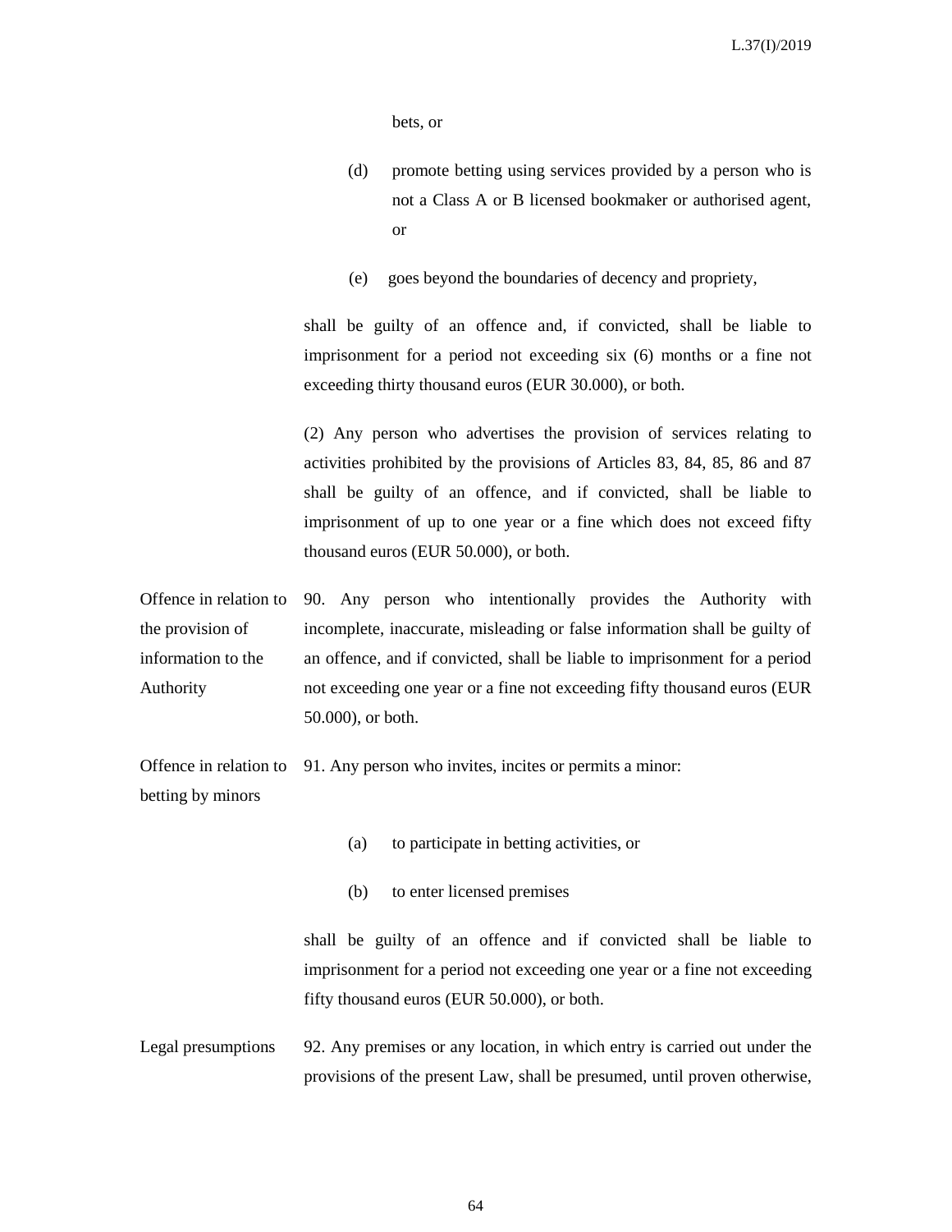bets, or

(d) promote betting using services provided by a person who is not a Class A or B licensed bookmaker or authorised agent, or

(e) goes beyond the boundaries of decency and propriety,

shall be guilty of an offence and, if convicted, shall be liable to imprisonment for a period not exceeding six (6) months or a fine not exceeding thirty thousand euros (EUR 30.000), or both.

(2) Any person who advertises the provision of services relating to activities prohibited by the provisions of Articles 83, 84, 85, 86 and 87 shall be guilty of an offence, and if convicted, shall be liable to imprisonment of up to one year or a fine which does not exceed fifty thousand euros (EUR 50.000), or both.

**Offence in relation to the provision of information to the Authority**

90. Any person who intentionally provides the Authority with incomplete, inaccurate, misleading or false information shall be guilty of an offence, and if convicted, shall be liable to imprisonment for a period not exceeding one year or a fine not exceeding fifty thousand euros (EUR 50.000), or both.

**Offence in relation to betting by minors**

91. Any person who invites, incites or permits a minor:

(a) to participate in betting activities, or

(b) to enter licensed premises

shall be guilty of an offence and if convicted shall be liable to imprisonment for a period not exceeding one year or a fine not exceeding fifty thousand euros (EUR 50.000), or both.

**Legal presumptions**

92. Any premises or any location, in which entry is carried out under the provisions of the present Law, shall be presumed, until proven otherwise,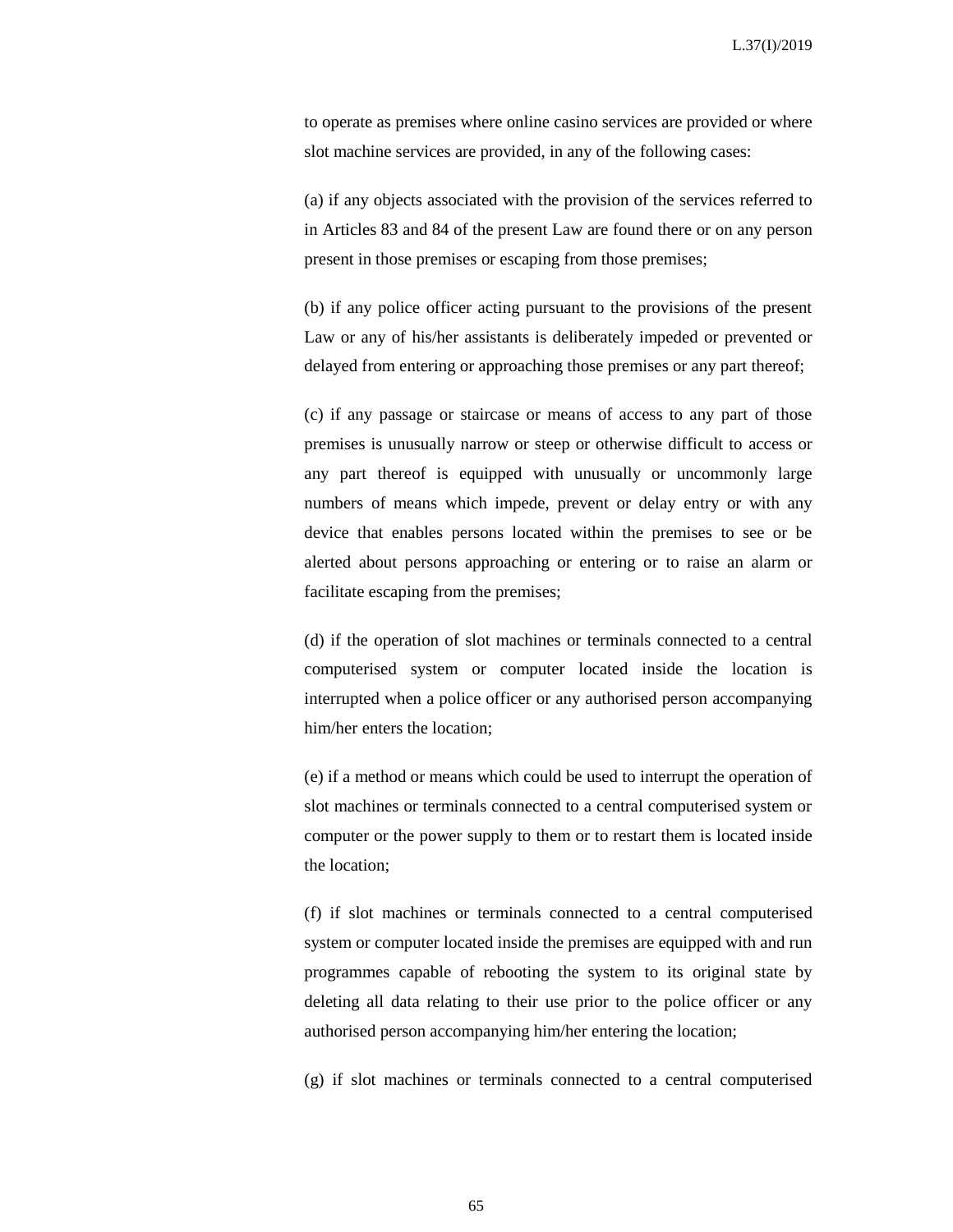to operate as premises where online casino services are provided or where slot machine services are provided, in any of the following cases:

(a) if any objects associated with the provision of the services referred to in Articles 83 and 84 of the present Law are found there or on any person present in those premises or escaping from those premises;

(b) if any police officer acting pursuant to the provisions of the present Law or any of his/her assistants is deliberately impeded or prevented or delayed from entering or approaching those premises or any part thereof;

(c) if any passage or staircase or means of access to any part of those premises is unusually narrow or steep or otherwise difficult to access or any part thereof is equipped with unusually or uncommonly large numbers of means which impede, prevent or delay entry or with any device that enables persons located within the premises to see or be alerted about persons approaching or entering or to raise an alarm or facilitate escaping from the premises;

(d) if the operation of slot machines or terminals connected to a central computerised system or computer located inside the location is interrupted when a police officer or any authorised person accompanying him/her enters the location;

(e) if a method or means which could be used to interrupt the operation of slot machines or terminals connected to a central computerised system or computer or the power supply to them or to restart them is located inside the location;

(f) if slot machines or terminals connected to a central computerised system or computer located inside the premises are equipped with and run programmes capable of rebooting the system to its original state by deleting all data relating to their use prior to the police officer or any authorised person accompanying him/her entering the location;

(g) if slot machines or terminals connected to a central computerised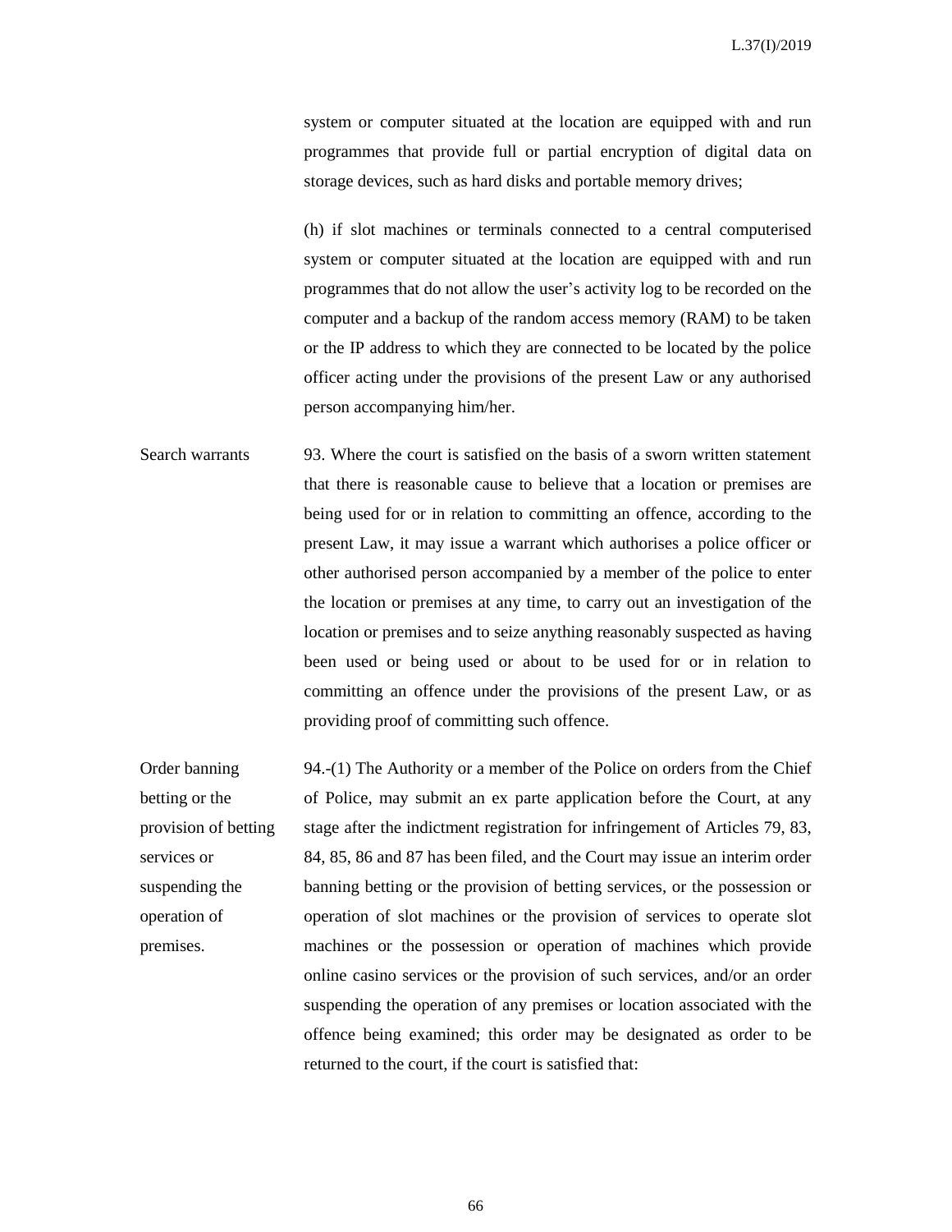system or computer situated at the location are equipped with and run programmes that provide full or partial encryption of digital data on storage devices, such as hard disks and portable memory drives;

(h) if slot machines or terminals connected to a central computerised system or computer situated at the location are equipped with and run programmes that do not allow the user's activity log to be recorded on the computer and a backup of the random access memory (RAM) to be taken or the IP address to which they are connected to be located by the police officer acting under the provisions of the present Law or any authorised person accompanying him/her.

**Search warrants**

93. Where the court is satisfied on the basis of a sworn written statement that there is reasonable cause to believe that a location or premises are being used for or in relation to committing an offence, according to the present Law, it may issue a warrant which authorises a police officer or other authorised person accompanied by a member of the police to enter the location or premises at any time, to carry out an investigation of the location or premises and to seize anything reasonably suspected as having been used or being used or about to be used for or in relation to committing an offence under the provisions of the present Law, or as providing proof of committing such offence.

**Order banning betting or the provision of betting services or suspending the operation of premises.**

94.-(1) The Authority or a member of the Police on orders from the Chief of Police, may submit an ex parte application before the Court, at any stage after the indictment registration for infringement of Articles 79, 83, 84, 85, 86 and 87 has been filed, and the Court may issue an interim order banning betting or the provision of betting services, or the possession or operation of slot machines or the provision of services to operate slot machines or the possession or operation of machines which provide online casino services or the provision of such services, and/or an order suspending the operation of any premises or location associated with the offence being examined; this order may be designated as order to be returned to the court, if the court is satisfied that: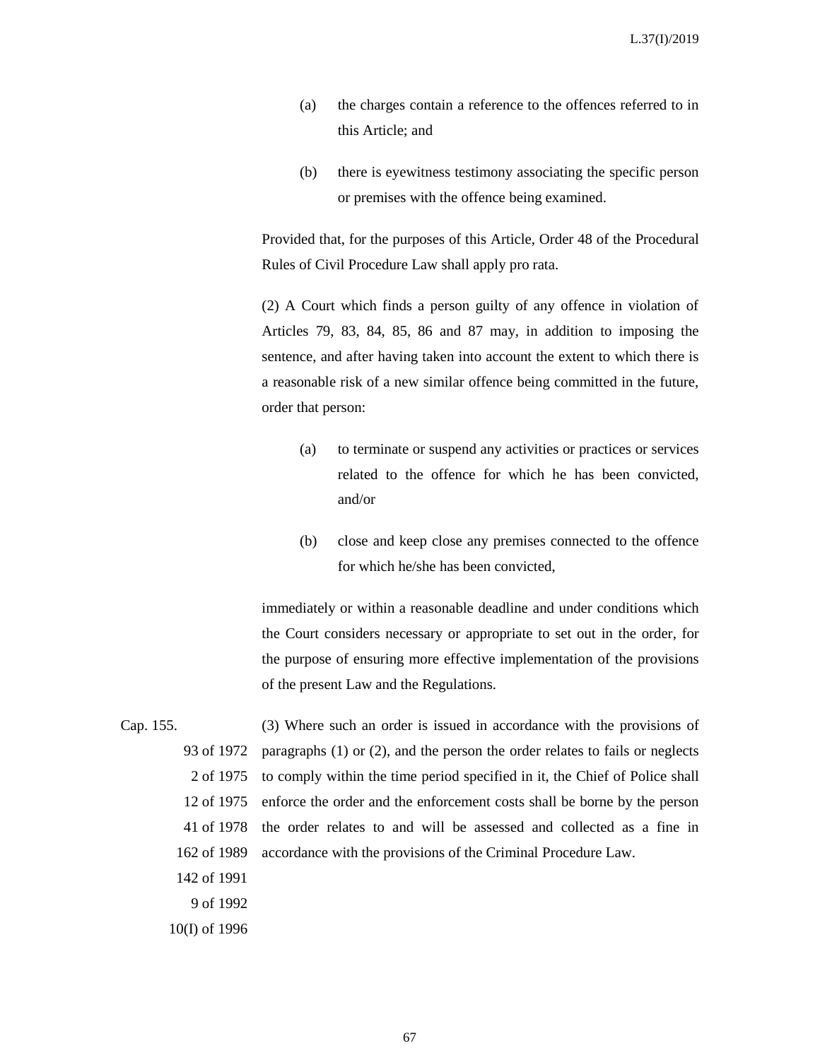(a) the charges contain a reference to the offences referred to in this Article; and

(b) there is eyewitness testimony associating the specific person or premises with the offence being examined.

Provided that, for the purposes of this Article, Order 48 of the Procedural Rules of Civil Procedure Law shall apply pro rata.

(2) A Court which finds a person guilty of any offence in violation of Articles 79, 83, 84, 85, 86 and 87 may, in addition to imposing the sentence, and after having taken into account the extent to which there is a reasonable risk of a new similar offence being committed in the future, order that person:

(a) to terminate or suspend any activities or practices or services related to the offence for which he has been convicted, and/or

(b) close and keep close any premises connected to the offence for which he/she has been convicted,

immediately or within a reasonable deadline and under conditions which the Court considers necessary or appropriate to set out in the order, for the purpose of ensuring more effective implementation of the provisions of the present Law and the Regulations.

Cap. 155.
93 of 1972
2 of 1975
12 of 1975
41 of 1978
162 of 1989
142 of 1991
9 of 1992
10(I) of 1996

(3) Where such an order is issued in accordance with the provisions of paragraphs (1) or (2), and the person the order relates to fails or neglects to comply within the time period specified in it, the Chief of Police shall enforce the order and the enforcement costs shall be borne by the person the order relates to and will be assessed and collected as a fine in accordance with the provisions of the Criminal Procedure Law.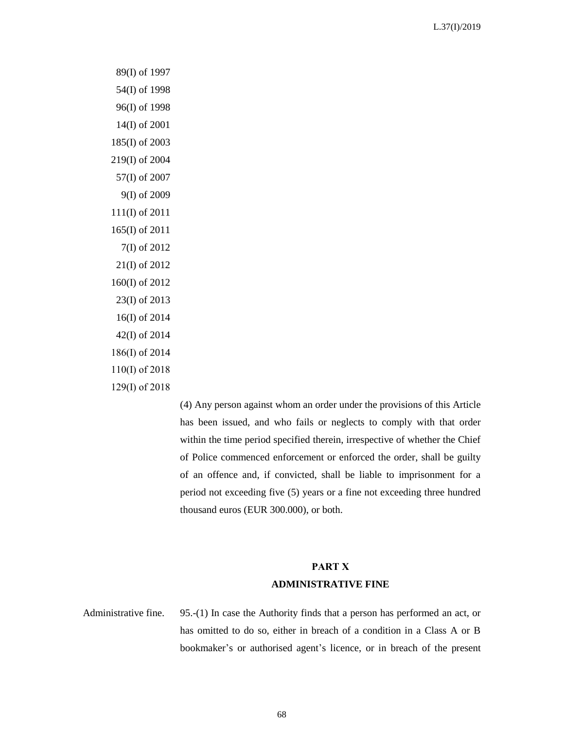89(I) of 1997
54(I) of 1998
96(I) of 1998
14(I) of 2001
185(I) of 2003
219(I) of 2004
57(I) of 2007
9(I) of 2009
111(I) of 2011
165(I) of 2011
7(I) of 2012
21(I) of 2012
160(I) of 2012
23(I) of 2013
16(I) of 2014
42(I) of 2014
186(I) of 2014
110(I) of 2018
129(I) of 2018

(4) Any person against whom an order under the provisions of this Article has been issued, and who fails or neglects to comply with that order within the time period specified therein, irrespective of whether the Chief of Police commenced enforcement or enforced the order, shall be guilty of an offence and, if convicted, shall be liable to imprisonment for a period not exceeding five (5) years or a fine not exceeding three hundred thousand euros (EUR 300.000), or both.

## PART X
## ADMINISTRATIVE FINE

Administrative fine.

95.-(1) In case the Authority finds that a person has performed an act, or has omitted to do so, either in breach of a condition in a Class A or B bookmaker's or authorised agent's licence, or in breach of the present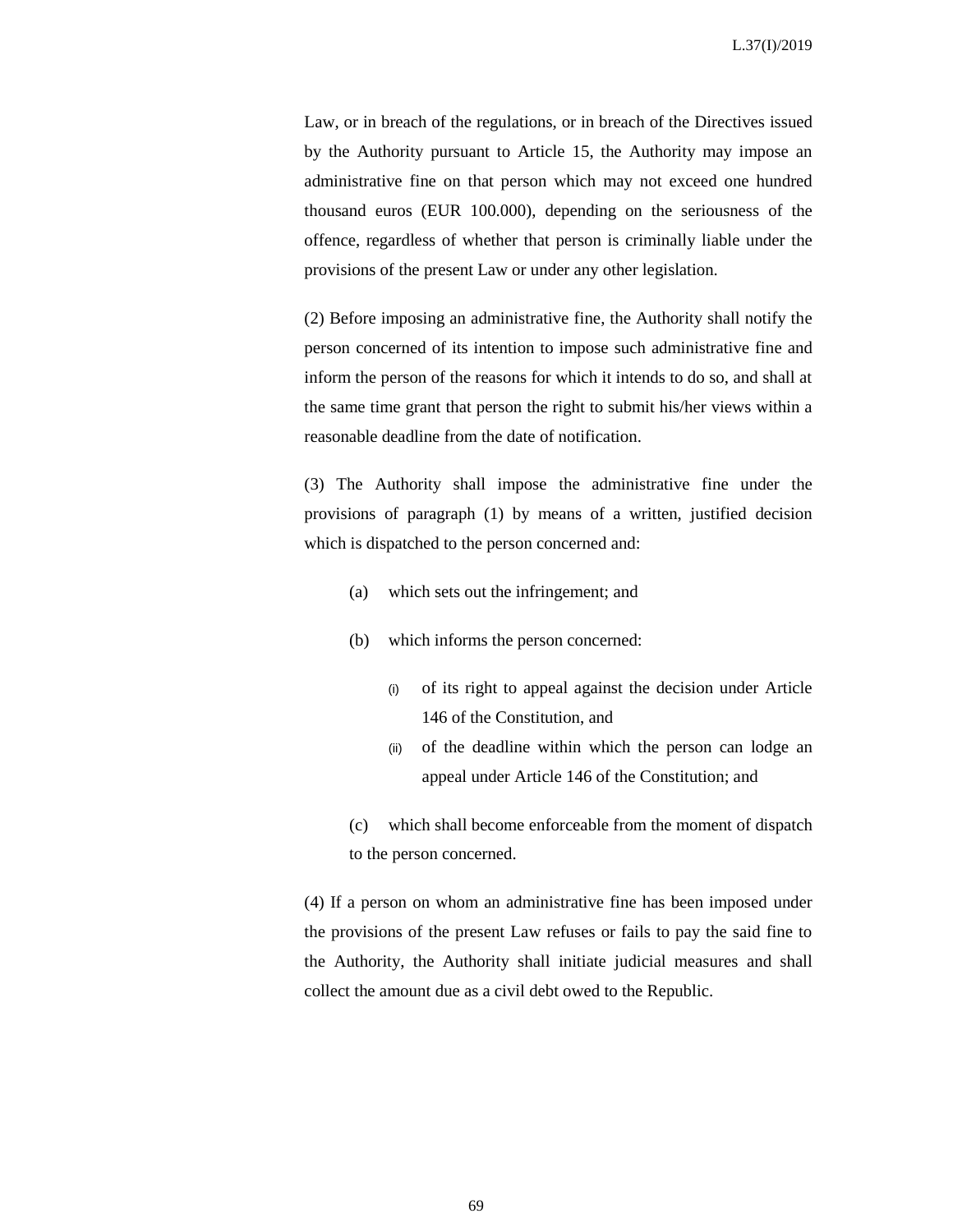Law, or in breach of the regulations, or in breach of the Directives issued by the Authority pursuant to Article 15, the Authority may impose an administrative fine on that person which may not exceed one hundred thousand euros (EUR 100.000), depending on the seriousness of the offence, regardless of whether that person is criminally liable under the provisions of the present Law or under any other legislation.

(2) Before imposing an administrative fine, the Authority shall notify the person concerned of its intention to impose such administrative fine and inform the person of the reasons for which it intends to do so, and shall at the same time grant that person the right to submit his/her views within a reasonable deadline from the date of notification.

(3) The Authority shall impose the administrative fine under the provisions of paragraph (1) by means of a written, justified decision which is dispatched to the person concerned and:

(a) which sets out the infringement; and

(b) which informs the person concerned:

(i) of its right to appeal against the decision under Article 146 of the Constitution, and

(ii) of the deadline within which the person can lodge an appeal under Article 146 of the Constitution; and

(c) which shall become enforceable from the moment of dispatch to the person concerned.

(4) If a person on whom an administrative fine has been imposed under the provisions of the present Law refuses or fails to pay the said fine to the Authority, the Authority shall initiate judicial measures and shall collect the amount due as a civil debt owed to the Republic.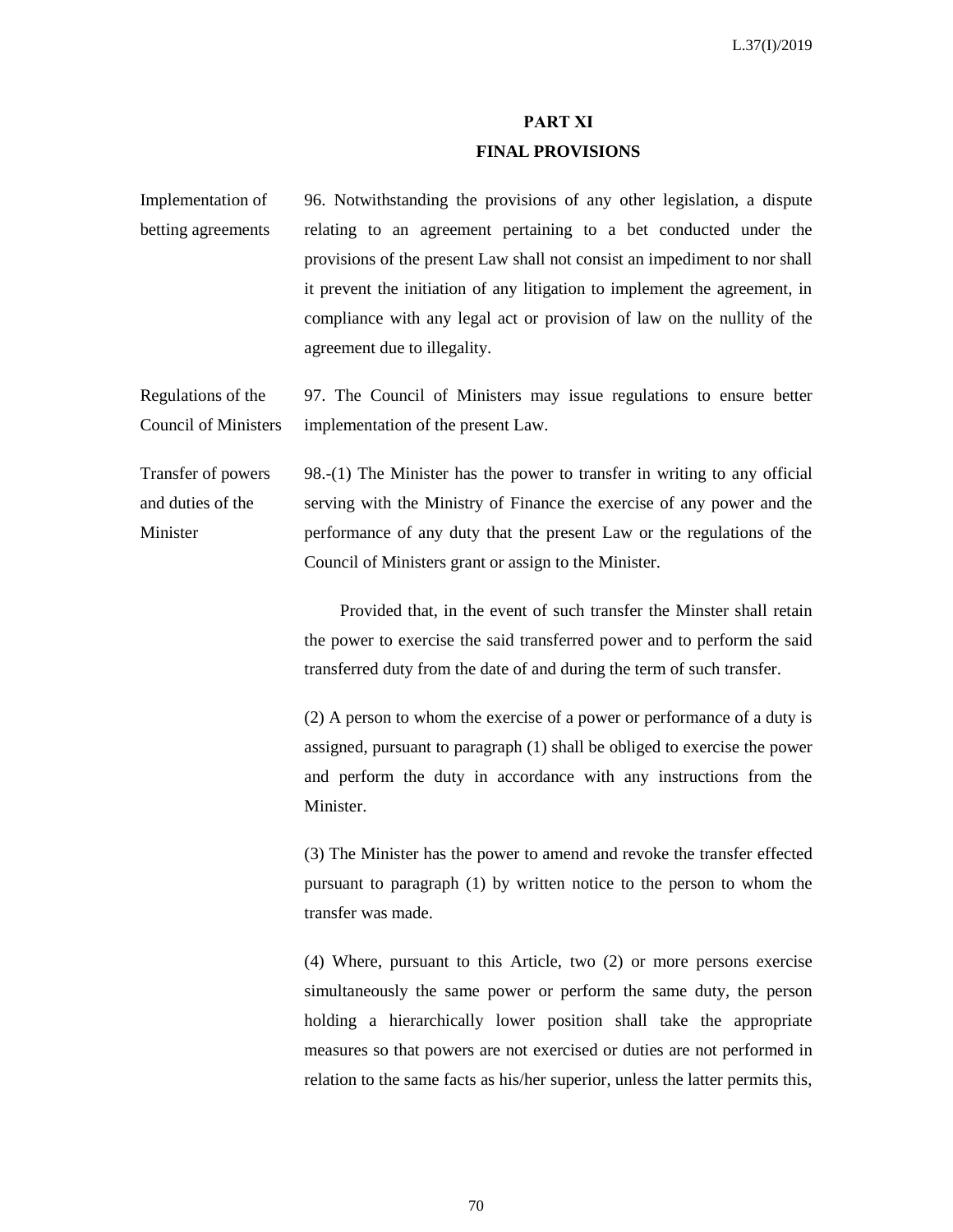## PART XI
## FINAL PROVISIONS

Implementation of betting agreements

96. Notwithstanding the provisions of any other legislation, a dispute relating to an agreement pertaining to a bet conducted under the provisions of the present Law shall not consist an impediment to nor shall it prevent the initiation of any litigation to implement the agreement, in compliance with any legal act or provision of law on the nullity of the agreement due to illegality.

Regulations of the Council of Ministers

97. The Council of Ministers may issue regulations to ensure better implementation of the present Law.

Transfer of powers and duties of the Minister

98.-(1) The Minister has the power to transfer in writing to any official serving with the Ministry of Finance the exercise of any power and the performance of any duty that the present Law or the regulations of the Council of Ministers grant or assign to the Minister.

Provided that, in the event of such transfer the Minster shall retain the power to exercise the said transferred power and to perform the said transferred duty from the date of and during the term of such transfer.

(2) A person to whom the exercise of a power or performance of a duty is assigned, pursuant to paragraph (1) shall be obliged to exercise the power and perform the duty in accordance with any instructions from the Minister.

(3) The Minister has the power to amend and revoke the transfer effected pursuant to paragraph (1) by written notice to the person to whom the transfer was made.

(4) Where, pursuant to this Article, two (2) or more persons exercise simultaneously the same power or perform the same duty, the person holding a hierarchically lower position shall take the appropriate measures so that powers are not exercised or duties are not performed in relation to the same facts as his/her superior, unless the latter permits this,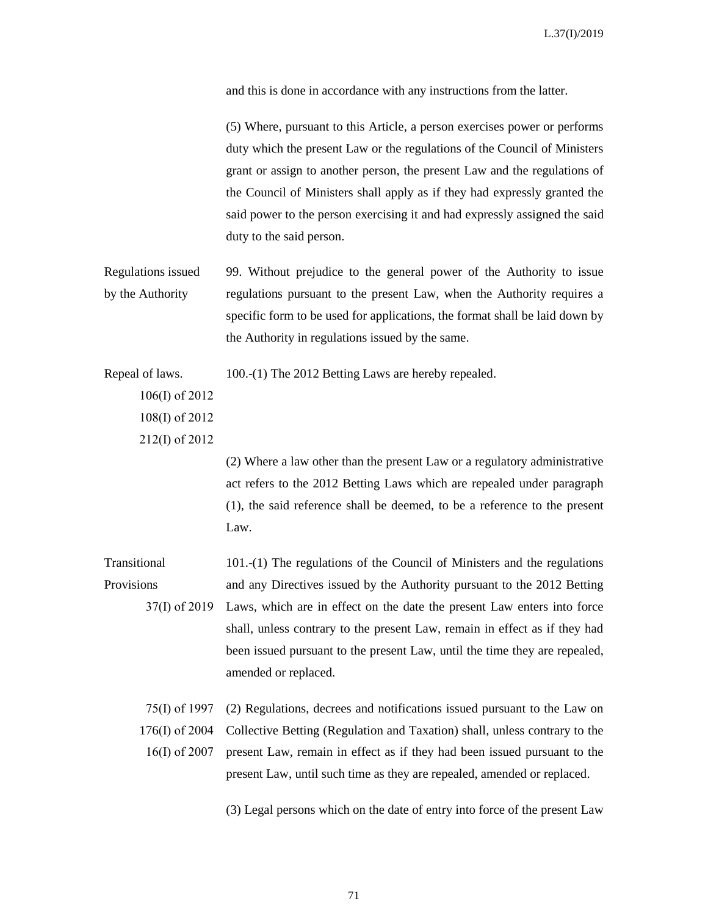and this is done in accordance with any instructions from the latter.

(5) Where, pursuant to this Article, a person exercises power or performs duty which the present Law or the regulations of the Council of Ministers grant or assign to another person, the present Law and the regulations of the Council of Ministers shall apply as if they had expressly granted the said power to the person exercising it and had expressly assigned the said duty to the said person.

Regulations issued by the Authority

99. Without prejudice to the general power of the Authority to issue regulations pursuant to the present Law, when the Authority requires a specific form to be used for applications, the format shall be laid down by the Authority in regulations issued by the same.

Repeal of laws.
106(I) of 2012
108(I) of 2012
212(I) of 2012

100.-(1) The 2012 Betting Laws are hereby repealed.

(2) Where a law other than the present Law or a regulatory administrative act refers to the 2012 Betting Laws which are repealed under paragraph (1), the said reference shall be deemed, to be a reference to the present Law.

Transitional Provisions
37(I) of 2019

101.-(1) The regulations of the Council of Ministers and the regulations and any Directives issued by the Authority pursuant to the 2012 Betting Laws, which are in effect on the date the present Law enters into force shall, unless contrary to the present Law, remain in effect as if they had been issued pursuant to the present Law, until the time they are repealed, amended or replaced.

75(I) of 1997
176(I) of 2004
16(I) of 2007

(2) Regulations, decrees and notifications issued pursuant to the Law on Collective Betting (Regulation and Taxation) shall, unless contrary to the present Law, remain in effect as if they had been issued pursuant to the present Law, until such time as they are repealed, amended or replaced.

(3) Legal persons which on the date of entry into force of the present Law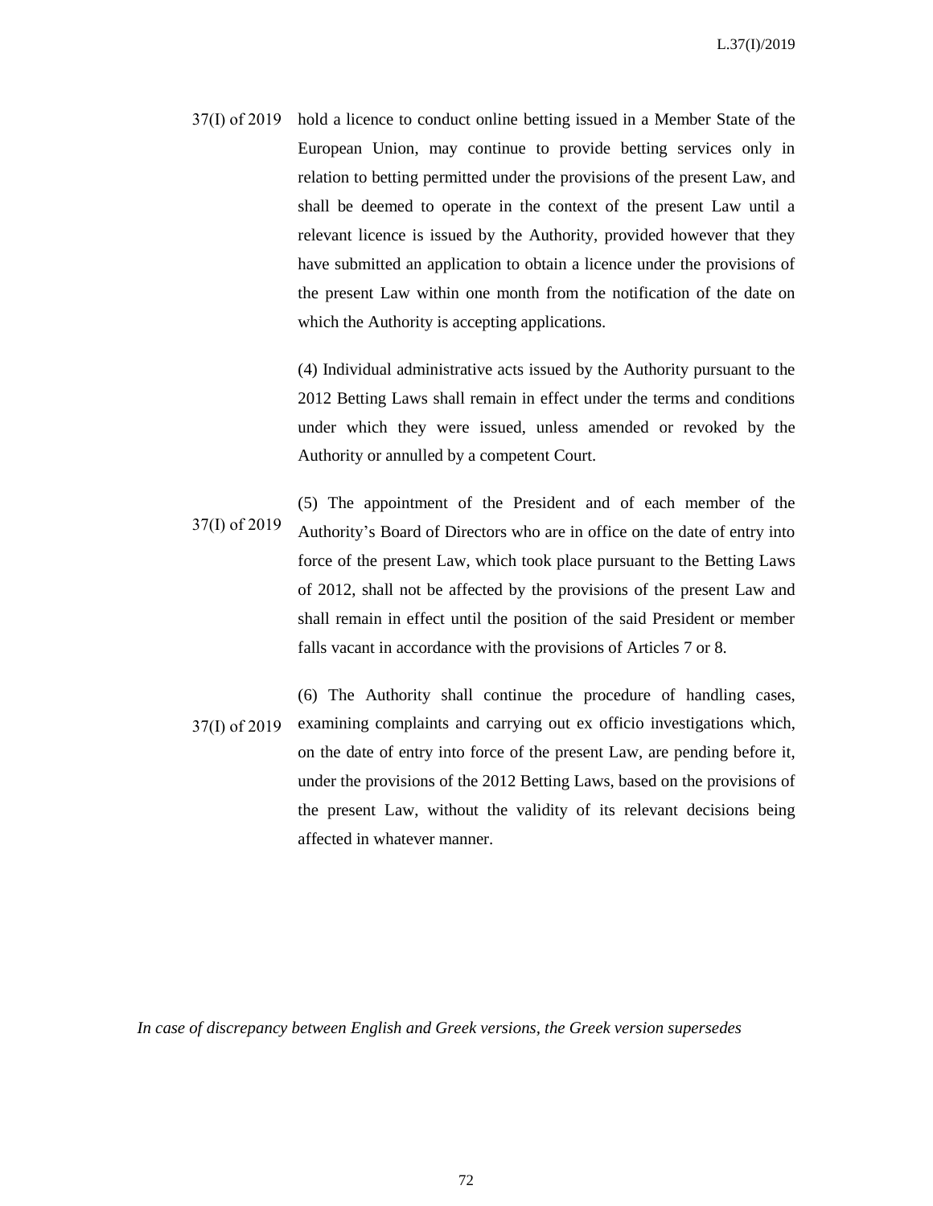37(I) of 2019 hold a licence to conduct online betting issued in a Member State of the European Union, may continue to provide betting services only in relation to betting permitted under the provisions of the present Law, and shall be deemed to operate in the context of the present Law until a relevant licence is issued by the Authority, provided however that they have submitted an application to obtain a licence under the provisions of the present Law within one month from the notification of the date on which the Authority is accepting applications.

(4) Individual administrative acts issued by the Authority pursuant to the 2012 Betting Laws shall remain in effect under the terms and conditions under which they were issued, unless amended or revoked by the Authority or annulled by a competent Court.

37(I) of 2019 (5) The appointment of the President and of each member of the Authority's Board of Directors who are in office on the date of entry into force of the present Law, which took place pursuant to the Betting Laws of 2012, shall not be affected by the provisions of the present Law and shall remain in effect until the position of the said President or member falls vacant in accordance with the provisions of Articles 7 or 8.

37(I) of 2019 (6) The Authority shall continue the procedure of handling cases, examining complaints and carrying out ex officio investigations which, on the date of entry into force of the present Law, are pending before it, under the provisions of the 2012 Betting Laws, based on the provisions of the present Law, without the validity of its relevant decisions being affected in whatever manner.

*In case of discrepancy between English and Greek versions, the Greek version supersedes*